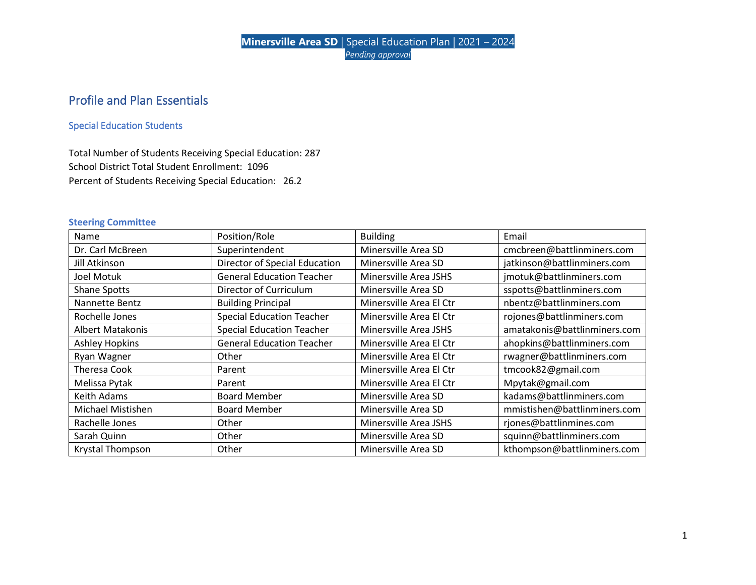## Profile and Plan Essentials

### Special Education Students

Total Number of Students Receiving Special Education: 287
School District Total Student Enrollment: 1096
Percent of Students Receiving Special Education: 26.2

### Steering Committee

| Name | Position/Role | Building | Email |
|---|---|---|---|
| Dr. Carl McBreen | Superintendent | Minersville Area SD | cmcbreen@battlinminers.com |
| Jill Atkinson | Director of Special Education | Minersville Area SD | jatkinson@battlinminers.com |
| Joel Motuk | General Education Teacher | Minersville Area JSHS | jmotuk@battlinminers.com |
| Shane Spotts | Director of Curriculum | Minersville Area SD | sspotts@battlinminers.com |
| Nannette Bentz | Building Principal | Minersville Area El Ctr | nbentz@battlinminers.com |
| Rochelle Jones | Special Education Teacher | Minersville Area El Ctr | rojones@battlinminers.com |
| Albert Matakonis | Special Education Teacher | Minersville Area JSHS | amatakonis@battlinminers.com |
| Ashley Hopkins | General Education Teacher | Minersville Area El Ctr | ahopkins@battlinminers.com |
| Ryan Wagner | Other | Minersville Area El Ctr | rwagner@battlinminers.com |
| Theresa Cook | Parent | Minersville Area El Ctr | tmcook82@gmail.com |
| Melissa Pytak | Parent | Minersville Area El Ctr | Mpytak@gmail.com |
| Keith Adams | Board Member | Minersville Area SD | kadams@battlinminers.com |
| Michael Mistishen | Board Member | Minersville Area SD | mmistishen@battlinminers.com |
| Rachelle Jones | Other | Minersville Area JSHS | rjones@battlinmines.com |
| Sarah Quinn | Other | Minersville Area SD | squinn@battlinminers.com |
| Krystal Thompson | Other | Minersville Area SD | kthompson@battlinminers.com |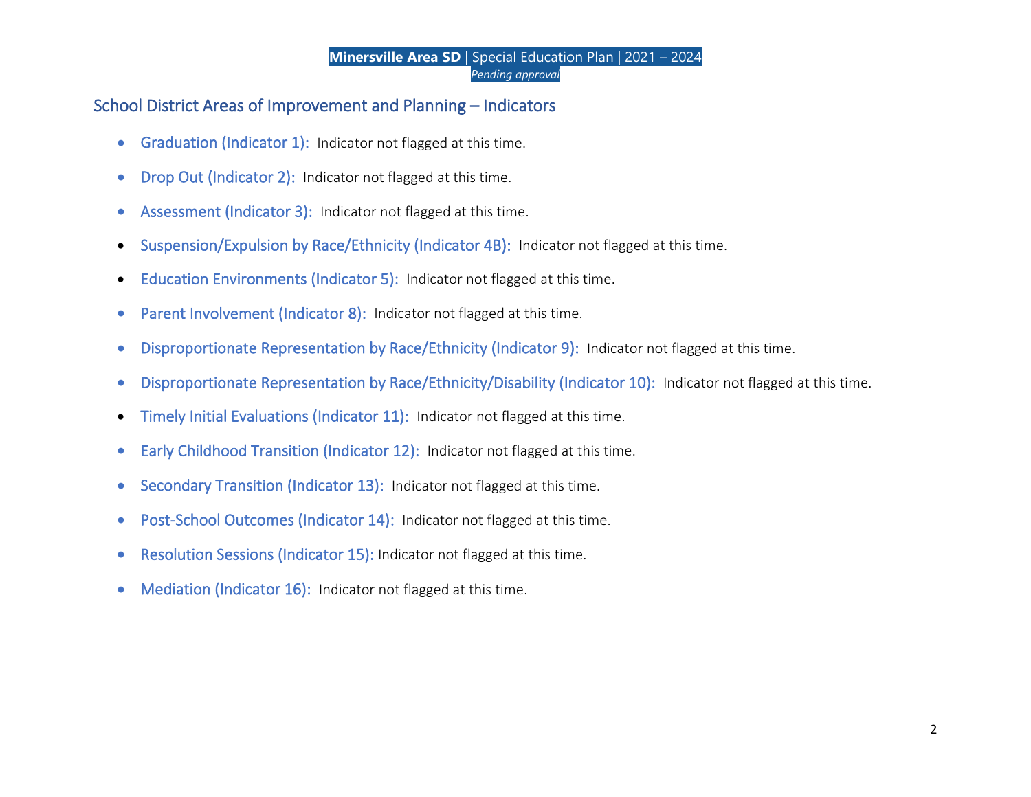## School District Areas of Improvement and Planning – Indicators

- Graduation (Indicator 1): Indicator not flagged at this time.
- Drop Out (Indicator 2): Indicator not flagged at this time.
- Assessment (Indicator 3): Indicator not flagged at this time.
- Suspension/Expulsion by Race/Ethnicity (Indicator 4B): Indicator not flagged at this time.
- Education Environments (Indicator 5): Indicator not flagged at this time.
- Parent Involvement (Indicator 8): Indicator not flagged at this time.
- Disproportionate Representation by Race/Ethnicity (Indicator 9): Indicator not flagged at this time.
- Disproportionate Representation by Race/Ethnicity/Disability (Indicator 10): Indicator not flagged at this time.
- Timely Initial Evaluations (Indicator 11): Indicator not flagged at this time.
- Early Childhood Transition (Indicator 12): Indicator not flagged at this time.
- Secondary Transition (Indicator 13): Indicator not flagged at this time.
- Post-School Outcomes (Indicator 14): Indicator not flagged at this time.
- Resolution Sessions (Indicator 15): Indicator not flagged at this time.
- Mediation (Indicator 16): Indicator not flagged at this time.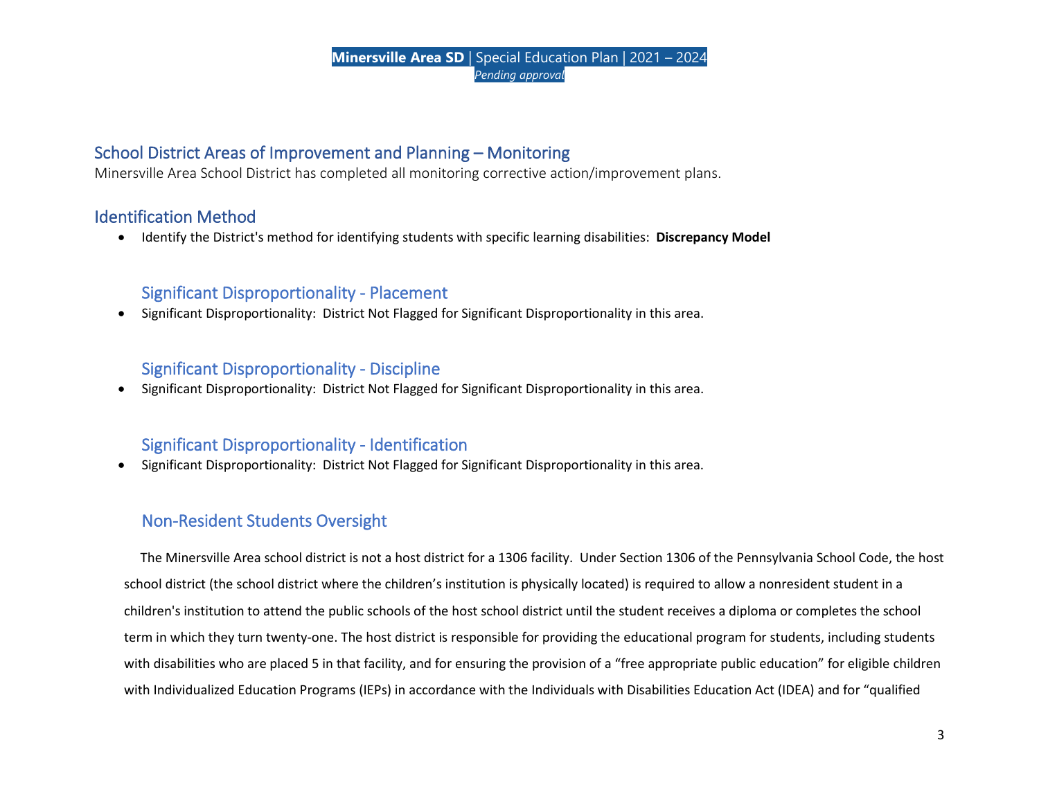## School District Areas of Improvement and Planning – Monitoring

Minersville Area School District has completed all monitoring corrective action/improvement plans.

## Identification Method

- Identify the District's method for identifying students with specific learning disabilities: **Discrepancy Model**

### Significant Disproportionality - Placement

- Significant Disproportionality: District Not Flagged for Significant Disproportionality in this area.

### Significant Disproportionality - Discipline

- Significant Disproportionality: District Not Flagged for Significant Disproportionality in this area.

### Significant Disproportionality - Identification

- Significant Disproportionality: District Not Flagged for Significant Disproportionality in this area.

### Non-Resident Students Oversight

The Minersville Area school district is not a host district for a 1306 facility. Under Section 1306 of the Pennsylvania School Code, the host school district (the school district where the children's institution is physically located) is required to allow a nonresident student in a children's institution to attend the public schools of the host school district until the student receives a diploma or completes the school term in which they turn twenty-one. The host district is responsible for providing the educational program for students, including students with disabilities who are placed 5 in that facility, and for ensuring the provision of a "free appropriate public education" for eligible children with Individualized Education Programs (IEPs) in accordance with the Individuals with Disabilities Education Act (IDEA) and for "qualified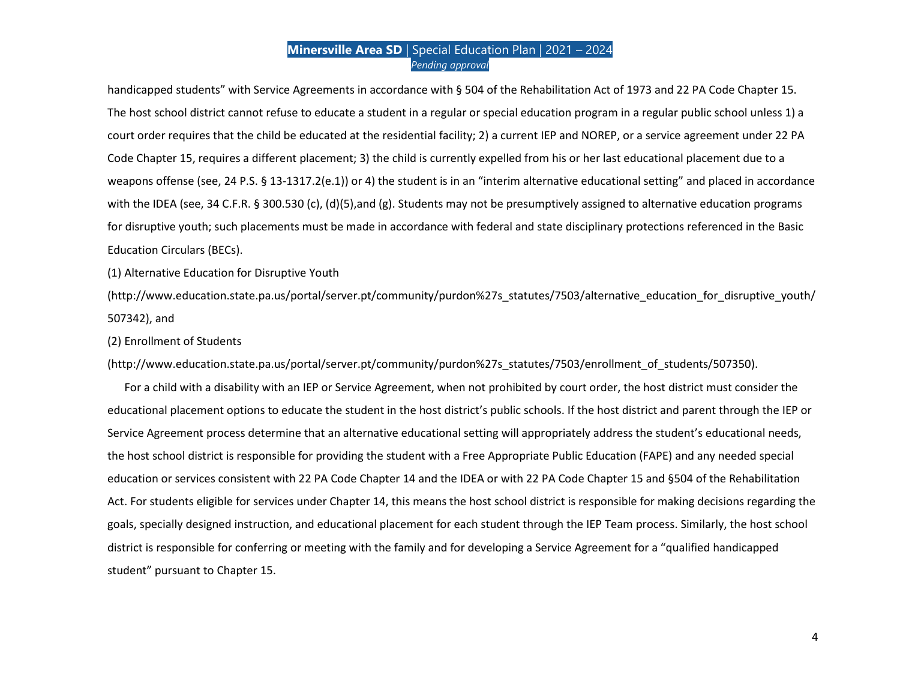handicapped students" with Service Agreements in accordance with § 504 of the Rehabilitation Act of 1973 and 22 PA Code Chapter 15. The host school district cannot refuse to educate a student in a regular or special education program in a regular public school unless 1) a court order requires that the child be educated at the residential facility; 2) a current IEP and NOREP, or a service agreement under 22 PA Code Chapter 15, requires a different placement; 3) the child is currently expelled from his or her last educational placement due to a weapons offense (see, 24 P.S. § 13-1317.2(e.1)) or 4) the student is in an "interim alternative educational setting" and placed in accordance with the IDEA (see, 34 C.F.R. § 300.530 (c), (d)(5),and (g). Students may not be presumptively assigned to alternative education programs for disruptive youth; such placements must be made in accordance with federal and state disciplinary protections referenced in the Basic Education Circulars (BECs).

(1) Alternative Education for Disruptive Youth (http://www.education.state.pa.us/portal/server.pt/community/purdon%27s_statutes/7503/alternative_education_for_disruptive_youth/507342), and

(2) Enrollment of Students (http://www.education.state.pa.us/portal/server.pt/community/purdon%27s_statutes/7503/enrollment_of_students/507350).

For a child with a disability with an IEP or Service Agreement, when not prohibited by court order, the host district must consider the educational placement options to educate the student in the host district's public schools. If the host district and parent through the IEP or Service Agreement process determine that an alternative educational setting will appropriately address the student's educational needs, the host school district is responsible for providing the student with a Free Appropriate Public Education (FAPE) and any needed special education or services consistent with 22 PA Code Chapter 14 and the IDEA or with 22 PA Code Chapter 15 and §504 of the Rehabilitation Act. For students eligible for services under Chapter 14, this means the host school district is responsible for making decisions regarding the goals, specially designed instruction, and educational placement for each student through the IEP Team process. Similarly, the host school district is responsible for conferring or meeting with the family and for developing a Service Agreement for a "qualified handicapped student" pursuant to Chapter 15.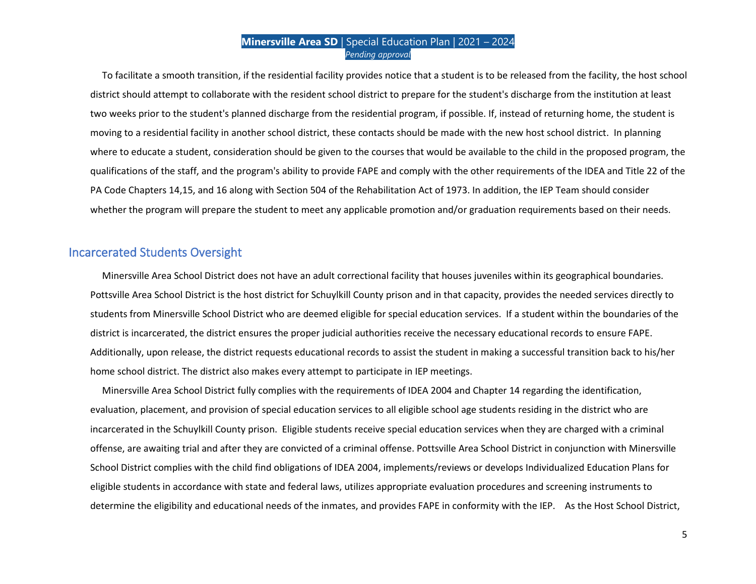To facilitate a smooth transition, if the residential facility provides notice that a student is to be released from the facility, the host school district should attempt to collaborate with the resident school district to prepare for the student's discharge from the institution at least two weeks prior to the student's planned discharge from the residential program, if possible. If, instead of returning home, the student is moving to a residential facility in another school district, these contacts should be made with the new host school district. In planning where to educate a student, consideration should be given to the courses that would be available to the child in the proposed program, the qualifications of the staff, and the program's ability to provide FAPE and comply with the other requirements of the IDEA and Title 22 of the PA Code Chapters 14,15, and 16 along with Section 504 of the Rehabilitation Act of 1973. In addition, the IEP Team should consider whether the program will prepare the student to meet any applicable promotion and/or graduation requirements based on their needs.

## Incarcerated Students Oversight

Minersville Area School District does not have an adult correctional facility that houses juveniles within its geographical boundaries. Pottsville Area School District is the host district for Schuylkill County prison and in that capacity, provides the needed services directly to students from Minersville School District who are deemed eligible for special education services. If a student within the boundaries of the district is incarcerated, the district ensures the proper judicial authorities receive the necessary educational records to ensure FAPE. Additionally, upon release, the district requests educational records to assist the student in making a successful transition back to his/her home school district. The district also makes every attempt to participate in IEP meetings.

Minersville Area School District fully complies with the requirements of IDEA 2004 and Chapter 14 regarding the identification, evaluation, placement, and provision of special education services to all eligible school age students residing in the district who are incarcerated in the Schuylkill County prison. Eligible students receive special education services when they are charged with a criminal offense, are awaiting trial and after they are convicted of a criminal offense. Pottsville Area School District in conjunction with Minersville School District complies with the child find obligations of IDEA 2004, implements/reviews or develops Individualized Education Plans for eligible students in accordance with state and federal laws, utilizes appropriate evaluation procedures and screening instruments to determine the eligibility and educational needs of the inmates, and provides FAPE in conformity with the IEP. As the Host School District,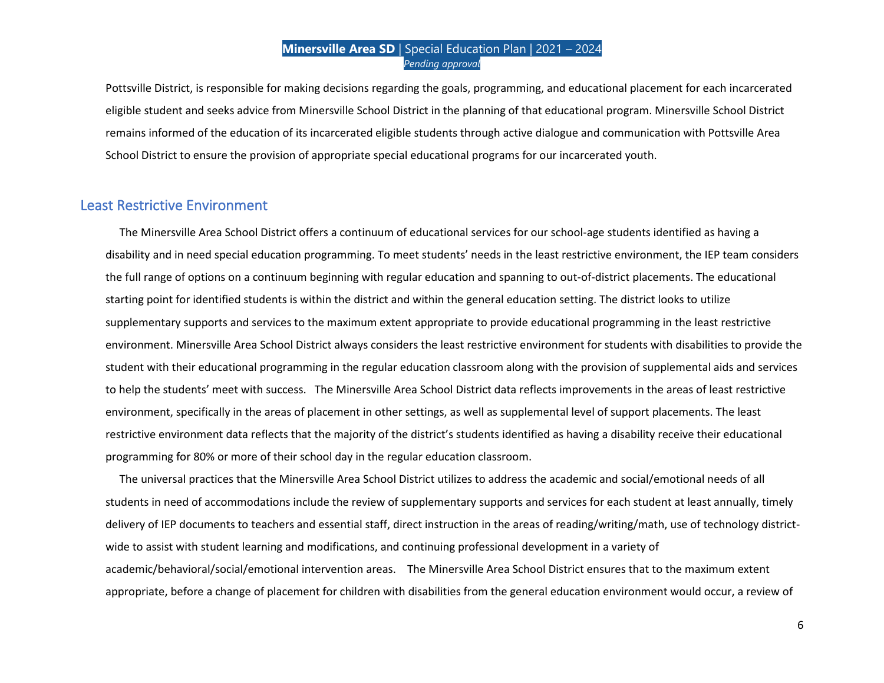Pottsville District, is responsible for making decisions regarding the goals, programming, and educational placement for each incarcerated eligible student and seeks advice from Minersville School District in the planning of that educational program. Minersville School District remains informed of the education of its incarcerated eligible students through active dialogue and communication with Pottsville Area School District to ensure the provision of appropriate special educational programs for our incarcerated youth.

## Least Restrictive Environment

The Minersville Area School District offers a continuum of educational services for our school-age students identified as having a disability and in need special education programming. To meet students' needs in the least restrictive environment, the IEP team considers the full range of options on a continuum beginning with regular education and spanning to out-of-district placements. The educational starting point for identified students is within the district and within the general education setting. The district looks to utilize supplementary supports and services to the maximum extent appropriate to provide educational programming in the least restrictive environment. Minersville Area School District always considers the least restrictive environment for students with disabilities to provide the student with their educational programming in the regular education classroom along with the provision of supplemental aids and services to help the students' meet with success. The Minersville Area School District data reflects improvements in the areas of least restrictive environment, specifically in the areas of placement in other settings, as well as supplemental level of support placements. The least restrictive environment data reflects that the majority of the district's students identified as having a disability receive their educational programming for 80% or more of their school day in the regular education classroom.

The universal practices that the Minersville Area School District utilizes to address the academic and social/emotional needs of all students in need of accommodations include the review of supplementary supports and services for each student at least annually, timely delivery of IEP documents to teachers and essential staff, direct instruction in the areas of reading/writing/math, use of technology district-wide to assist with student learning and modifications, and continuing professional development in a variety of academic/behavioral/social/emotional intervention areas. The Minersville Area School District ensures that to the maximum extent appropriate, before a change of placement for children with disabilities from the general education environment would occur, a review of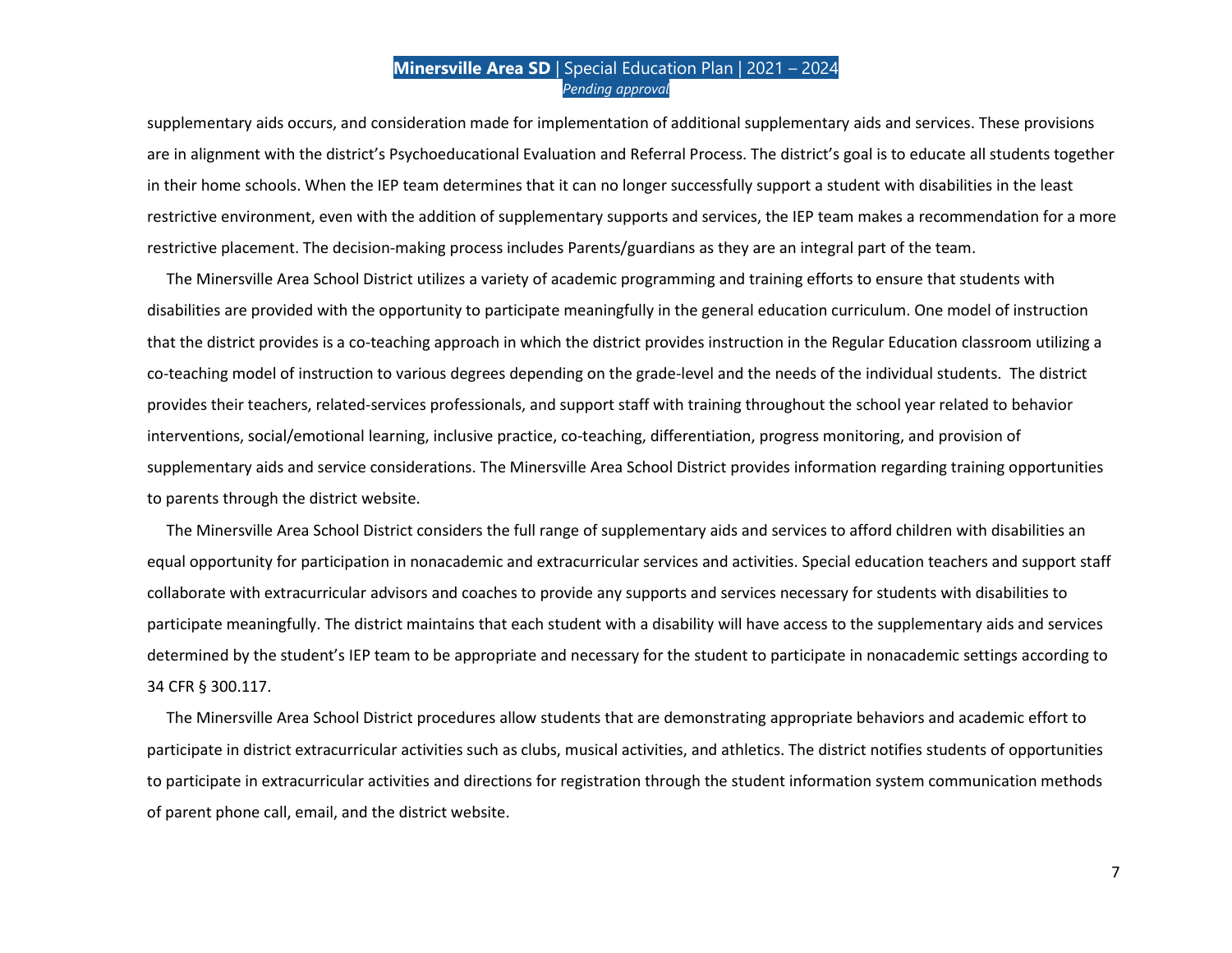supplementary aids occurs, and consideration made for implementation of additional supplementary aids and services. These provisions are in alignment with the district's Psychoeducational Evaluation and Referral Process. The district's goal is to educate all students together in their home schools. When the IEP team determines that it can no longer successfully support a student with disabilities in the least restrictive environment, even with the addition of supplementary supports and services, the IEP team makes a recommendation for a more restrictive placement. The decision-making process includes Parents/guardians as they are an integral part of the team.

The Minersville Area School District utilizes a variety of academic programming and training efforts to ensure that students with disabilities are provided with the opportunity to participate meaningfully in the general education curriculum. One model of instruction that the district provides is a co-teaching approach in which the district provides instruction in the Regular Education classroom utilizing a co-teaching model of instruction to various degrees depending on the grade-level and the needs of the individual students. The district provides their teachers, related-services professionals, and support staff with training throughout the school year related to behavior interventions, social/emotional learning, inclusive practice, co-teaching, differentiation, progress monitoring, and provision of supplementary aids and service considerations. The Minersville Area School District provides information regarding training opportunities to parents through the district website.

The Minersville Area School District considers the full range of supplementary aids and services to afford children with disabilities an equal opportunity for participation in nonacademic and extracurricular services and activities. Special education teachers and support staff collaborate with extracurricular advisors and coaches to provide any supports and services necessary for students with disabilities to participate meaningfully. The district maintains that each student with a disability will have access to the supplementary aids and services determined by the student's IEP team to be appropriate and necessary for the student to participate in nonacademic settings according to 34 CFR § 300.117.

The Minersville Area School District procedures allow students that are demonstrating appropriate behaviors and academic effort to participate in district extracurricular activities such as clubs, musical activities, and athletics. The district notifies students of opportunities to participate in extracurricular activities and directions for registration through the student information system communication methods of parent phone call, email, and the district website.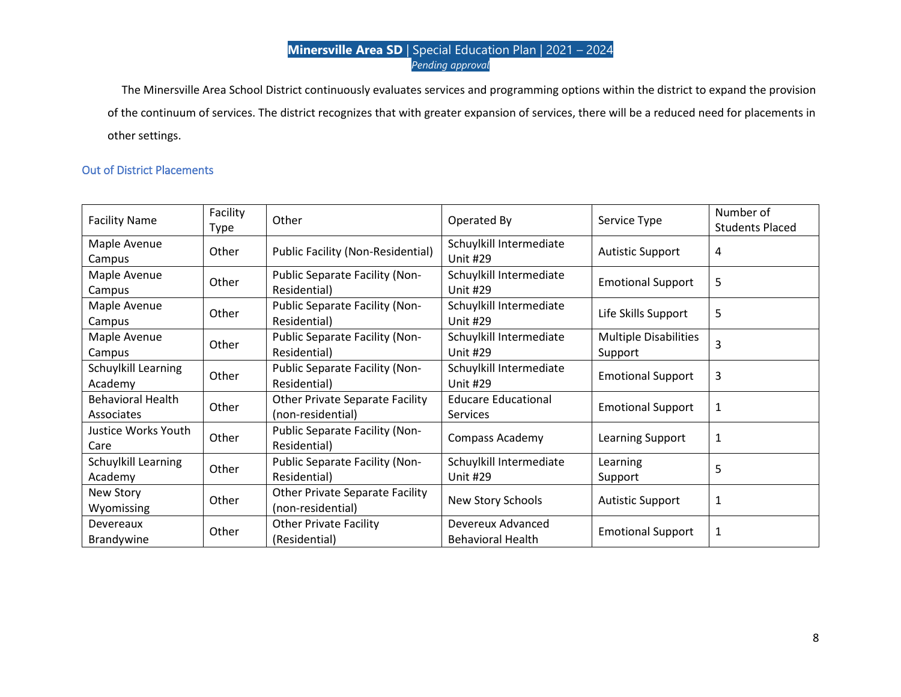The Minersville Area School District continuously evaluates services and programming options within the district to expand the provision of the continuum of services. The district recognizes that with greater expansion of services, there will be a reduced need for placements in other settings.

## Out of District Placements

| Facility Name | Facility Type | Other | Operated By | Service Type | Number of Students Placed |
|---|---|---|---|---|---|
| Maple Avenue Campus | Other | Public Facility (Non-Residential) | Schuylkill Intermediate Unit #29 | Autistic Support | 4 |
| Maple Avenue Campus | Other | Public Separate Facility (Non-Residential) | Schuylkill Intermediate Unit #29 | Emotional Support | 5 |
| Maple Avenue Campus | Other | Public Separate Facility (Non-Residential) | Schuylkill Intermediate Unit #29 | Life Skills Support | 5 |
| Maple Avenue Campus | Other | Public Separate Facility (Non-Residential) | Schuylkill Intermediate Unit #29 | Multiple Disabilities Support | 3 |
| Schuylkill Learning Academy | Other | Public Separate Facility (Non-Residential) | Schuylkill Intermediate Unit #29 | Emotional Support | 3 |
| Behavioral Health Associates | Other | Other Private Separate Facility (non-residential) | Educare Educational Services | Emotional Support | 1 |
| Justice Works Youth Care | Other | Public Separate Facility (Non-Residential) | Compass Academy | Learning Support | 1 |
| Schuylkill Learning Academy | Other | Public Separate Facility (Non-Residential) | Schuylkill Intermediate Unit #29 | Learning Support | 5 |
| New Story Wyomissing | Other | Other Private Separate Facility (non-residential) | New Story Schools | Autistic Support | 1 |
| Devereaux Brandywine | Other | Other Private Facility (Residential) | Devereux Advanced Behavioral Health | Emotional Support | 1 |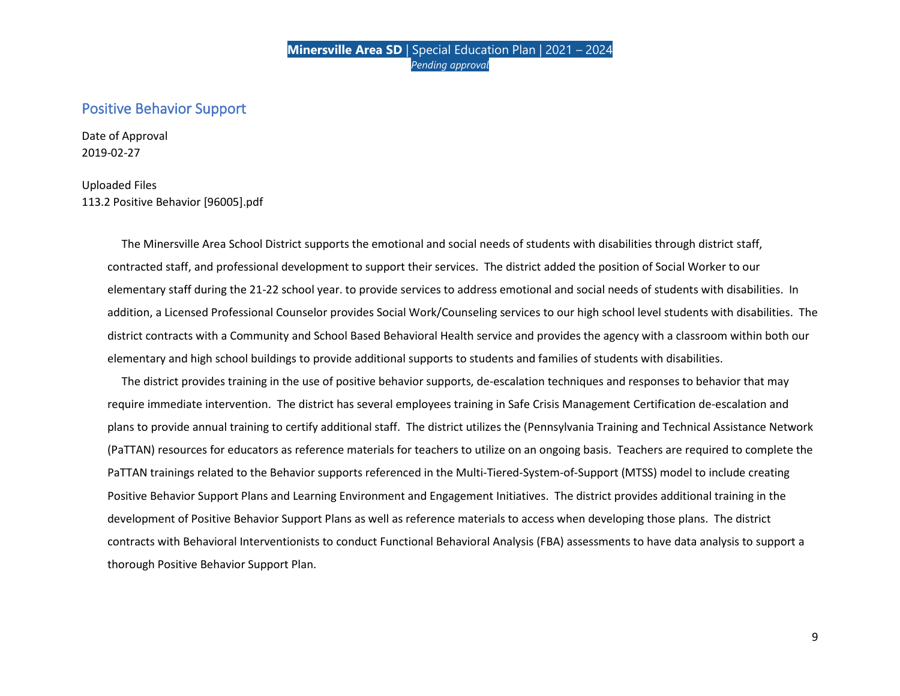## Positive Behavior Support

Date of Approval
2019-02-27

Uploaded Files
113.2 Positive Behavior [96005].pdf

The Minersville Area School District supports the emotional and social needs of students with disabilities through district staff, contracted staff, and professional development to support their services. The district added the position of Social Worker to our elementary staff during the 21-22 school year. to provide services to address emotional and social needs of students with disabilities. In addition, a Licensed Professional Counselor provides Social Work/Counseling services to our high school level students with disabilities. The district contracts with a Community and School Based Behavioral Health service and provides the agency with a classroom within both our elementary and high school buildings to provide additional supports to students and families of students with disabilities.

The district provides training in the use of positive behavior supports, de-escalation techniques and responses to behavior that may require immediate intervention. The district has several employees training in Safe Crisis Management Certification de-escalation and plans to provide annual training to certify additional staff. The district utilizes the (Pennsylvania Training and Technical Assistance Network (PaTTAN) resources for educators as reference materials for teachers to utilize on an ongoing basis. Teachers are required to complete the PaTTAN trainings related to the Behavior supports referenced in the Multi-Tiered-System-of-Support (MTSS) model to include creating Positive Behavior Support Plans and Learning Environment and Engagement Initiatives. The district provides additional training in the development of Positive Behavior Support Plans as well as reference materials to access when developing those plans. The district contracts with Behavioral Interventionists to conduct Functional Behavioral Analysis (FBA) assessments to have data analysis to support a thorough Positive Behavior Support Plan.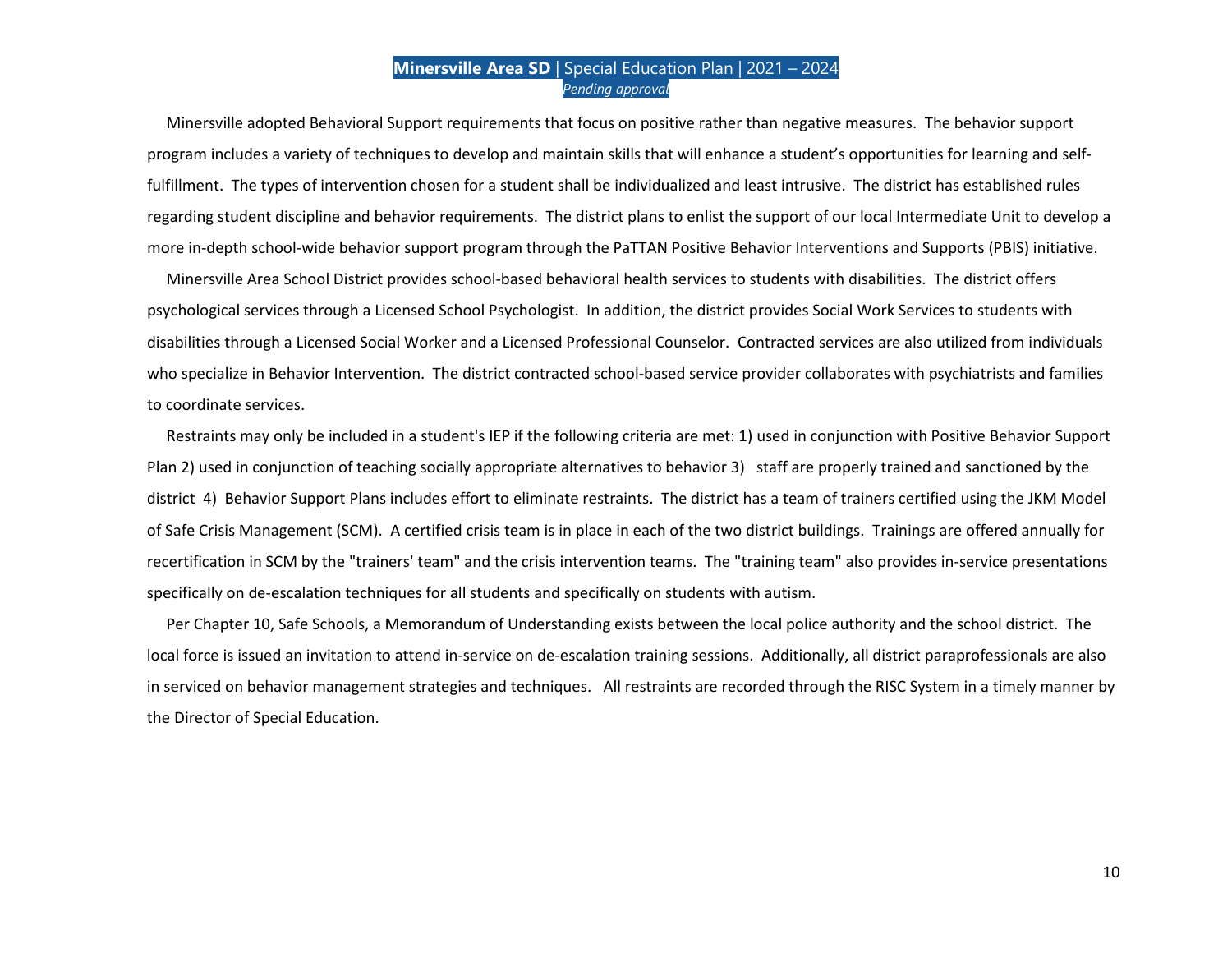Minersville adopted Behavioral Support requirements that focus on positive rather than negative measures. The behavior support program includes a variety of techniques to develop and maintain skills that will enhance a student's opportunities for learning and self-fulfillment. The types of intervention chosen for a student shall be individualized and least intrusive. The district has established rules regarding student discipline and behavior requirements. The district plans to enlist the support of our local Intermediate Unit to develop a more in-depth school-wide behavior support program through the PaTTAN Positive Behavior Interventions and Supports (PBIS) initiative.

Minersville Area School District provides school-based behavioral health services to students with disabilities. The district offers psychological services through a Licensed School Psychologist. In addition, the district provides Social Work Services to students with disabilities through a Licensed Social Worker and a Licensed Professional Counselor. Contracted services are also utilized from individuals who specialize in Behavior Intervention. The district contracted school-based service provider collaborates with psychiatrists and families to coordinate services.

Restraints may only be included in a student's IEP if the following criteria are met: 1) used in conjunction with Positive Behavior Support Plan 2) used in conjunction of teaching socially appropriate alternatives to behavior 3) staff are properly trained and sanctioned by the district 4) Behavior Support Plans includes effort to eliminate restraints. The district has a team of trainers certified using the JKM Model of Safe Crisis Management (SCM). A certified crisis team is in place in each of the two district buildings. Trainings are offered annually for recertification in SCM by the "trainers' team" and the crisis intervention teams. The "training team" also provides in-service presentations specifically on de-escalation techniques for all students and specifically on students with autism.

Per Chapter 10, Safe Schools, a Memorandum of Understanding exists between the local police authority and the school district. The local force is issued an invitation to attend in-service on de-escalation training sessions. Additionally, all district paraprofessionals are also in serviced on behavior management strategies and techniques. All restraints are recorded through the RISC System in a timely manner by the Director of Special Education.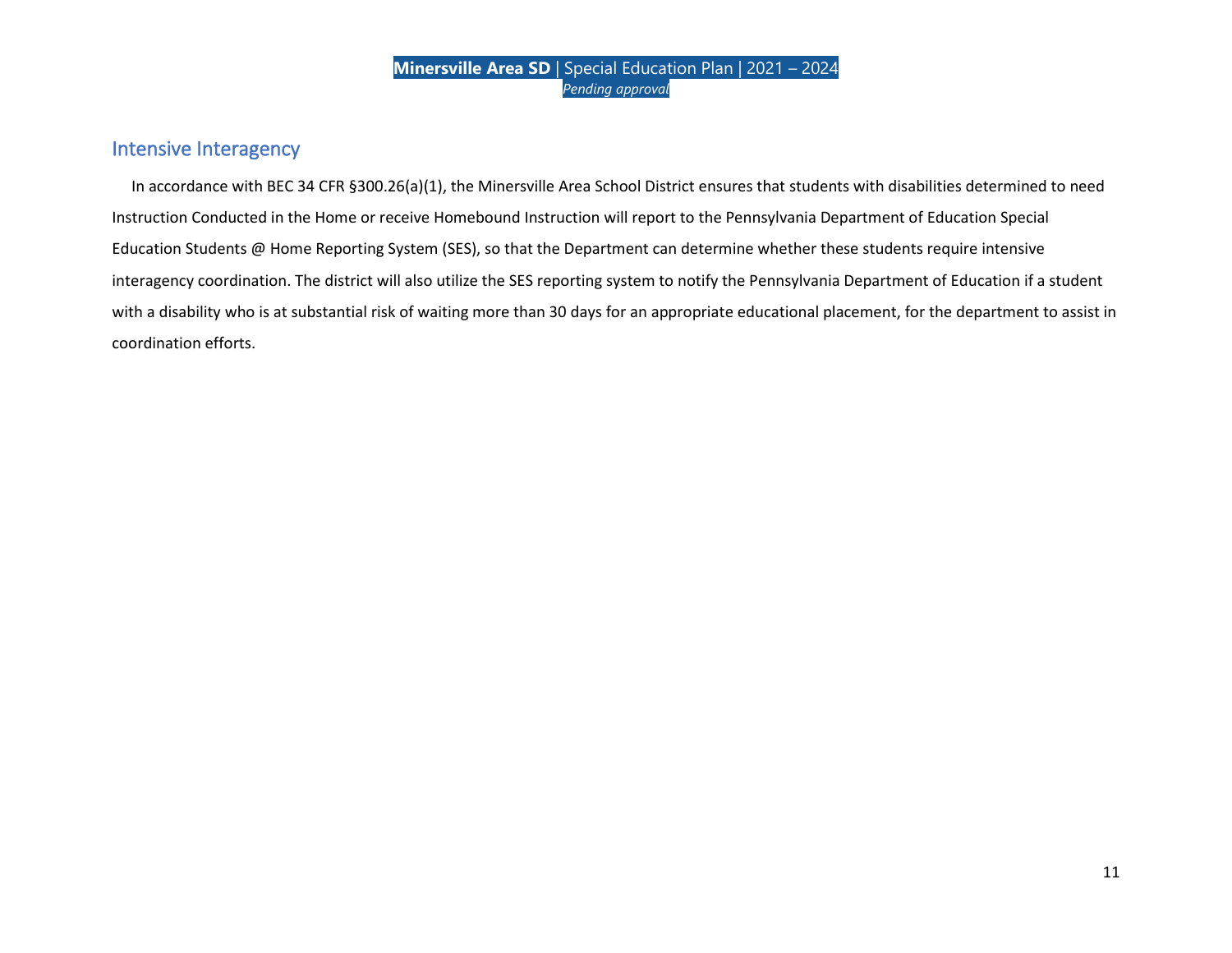## Intensive Interagency

In accordance with BEC 34 CFR §300.26(a)(1), the Minersville Area School District ensures that students with disabilities determined to need Instruction Conducted in the Home or receive Homebound Instruction will report to the Pennsylvania Department of Education Special Education Students @ Home Reporting System (SES), so that the Department can determine whether these students require intensive interagency coordination. The district will also utilize the SES reporting system to notify the Pennsylvania Department of Education if a student with a disability who is at substantial risk of waiting more than 30 days for an appropriate educational placement, for the department to assist in coordination efforts.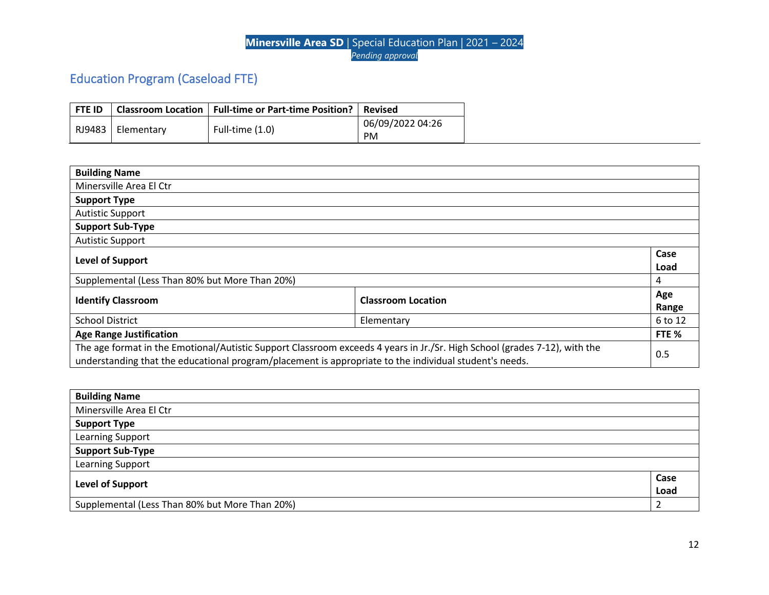## Education Program (Caseload FTE)

| FTE ID | Classroom Location | Full-time or Part-time Position? | Revised |
|---|---|---|---|
| RJ9483 | Elementary | Full-time (1.0) | 06/09/2022 04:26 PM |

| Building Name | | |
|---|---|---|
| Minersville Area El Ctr | | |
| **Support Type** | | |
| Autistic Support | | |
| **Support Sub-Type** | | |
| Autistic Support | | |
| **Level of Support** | | **Case Load** |
| Supplemental (Less Than 80% but More Than 20%) | | 4 |
| **Identify Classroom** | **Classroom Location** | **Age Range** |
| School District | Elementary | 6 to 12 |
| **Age Range Justification** | | **FTE %** |
| The age format in the Emotional/Autistic Support Classroom exceeds 4 years in Jr./Sr. High School (grades 7-12), with the understanding that the educational program/placement is appropriate to the individual student's needs. | | 0.5 |

| Building Name | |
|---|---|
| Minersville Area El Ctr | |
| **Support Type** | |
| Learning Support | |
| **Support Sub-Type** | |
| Learning Support | |
| **Level of Support** | **Case Load** |
| Supplemental (Less Than 80% but More Than 20%) | 2 |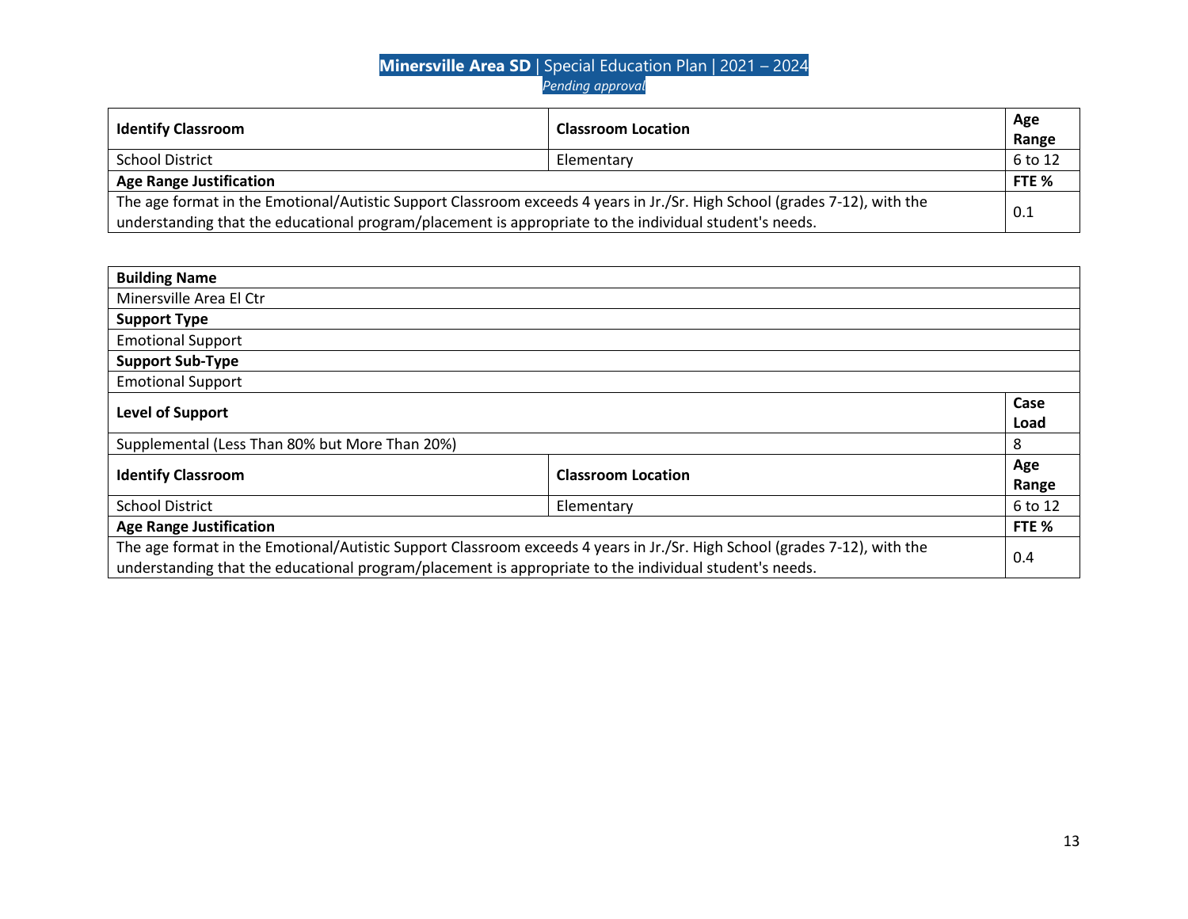| Identify Classroom | Classroom Location | Age Range |
|---|---|---|
| School District | Elementary | 6 to 12 |
| **Age Range Justification** | | **FTE %** |
| The age format in the Emotional/Autistic Support Classroom exceeds 4 years in Jr./Sr. High School (grades 7-12), with the understanding that the educational program/placement is appropriate to the individual student's needs. | | 0.1 |

| Building Name | | |
|---|---|---|
| Minersville Area El Ctr | | |
| **Support Type** | | |
| Emotional Support | | |
| **Support Sub-Type** | | |
| Emotional Support | | |
| **Level of Support** | | **Case Load** |
| Supplemental (Less Than 80% but More Than 20%) | | 8 |
| **Identify Classroom** | **Classroom Location** | **Age Range** |
| School District | Elementary | 6 to 12 |
| **Age Range Justification** | | **FTE %** |
| The age format in the Emotional/Autistic Support Classroom exceeds 4 years in Jr./Sr. High School (grades 7-12), with the understanding that the educational program/placement is appropriate to the individual student's needs. | | 0.4 |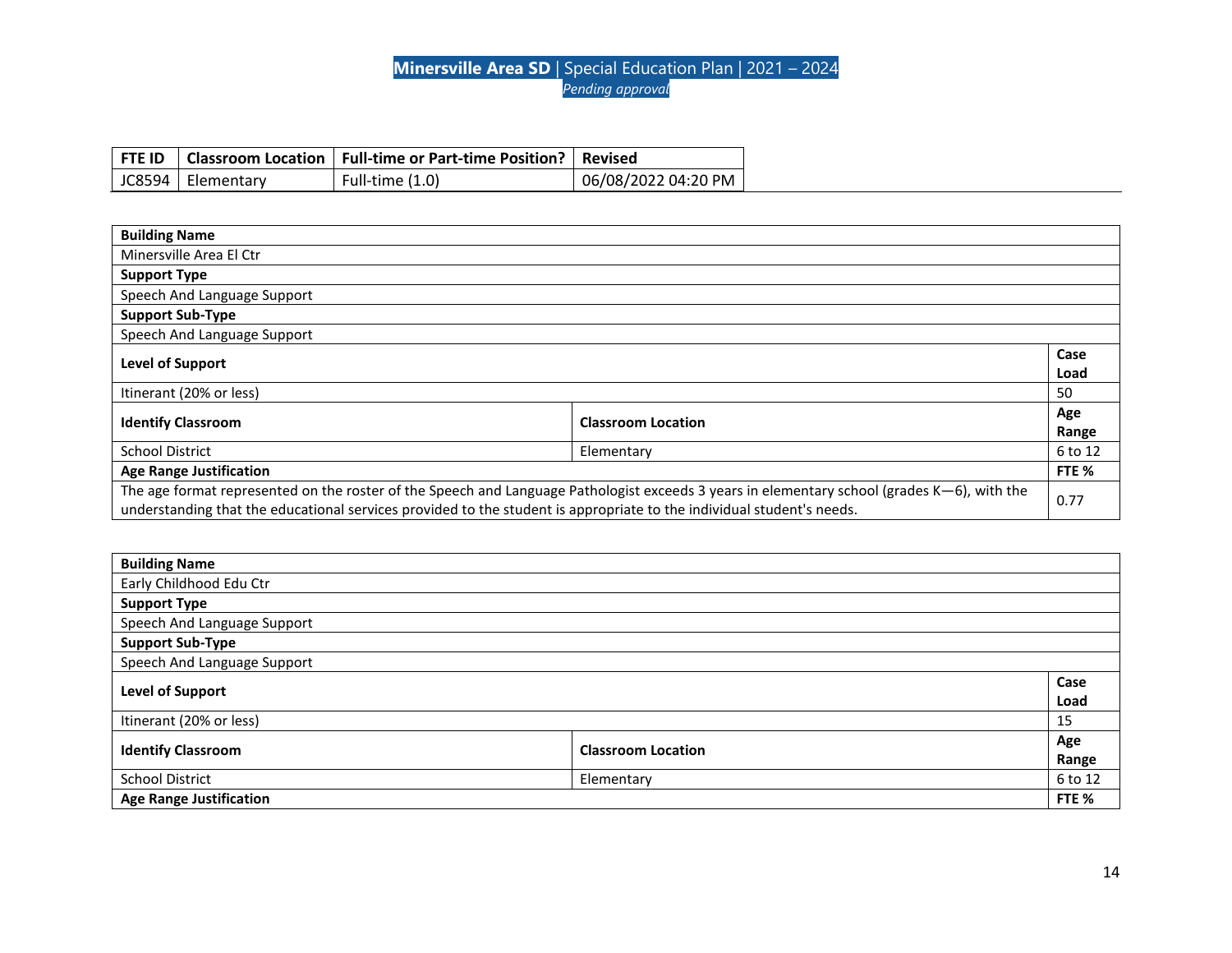| FTE ID | Classroom Location | Full-time or Part-time Position? | Revised |
|---|---|---|---|
| JC8594 | Elementary | Full-time (1.0) | 06/08/2022 04:20 PM |

| Building Name | | |
|---|---|---|
| Minersville Area El Ctr | | |
| **Support Type** | | |
| Speech And Language Support | | |
| **Support Sub-Type** | | |
| Speech And Language Support | | |
| **Level of Support** | | **Case Load** |
| Itinerant (20% or less) | | 50 |
| **Identify Classroom** | **Classroom Location** | **Age Range** |
| School District | Elementary | 6 to 12 |
| **Age Range Justification** | | **FTE %** |
| The age format represented on the roster of the Speech and Language Pathologist exceeds 3 years in elementary school (grades K—6), with the understanding that the educational services provided to the student is appropriate to the individual student's needs. | | 0.77 |

| Building Name | | |
|---|---|---|
| Early Childhood Edu Ctr | | |
| **Support Type** | | |
| Speech And Language Support | | |
| **Support Sub-Type** | | |
| Speech And Language Support | | |
| **Level of Support** | | **Case Load** |
| Itinerant (20% or less) | | 15 |
| **Identify Classroom** | **Classroom Location** | **Age Range** |
| School District | Elementary | 6 to 12 |
| **Age Range Justification** | | **FTE %** |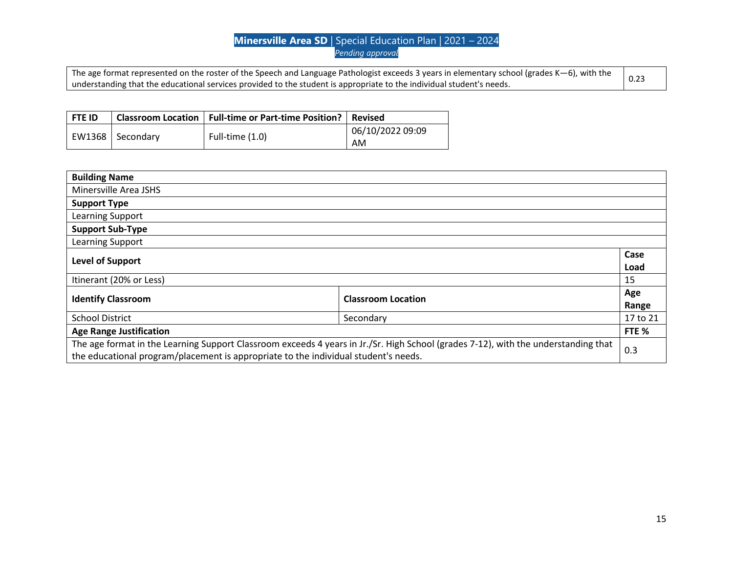| The age format represented on the roster of the Speech and Language Pathologist exceeds 3 years in elementary school (grades K—6), with the understanding that the educational services provided to the student is appropriate to the individual student's needs. | 0.23 |
|---|---|

| FTE ID | Classroom Location | Full-time or Part-time Position? | Revised |
|---|---|---|---|
| EW1368 | Secondary | Full-time (1.0) | 06/10/2022 09:09 AM |

| **Building Name** | | |
|---|---|---|
| Minersville Area JSHS | | |
| **Support Type** | | |
| Learning Support | | |
| **Support Sub-Type** | | |
| Learning Support | | |
| **Level of Support** | | **Case Load** |
| Itinerant (20% or Less) | | 15 |
| **Identify Classroom** | **Classroom Location** | **Age Range** |
| School District | Secondary | 17 to 21 |
| **Age Range Justification** | | **FTE %** |
| The age format in the Learning Support Classroom exceeds 4 years in Jr./Sr. High School (grades 7-12), with the understanding that the educational program/placement is appropriate to the individual student's needs. | | 0.3 |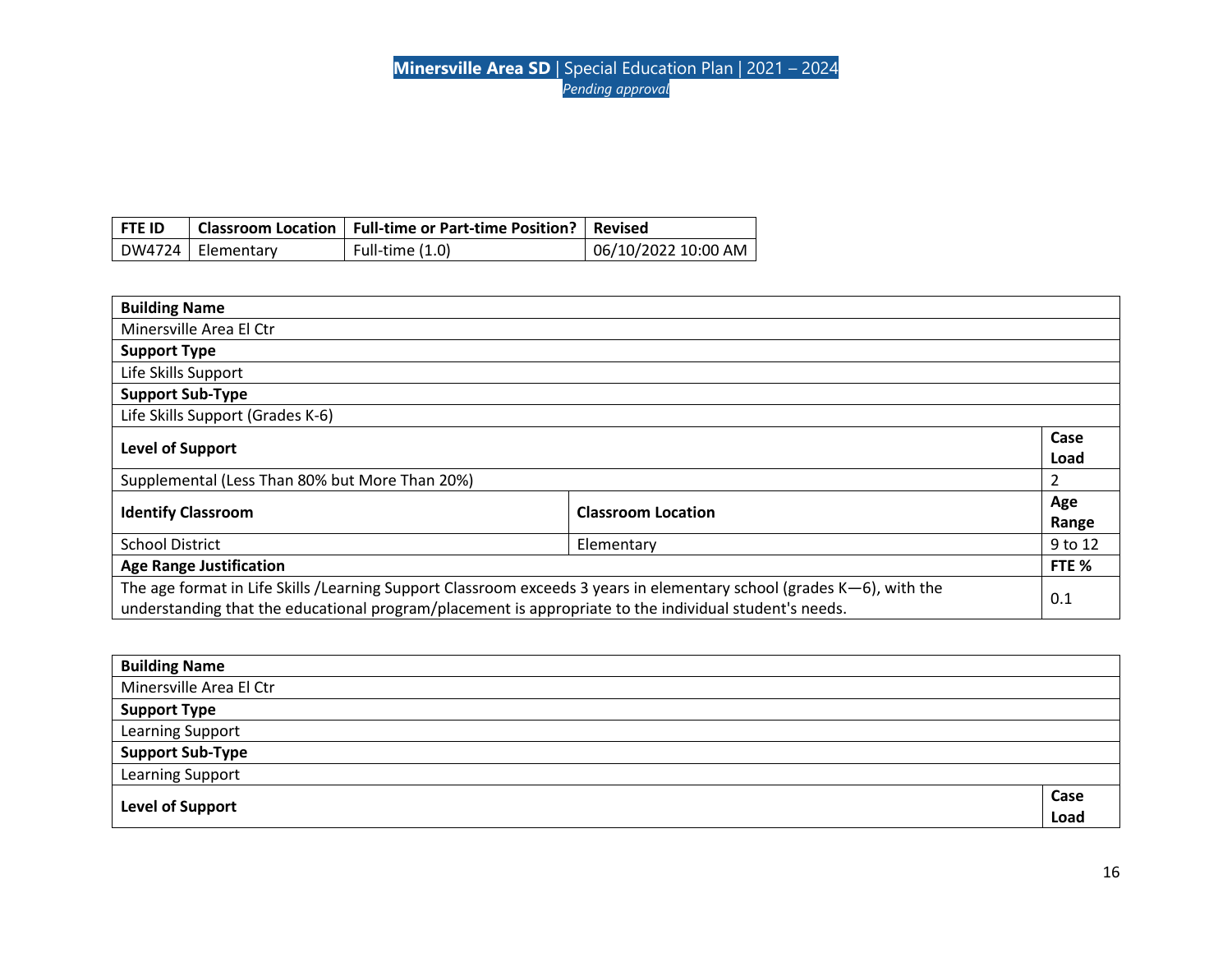| FTE ID | Classroom Location | Full-time or Part-time Position? | Revised |
|---|---|---|---|
| DW4724 | Elementary | Full-time (1.0) | 06/10/2022 10:00 AM |

| Building Name | | |
|---|---|---|
| Minersville Area El Ctr | | |
| **Support Type** | | |
| Life Skills Support | | |
| **Support Sub-Type** | | |
| Life Skills Support (Grades K-6) | | |
| **Level of Support** | | **Case Load** |
| Supplemental (Less Than 80% but More Than 20%) | | 2 |
| **Identify Classroom** | **Classroom Location** | **Age Range** |
| School District | Elementary | 9 to 12 |
| **Age Range Justification** | | **FTE %** |
| The age format in Life Skills /Learning Support Classroom exceeds 3 years in elementary school (grades K—6), with the understanding that the educational program/placement is appropriate to the individual student's needs. | | 0.1 |

| Building Name | |
|---|---|
| Minersville Area El Ctr | |
| **Support Type** | |
| Learning Support | |
| **Support Sub-Type** | |
| Learning Support | |
| **Level of Support** | **Case Load** |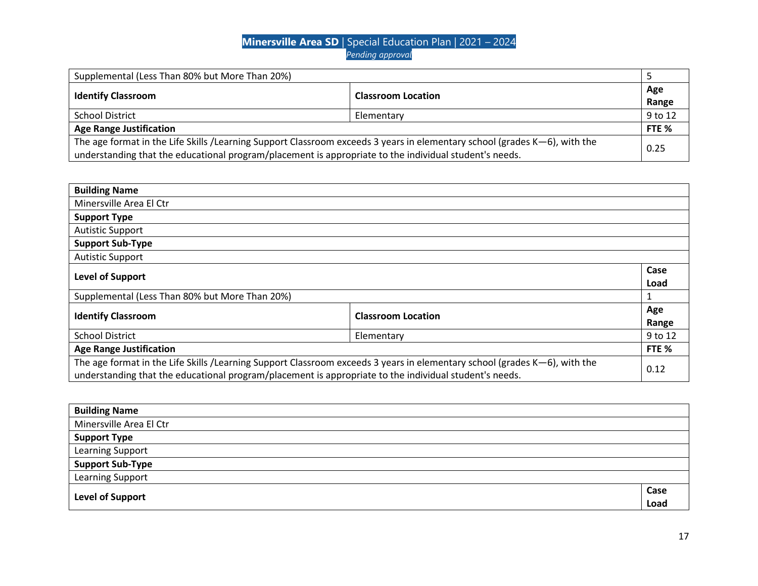| Supplemental (Less Than 80% but More Than 20%) | | 5 |
|---|---|---|
| **Identify Classroom** | **Classroom Location** | **Age Range** |
| School District | Elementary | 9 to 12 |
| **Age Range Justification** | | **FTE %** |
| The age format in the Life Skills /Learning Support Classroom exceeds 3 years in elementary school (grades K—6), with the understanding that the educational program/placement is appropriate to the individual student's needs. | | 0.25 |

| **Building Name** | | |
|---|---|---|
| Minersville Area El Ctr | | |
| **Support Type** | | |
| Autistic Support | | |
| **Support Sub-Type** | | |
| Autistic Support | | |
| **Level of Support** | | **Case Load** |
| Supplemental (Less Than 80% but More Than 20%) | | 1 |
| **Identify Classroom** | **Classroom Location** | **Age Range** |
| School District | Elementary | 9 to 12 |
| **Age Range Justification** | | **FTE %** |
| The age format in the Life Skills /Learning Support Classroom exceeds 3 years in elementary school (grades K—6), with the understanding that the educational program/placement is appropriate to the individual student's needs. | | 0.12 |

| **Building Name** | |
|---|---|
| Minersville Area El Ctr | |
| **Support Type** | |
| Learning Support | |
| **Support Sub-Type** | |
| Learning Support | |
| **Level of Support** | **Case Load** |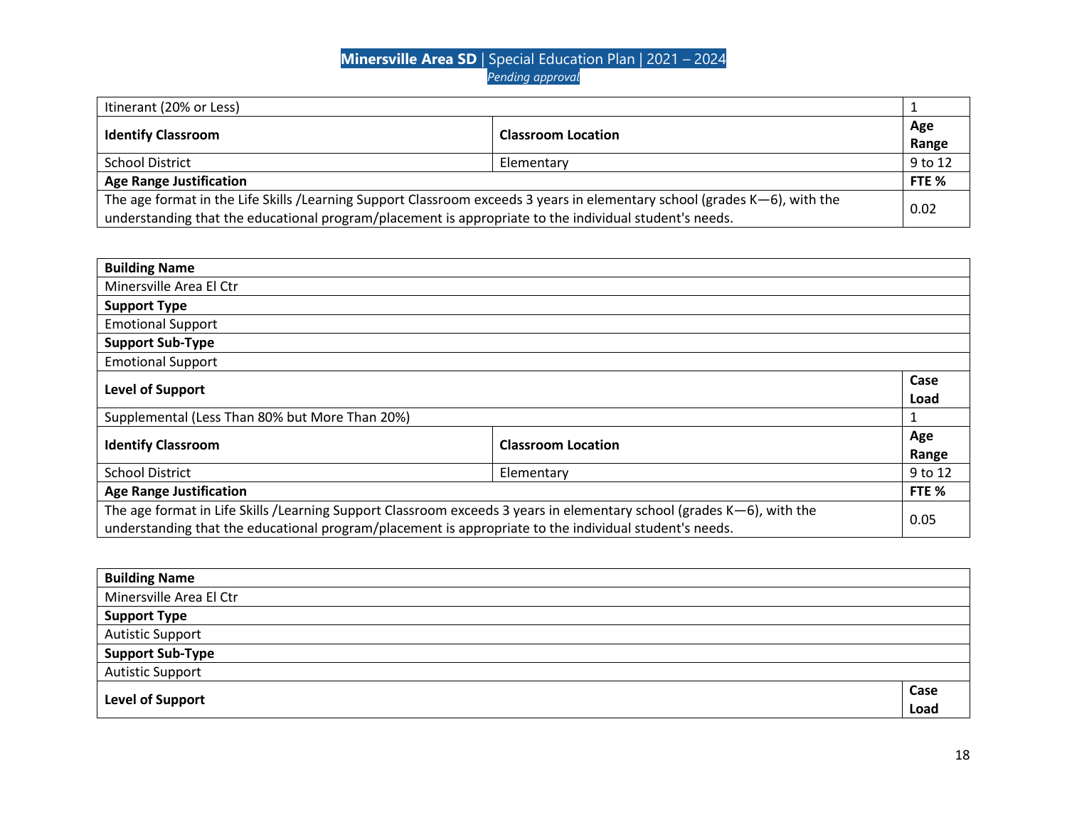| Itinerant (20% or Less) | | 1 |
|---|---|---|
| **Identify Classroom** | **Classroom Location** | **Age Range** |
| School District | Elementary | 9 to 12 |
| **Age Range Justification** | | **FTE %** |
| The age format in the Life Skills /Learning Support Classroom exceeds 3 years in elementary school (grades K—6), with the understanding that the educational program/placement is appropriate to the individual student's needs. | | 0.02 |

| **Building Name** | | |
|---|---|---|
| Minersville Area El Ctr | | |
| **Support Type** | | |
| Emotional Support | | |
| **Support Sub-Type** | | |
| Emotional Support | | |
| **Level of Support** | | **Case Load** |
| Supplemental (Less Than 80% but More Than 20%) | | 1 |
| **Identify Classroom** | **Classroom Location** | **Age Range** |
| School District | Elementary | 9 to 12 |
| **Age Range Justification** | | **FTE %** |
| The age format in Life Skills /Learning Support Classroom exceeds 3 years in elementary school (grades K—6), with the understanding that the educational program/placement is appropriate to the individual student's needs. | | 0.05 |

| **Building Name** | |
|---|---|
| Minersville Area El Ctr | |
| **Support Type** | |
| Autistic Support | |
| **Support Sub-Type** | |
| Autistic Support | |
| **Level of Support** | **Case Load** |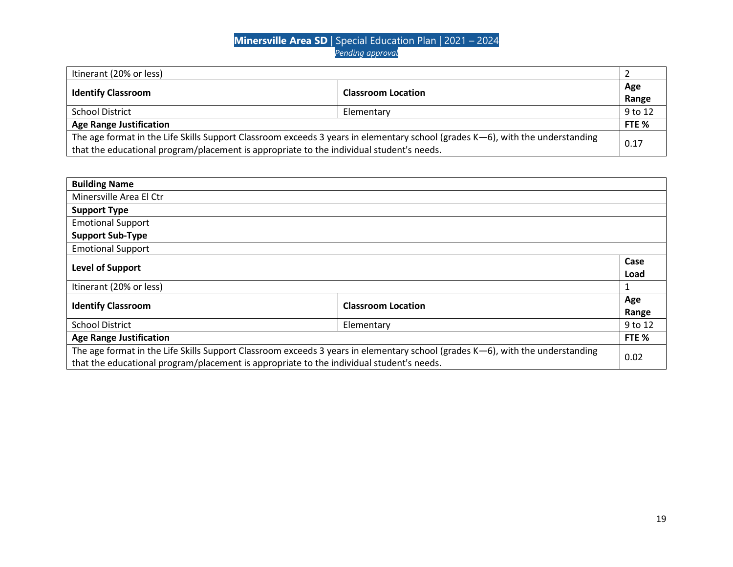| Itinerant (20% or less) | | 2 |
| --- | --- | --- |
| **Identify Classroom** | **Classroom Location** | **Age Range** |
| School District | Elementary | 9 to 12 |
| **Age Range Justification** | | **FTE %** |
| The age format in the Life Skills Support Classroom exceeds 3 years in elementary school (grades K—6), with the understanding that the educational program/placement is appropriate to the individual student's needs. | | 0.17 |

| **Building Name** | | |
| --- | --- | --- |
| Minersville Area El Ctr | | |
| **Support Type** | | |
| Emotional Support | | |
| **Support Sub-Type** | | |
| Emotional Support | | |
| **Level of Support** | | **Case Load** |
| Itinerant (20% or less) | | 1 |
| **Identify Classroom** | **Classroom Location** | **Age Range** |
| School District | Elementary | 9 to 12 |
| **Age Range Justification** | | **FTE %** |
| The age format in the Life Skills Support Classroom exceeds 3 years in elementary school (grades K—6), with the understanding that the educational program/placement is appropriate to the individual student's needs. | | 0.02 |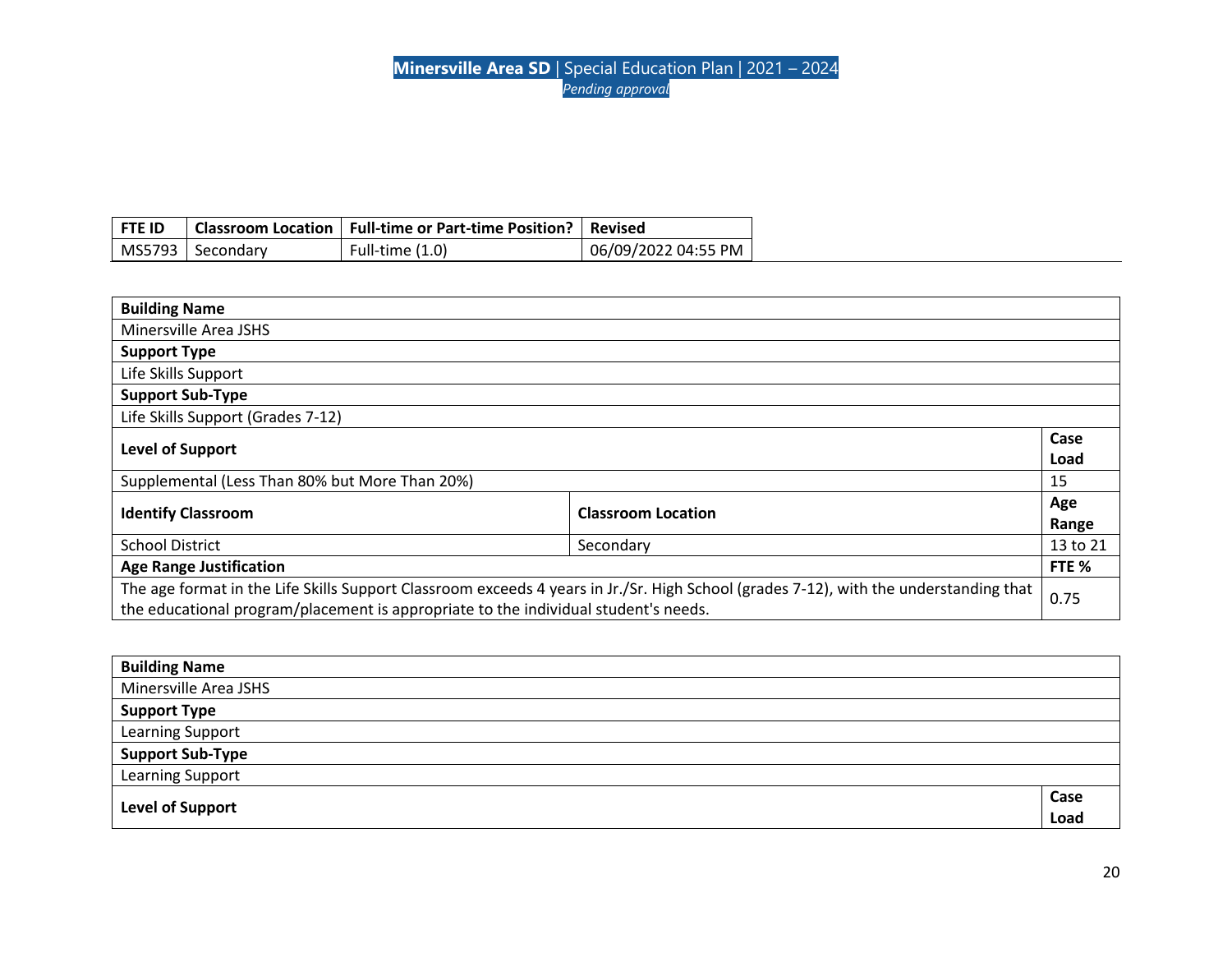| FTE ID | Classroom Location | Full-time or Part-time Position? | Revised |
|---|---|---|---|
| MS5793 | Secondary | Full-time (1.0) | 06/09/2022 04:55 PM |

| Building Name | | |
|---|---|---|
| Minersville Area JSHS | | |
| **Support Type** | | |
| Life Skills Support | | |
| **Support Sub-Type** | | |
| Life Skills Support (Grades 7-12) | | |
| **Level of Support** | | **Case Load** |
| Supplemental (Less Than 80% but More Than 20%) | | 15 |
| **Identify Classroom** | **Classroom Location** | **Age Range** |
| School District | Secondary | 13 to 21 |
| **Age Range Justification** | | **FTE %** |
| The age format in the Life Skills Support Classroom exceeds 4 years in Jr./Sr. High School (grades 7-12), with the understanding that the educational program/placement is appropriate to the individual student's needs. | | 0.75 |

| Building Name | |
|---|---|
| Minersville Area JSHS | |
| **Support Type** | |
| Learning Support | |
| **Support Sub-Type** | |
| Learning Support | |
| **Level of Support** | **Case Load** |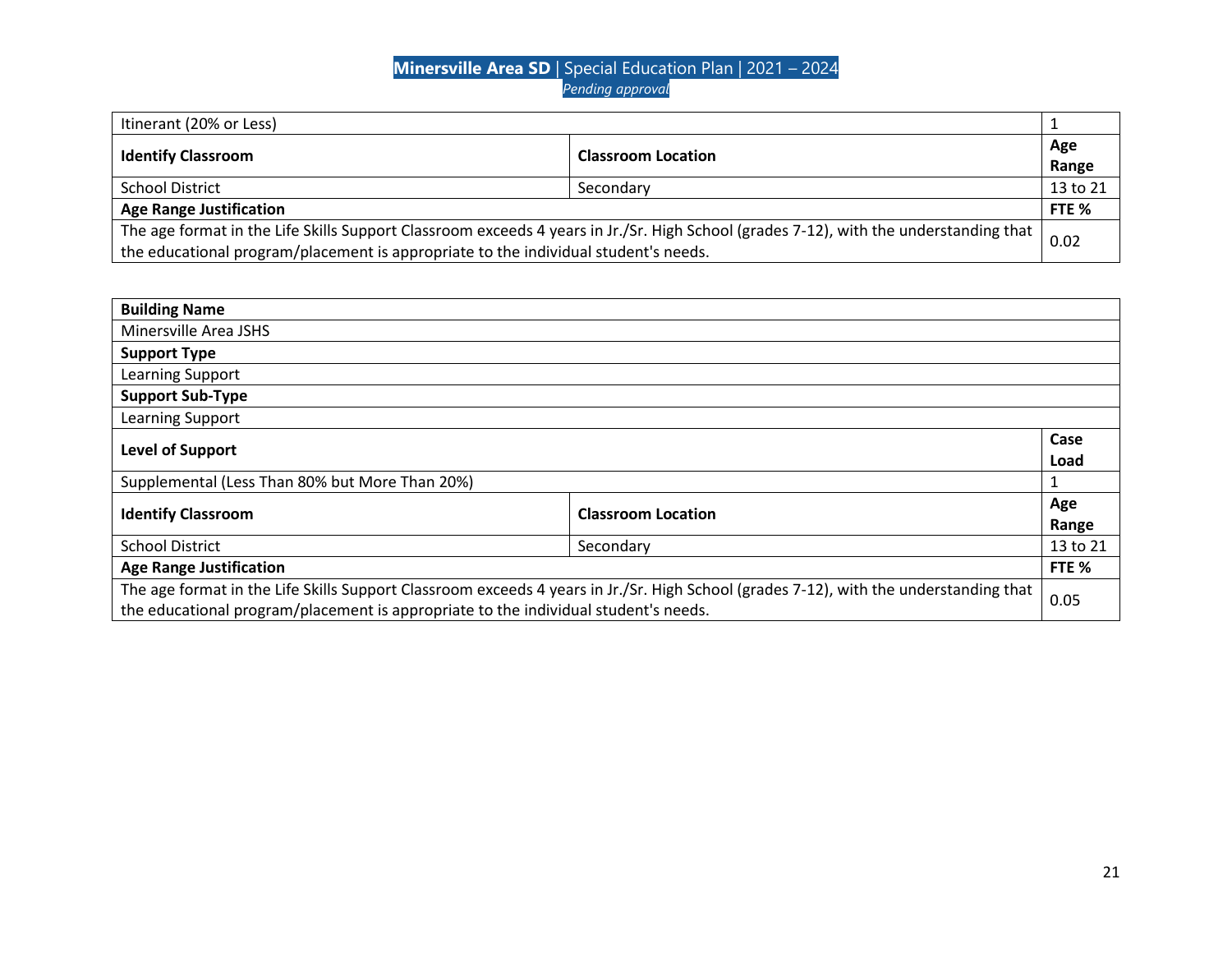| Itinerant (20% or Less) | | 1 |
|---|---|---|
| **Identify Classroom** | **Classroom Location** | **Age Range** |
| School District | Secondary | 13 to 21 |
| **Age Range Justification** | | **FTE %** |
| The age format in the Life Skills Support Classroom exceeds 4 years in Jr./Sr. High School (grades 7-12), with the understanding that the educational program/placement is appropriate to the individual student's needs. | | 0.02 |

| **Building Name** | | |
|---|---|---|
| Minersville Area JSHS | | |
| **Support Type** | | |
| Learning Support | | |
| **Support Sub-Type** | | |
| Learning Support | | |
| **Level of Support** | | **Case Load** |
| Supplemental (Less Than 80% but More Than 20%) | | 1 |
| **Identify Classroom** | **Classroom Location** | **Age Range** |
| School District | Secondary | 13 to 21 |
| **Age Range Justification** | | **FTE %** |
| The age format in the Life Skills Support Classroom exceeds 4 years in Jr./Sr. High School (grades 7-12), with the understanding that the educational program/placement is appropriate to the individual student's needs. | | 0.05 |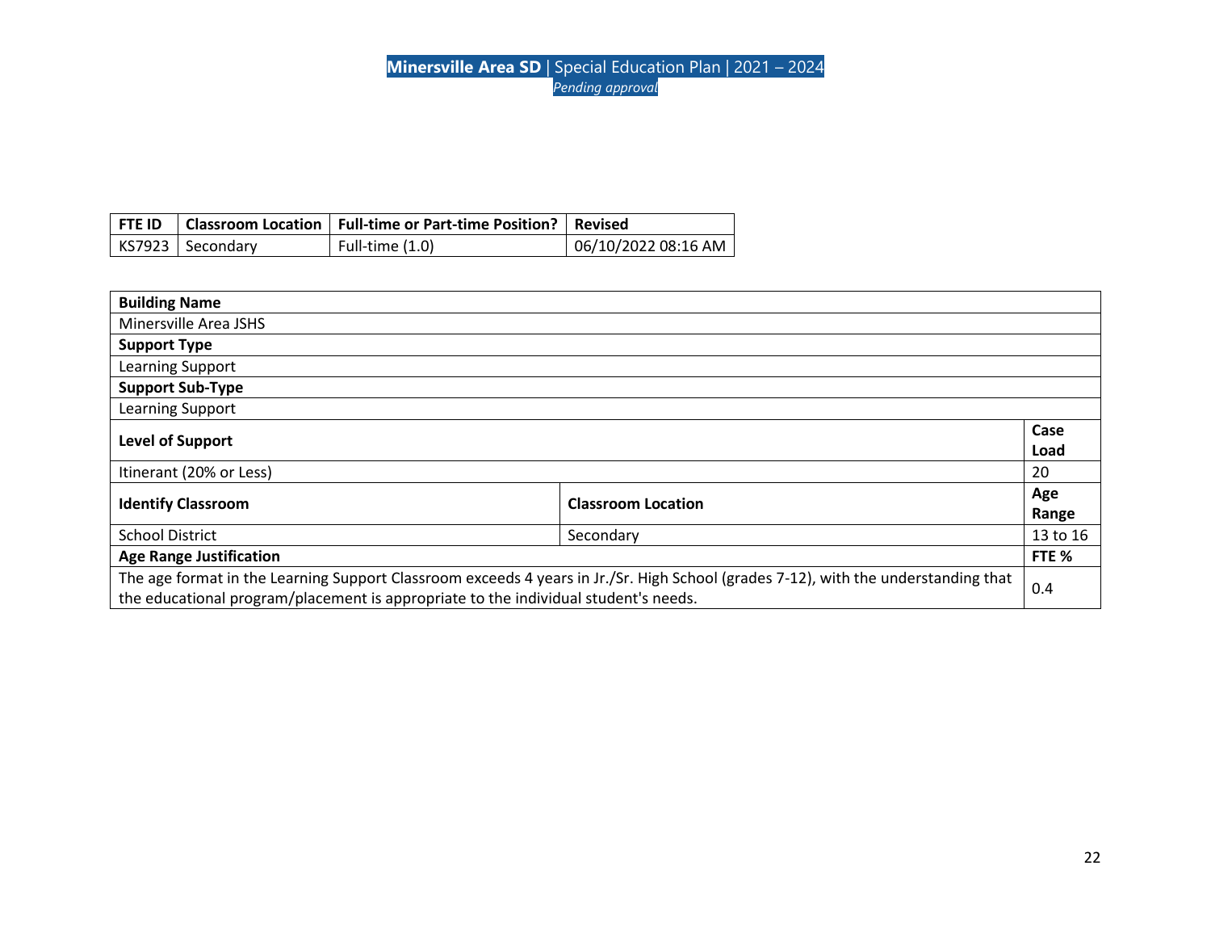| FTE ID | Classroom Location | Full-time or Part-time Position? | Revised |
|---|---|---|---|
| KS7923 | Secondary | Full-time (1.0) | 06/10/2022 08:16 AM |

| **Building Name** | | |
|---|---|---|
| Minersville Area JSHS | | |
| **Support Type** | | |
| Learning Support | | |
| **Support Sub-Type** | | |
| Learning Support | | |
| **Level of Support** | | **Case Load** |
| Itinerant (20% or Less) | | 20 |
| **Identify Classroom** | **Classroom Location** | **Age Range** |
| School District | Secondary | 13 to 16 |
| **Age Range Justification** | | **FTE %** |
| The age format in the Learning Support Classroom exceeds 4 years in Jr./Sr. High School (grades 7-12), with the understanding that the educational program/placement is appropriate to the individual student's needs. | | 0.4 |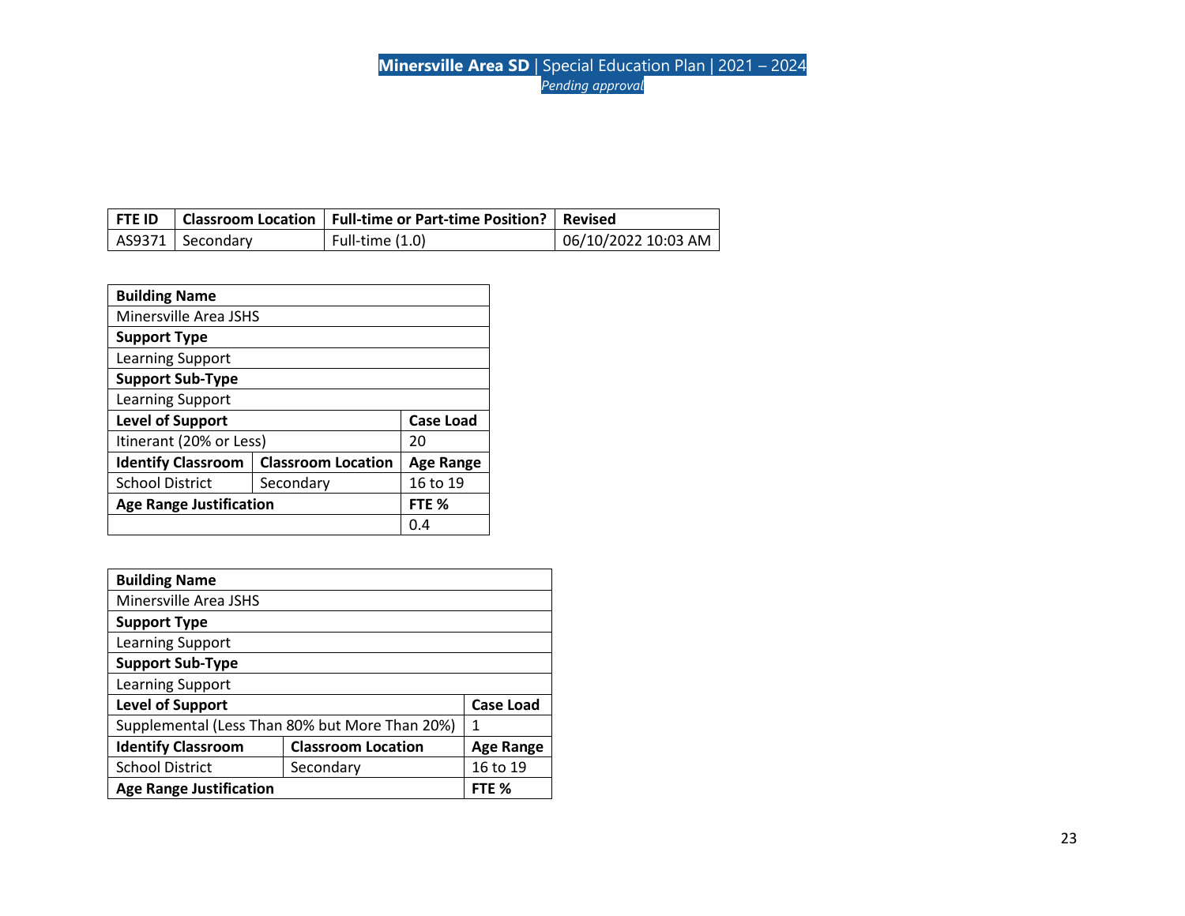| FTE ID | Classroom Location | Full-time or Part-time Position? | Revised |
|---|---|---|---|
| AS9371 | Secondary | Full-time (1.0) | 06/10/2022 10:03 AM |

| Building Name | | |
|---|---|---|
| Minersville Area JSHS | | |
| **Support Type** | | |
| Learning Support | | |
| **Support Sub-Type** | | |
| Learning Support | | |
| **Level of Support** | | **Case Load** |
| Itinerant (20% or Less) | | 20 |
| **Identify Classroom** | **Classroom Location** | **Age Range** |
| School District | Secondary | 16 to 19 |
| **Age Range Justification** | | **FTE %** |
| | | 0.4 |

| Building Name | | |
|---|---|---|
| Minersville Area JSHS | | |
| **Support Type** | | |
| Learning Support | | |
| **Support Sub-Type** | | |
| Learning Support | | |
| **Level of Support** | | **Case Load** |
| Supplemental (Less Than 80% but More Than 20%) | | 1 |
| **Identify Classroom** | **Classroom Location** | **Age Range** |
| School District | Secondary | 16 to 19 |
| **Age Range Justification** | | **FTE %** |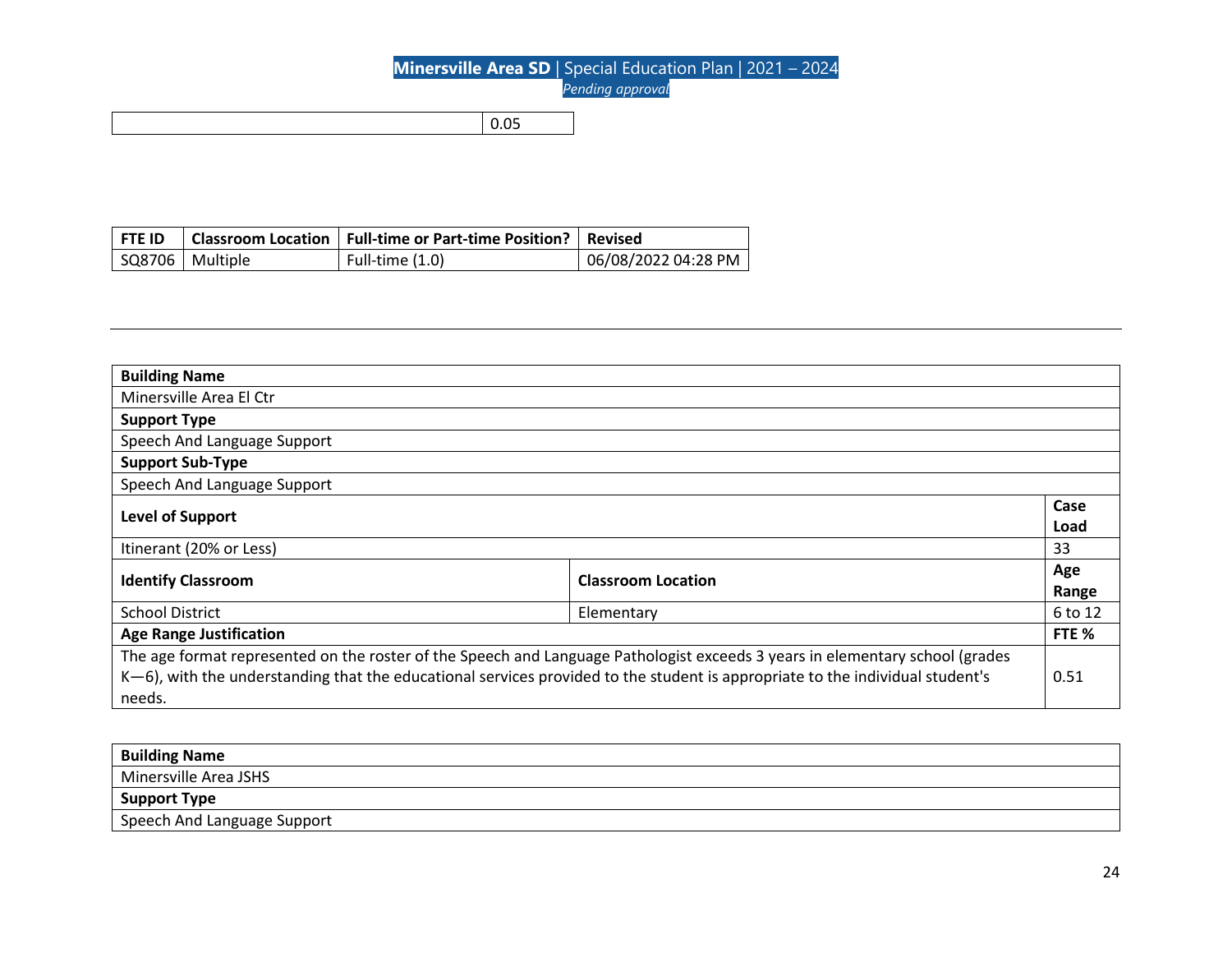| | 0.05 |
|---|---|

| FTE ID | Classroom Location | Full-time or Part-time Position? | Revised |
|---|---|---|---|
| SQ8706 | Multiple | Full-time (1.0) | 06/08/2022 04:28 PM |

---

| Building Name | | |
|---|---|---|
| Minersville Area El Ctr | | |
| **Support Type** | | |
| Speech And Language Support | | |
| **Support Sub-Type** | | |
| Speech And Language Support | | |
| **Level of Support** | | **Case Load** |
| Itinerant (20% or Less) | | 33 |
| **Identify Classroom** | **Classroom Location** | **Age Range** |
| School District | Elementary | 6 to 12 |
| **Age Range Justification** | | **FTE %** |
| The age format represented on the roster of the Speech and Language Pathologist exceeds 3 years in elementary school (grades K—6), with the understanding that the educational services provided to the student is appropriate to the individual student's needs. | | 0.51 |

| Building Name |
|---|
| Minersville Area JSHS |
| **Support Type** |
| Speech And Language Support |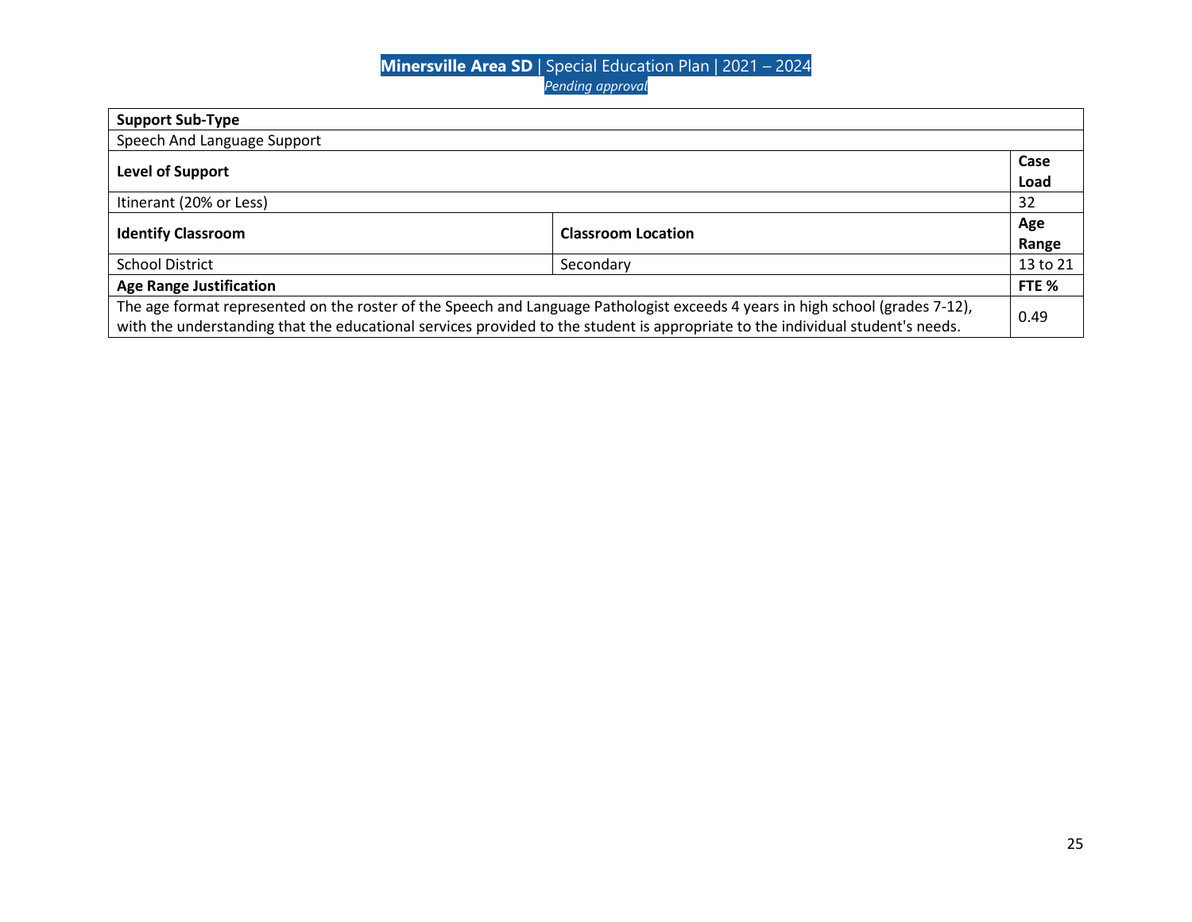| Support Sub-Type | | |
|---|---|---|
| Speech And Language Support | | |
| **Level of Support** | | **Case Load** |
| Itinerant (20% or Less) | | 32 |
| **Identify Classroom** | **Classroom Location** | **Age Range** |
| School District | Secondary | 13 to 21 |
| **Age Range Justification** | | **FTE %** |
| The age format represented on the roster of the Speech and Language Pathologist exceeds 4 years in high school (grades 7-12), with the understanding that the educational services provided to the student is appropriate to the individual student's needs. | | 0.49 |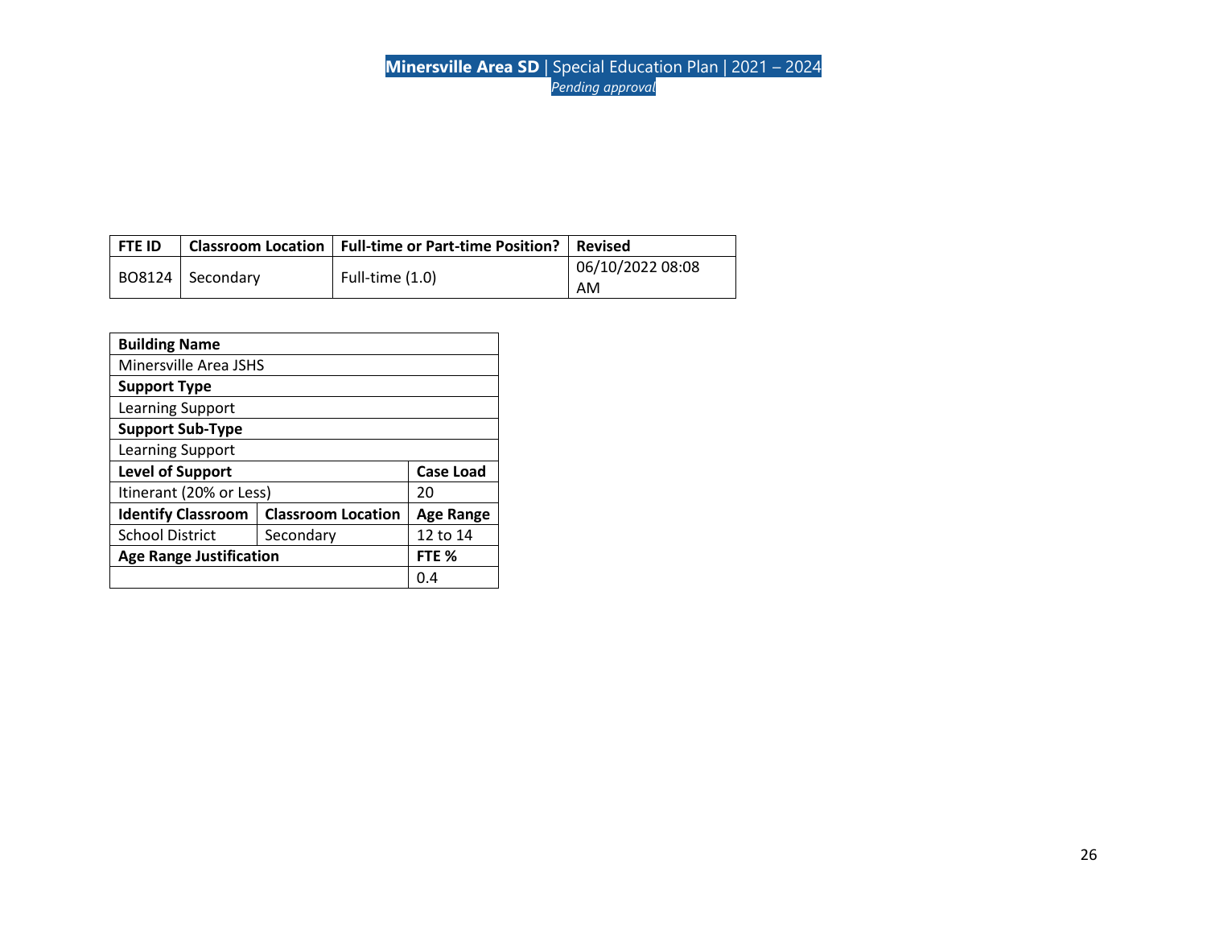| FTE ID | Classroom Location | Full-time or Part-time Position? | Revised |
|---|---|---|---|
| BO8124 | Secondary | Full-time (1.0) | 06/10/2022 08:08 AM |

| **Building Name** | | |
|---|---|---|
| Minersville Area JSHS | | |
| **Support Type** | | |
| Learning Support | | |
| **Support Sub-Type** | | |
| Learning Support | | |
| **Level of Support** | | **Case Load** |
| Itinerant (20% or Less) | | 20 |
| **Identify Classroom** | **Classroom Location** | **Age Range** |
| School District | Secondary | 12 to 14 |
| **Age Range Justification** | | **FTE %** |
| | | 0.4 |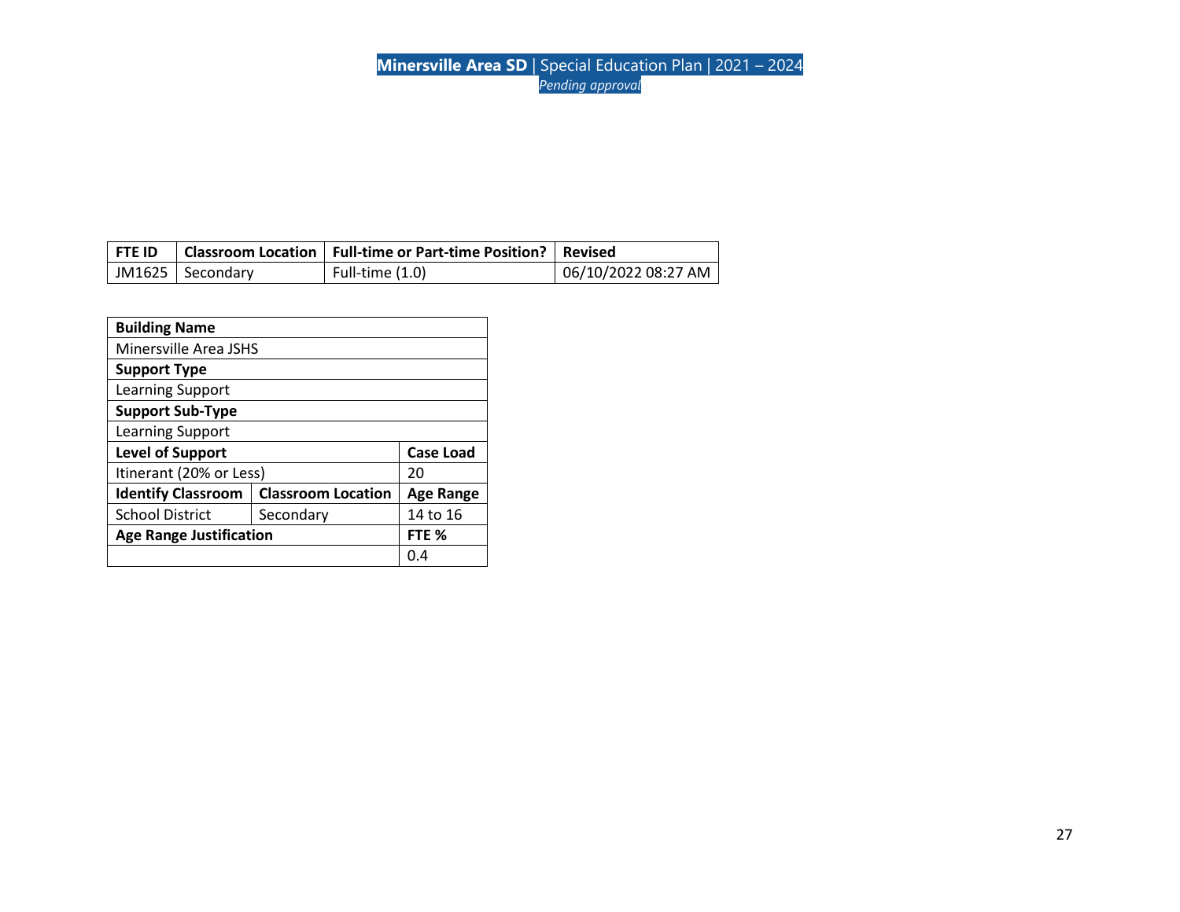| FTE ID | Classroom Location | Full-time or Part-time Position? | Revised |
|---|---|---|---|
| JM1625 | Secondary | Full-time (1.0) | 06/10/2022 08:27 AM |

| Building Name | | |
|---|---|---|
| Minersville Area JSHS | | |
| **Support Type** | | |
| Learning Support | | |
| **Support Sub-Type** | | |
| Learning Support | | |
| **Level of Support** | | **Case Load** |
| Itinerant (20% or Less) | | 20 |
| **Identify Classroom** | **Classroom Location** | **Age Range** |
| School District | Secondary | 14 to 16 |
| **Age Range Justification** | | **FTE %** |
| | | 0.4 |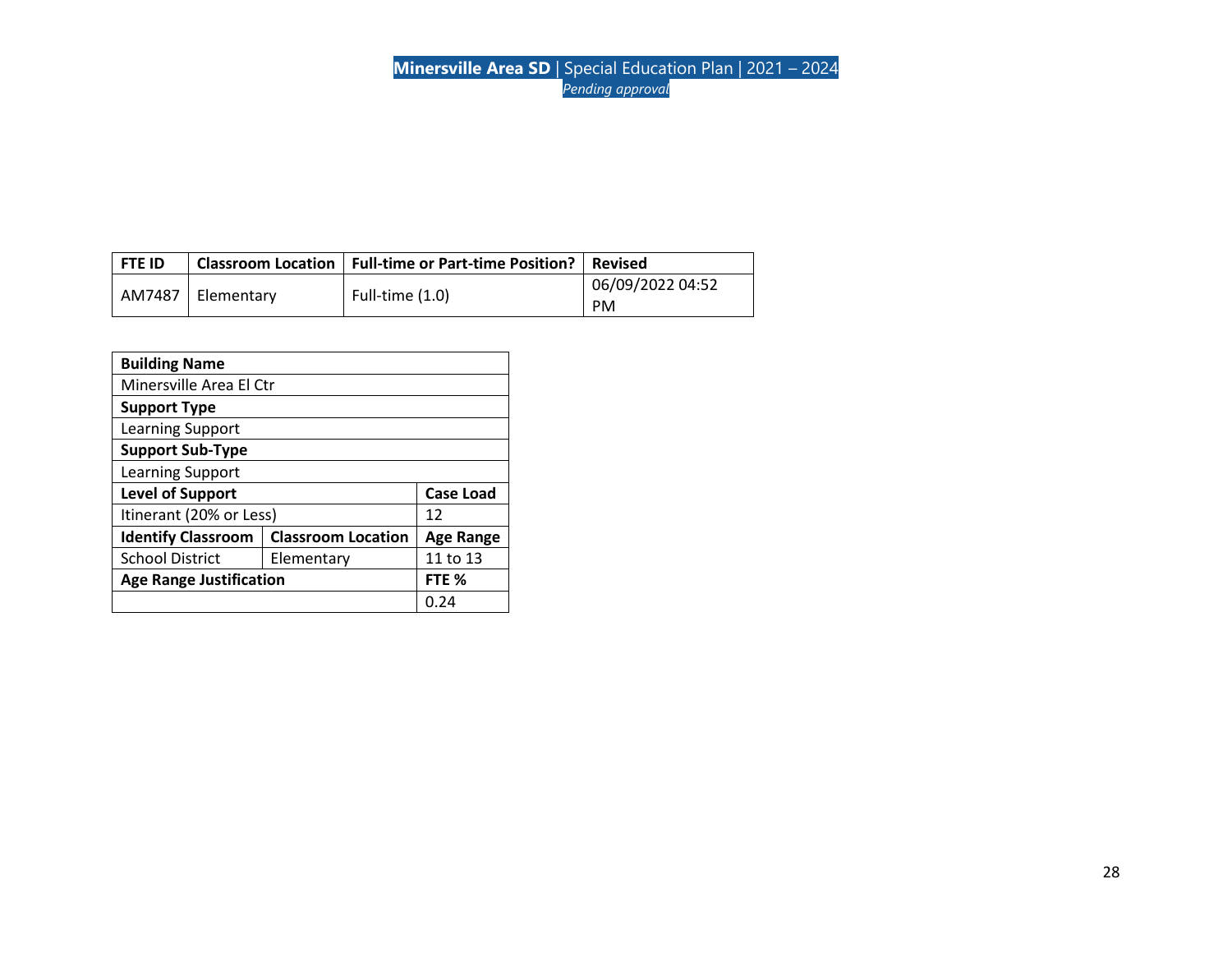| FTE ID | Classroom Location | Full-time or Part-time Position? | Revised |
|---|---|---|---|
| AM7487 | Elementary | Full-time (1.0) | 06/09/2022 04:52 PM |

| **Building Name** | | |
|---|---|---|
| Minersville Area El Ctr | | |
| **Support Type** | | |
| Learning Support | | |
| **Support Sub-Type** | | |
| Learning Support | | |
| **Level of Support** | | **Case Load** |
| Itinerant (20% or Less) | | 12 |
| **Identify Classroom** | **Classroom Location** | **Age Range** |
| School District | Elementary | 11 to 13 |
| **Age Range Justification** | | **FTE %** |
| | | 0.24 |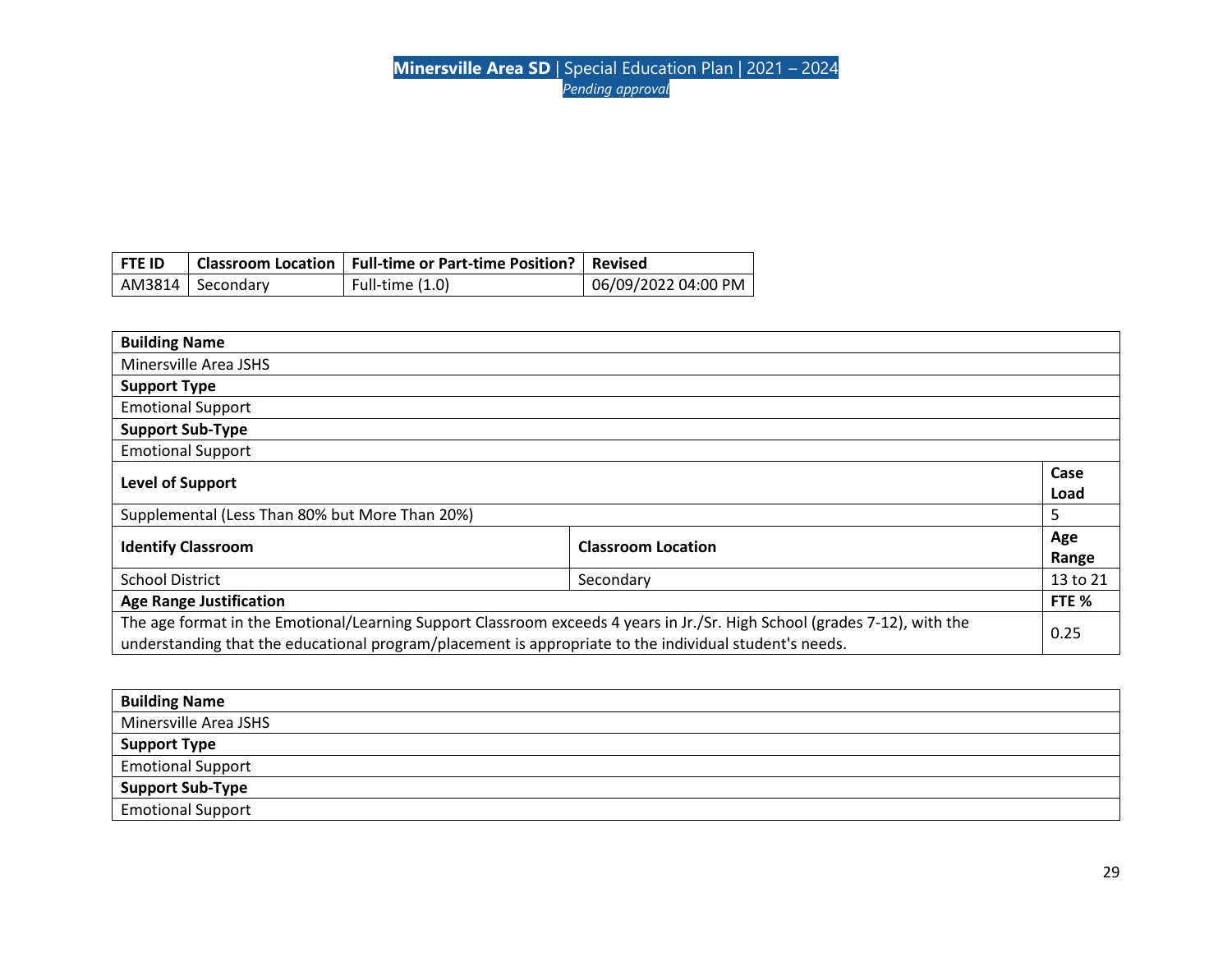| FTE ID | Classroom Location | Full-time or Part-time Position? | Revised |
|---|---|---|---|
| AM3814 | Secondary | Full-time (1.0) | 06/09/2022 04:00 PM |

| Building Name | | |
|---|---|---|
| Minersville Area JSHS | | |
| **Support Type** | | |
| Emotional Support | | |
| **Support Sub-Type** | | |
| Emotional Support | | |
| **Level of Support** | | **Case Load** |
| Supplemental (Less Than 80% but More Than 20%) | | 5 |
| **Identify Classroom** | **Classroom Location** | **Age Range** |
| School District | Secondary | 13 to 21 |
| **Age Range Justification** | | **FTE %** |
| The age format in the Emotional/Learning Support Classroom exceeds 4 years in Jr./Sr. High School (grades 7-12), with the understanding that the educational program/placement is appropriate to the individual student's needs. | | 0.25 |

| Building Name |
|---|
| Minersville Area JSHS |
| **Support Type** |
| Emotional Support |
| **Support Sub-Type** |
| Emotional Support |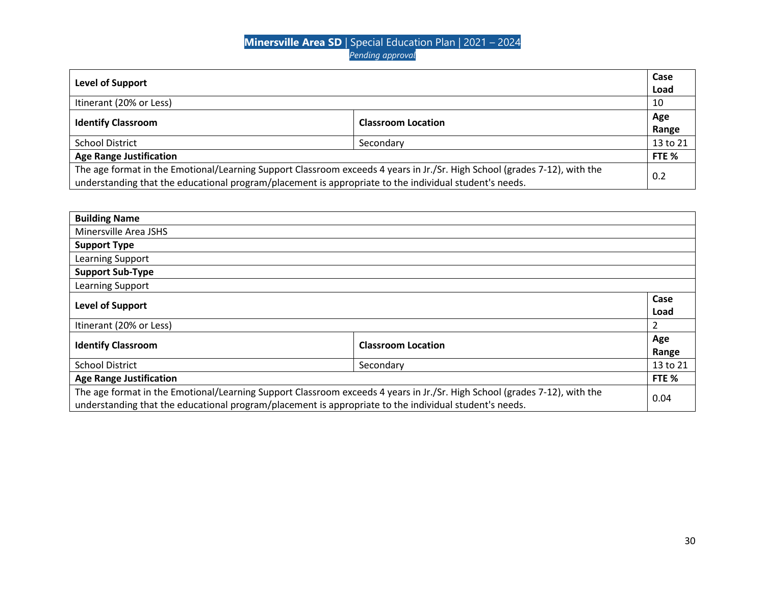| Level of Support | | Case Load |
|---|---|---|
| Itinerant (20% or Less) | | 10 |
| **Identify Classroom** | **Classroom Location** | **Age Range** |
| School District | Secondary | 13 to 21 |
| **Age Range Justification** | | **FTE %** |
| The age format in the Emotional/Learning Support Classroom exceeds 4 years in Jr./Sr. High School (grades 7-12), with the understanding that the educational program/placement is appropriate to the individual student's needs. | | 0.2 |

| Building Name | | |
|---|---|---|
| Minersville Area JSHS | | |
| **Support Type** | | |
| Learning Support | | |
| **Support Sub-Type** | | |
| Learning Support | | |
| **Level of Support** | | **Case Load** |
| Itinerant (20% or Less) | | 2 |
| **Identify Classroom** | **Classroom Location** | **Age Range** |
| School District | Secondary | 13 to 21 |
| **Age Range Justification** | | **FTE %** |
| The age format in the Emotional/Learning Support Classroom exceeds 4 years in Jr./Sr. High School (grades 7-12), with the understanding that the educational program/placement is appropriate to the individual student's needs. | | 0.04 |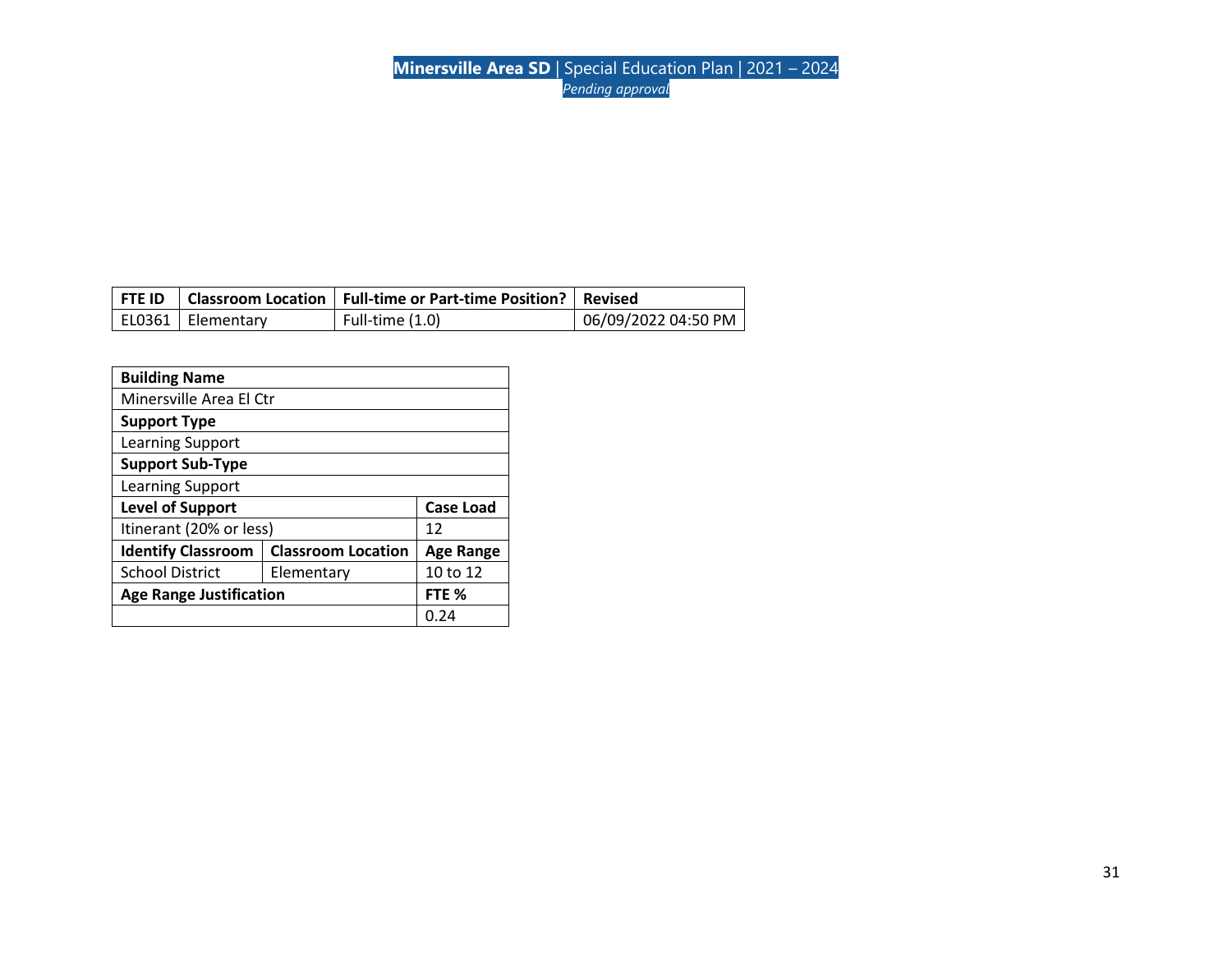| FTE ID | Classroom Location | Full-time or Part-time Position? | Revised |
|---|---|---|---|
| EL0361 | Elementary | Full-time (1.0) | 06/09/2022 04:50 PM |

| Building Name | | |
|---|---|---|
| Minersville Area El Ctr | | |
| **Support Type** | | |
| Learning Support | | |
| **Support Sub-Type** | | |
| Learning Support | | |
| **Level of Support** | | **Case Load** |
| Itinerant (20% or less) | | 12 |
| **Identify Classroom** | **Classroom Location** | **Age Range** |
| School District | Elementary | 10 to 12 |
| **Age Range Justification** | | **FTE %** |
| | | 0.24 |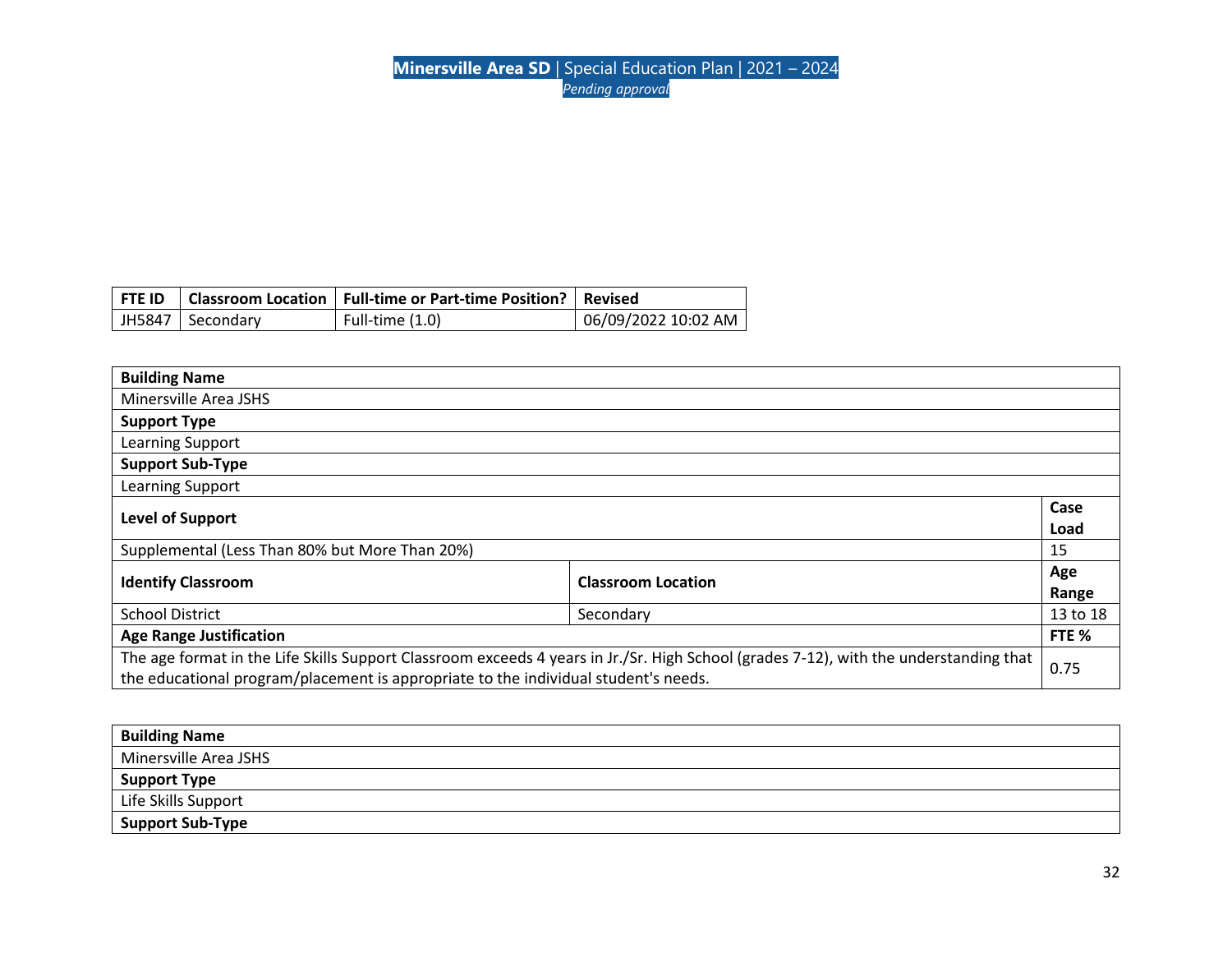| FTE ID | Classroom Location | Full-time or Part-time Position? | Revised |
|---|---|---|---|
| JH5847 | Secondary | Full-time (1.0) | 06/09/2022 10:02 AM |

| Building Name | | |
|---|---|---|
| Minersville Area JSHS | | |
| **Support Type** | | |
| Learning Support | | |
| **Support Sub-Type** | | |
| Learning Support | | |
| **Level of Support** | | **Case Load** |
| Supplemental (Less Than 80% but More Than 20%) | | 15 |
| **Identify Classroom** | **Classroom Location** | **Age Range** |
| School District | Secondary | 13 to 18 |
| **Age Range Justification** | | **FTE %** |
| The age format in the Life Skills Support Classroom exceeds 4 years in Jr./Sr. High School (grades 7-12), with the understanding that the educational program/placement is appropriate to the individual student's needs. | | 0.75 |

| Building Name |
|---|
| Minersville Area JSHS |
| **Support Type** |
| Life Skills Support |
| **Support Sub-Type** |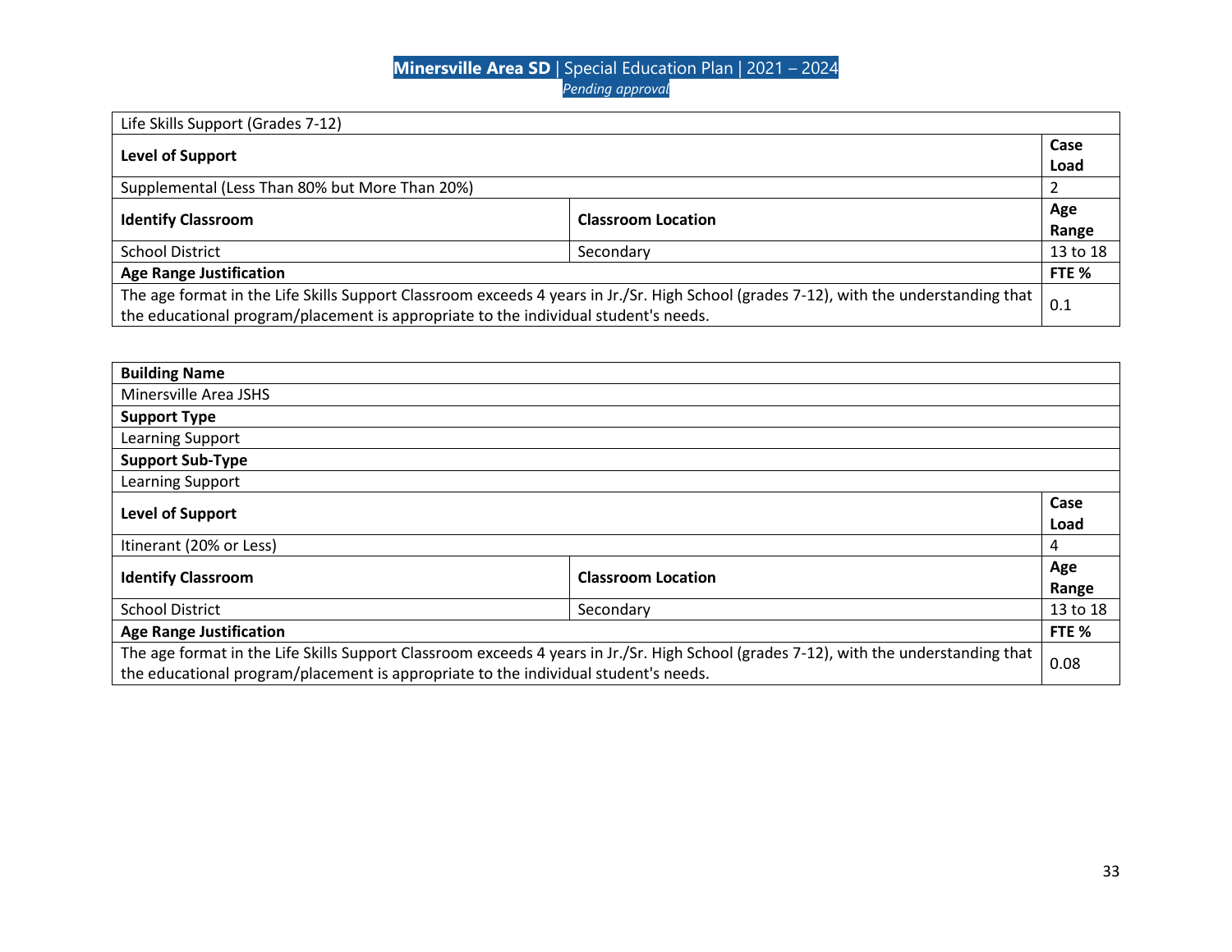| Life Skills Support (Grades 7-12) | | |
|---|---|---|
| **Level of Support** | | **Case Load** |
| Supplemental (Less Than 80% but More Than 20%) | | 2 |
| **Identify Classroom** | **Classroom Location** | **Age Range** |
| School District | Secondary | 13 to 18 |
| **Age Range Justification** | | **FTE %** |
| The age format in the Life Skills Support Classroom exceeds 4 years in Jr./Sr. High School (grades 7-12), with the understanding that the educational program/placement is appropriate to the individual student's needs. | | 0.1 |

| **Building Name** | | |
|---|---|---|
| Minersville Area JSHS | | |
| **Support Type** | | |
| Learning Support | | |
| **Support Sub-Type** | | |
| Learning Support | | |
| **Level of Support** | | **Case Load** |
| Itinerant (20% or Less) | | 4 |
| **Identify Classroom** | **Classroom Location** | **Age Range** |
| School District | Secondary | 13 to 18 |
| **Age Range Justification** | | **FTE %** |
| The age format in the Life Skills Support Classroom exceeds 4 years in Jr./Sr. High School (grades 7-12), with the understanding that the educational program/placement is appropriate to the individual student's needs. | | 0.08 |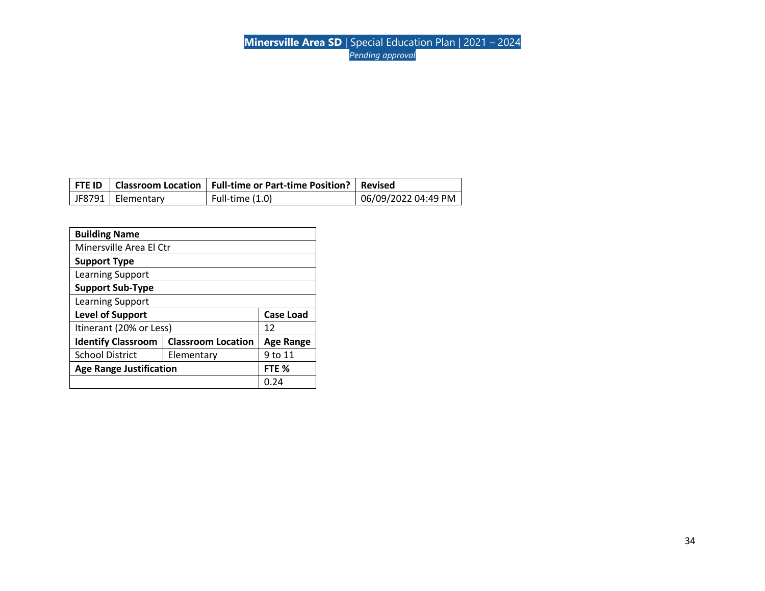| FTE ID | Classroom Location | Full-time or Part-time Position? | Revised |
|---|---|---|---|
| JF8791 | Elementary | Full-time (1.0) | 06/09/2022 04:49 PM |

| Building Name | | |
|---|---|---|
| Minersville Area El Ctr | | |
| **Support Type** | | |
| Learning Support | | |
| **Support Sub-Type** | | |
| Learning Support | | |
| **Level of Support** | | **Case Load** |
| Itinerant (20% or Less) | | 12 |
| **Identify Classroom** | **Classroom Location** | **Age Range** |
| School District | Elementary | 9 to 11 |
| **Age Range Justification** | | **FTE %** |
| | | 0.24 |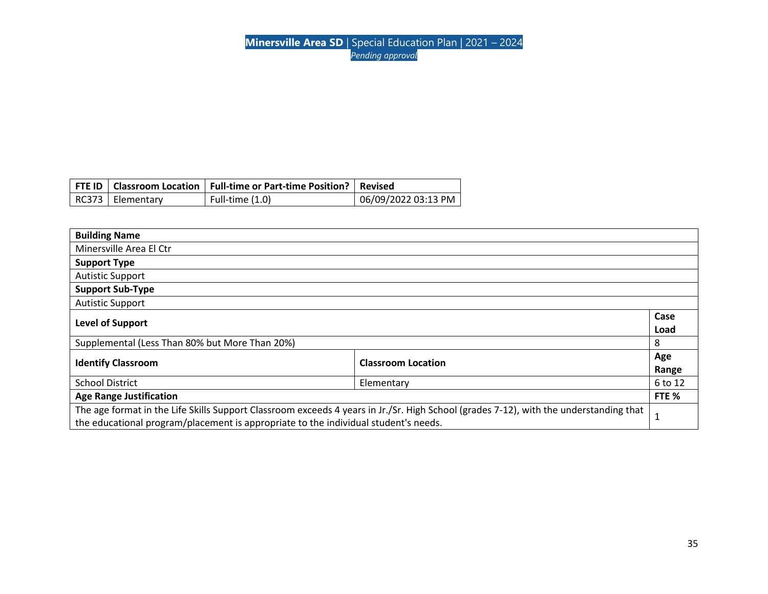| FTE ID | Classroom Location | Full-time or Part-time Position? | Revised |
|---|---|---|---|
| RC373 | Elementary | Full-time (1.0) | 06/09/2022 03:13 PM |

| **Building Name** | | |
|---|---|---|
| Minersville Area El Ctr | | |
| **Support Type** | | |
| Autistic Support | | |
| **Support Sub-Type** | | |
| Autistic Support | | |
| **Level of Support** | | **Case Load** |
| Supplemental (Less Than 80% but More Than 20%) | | 8 |
| **Identify Classroom** | **Classroom Location** | **Age Range** |
| School District | Elementary | 6 to 12 |
| **Age Range Justification** | | **FTE %** |
| The age format in the Life Skills Support Classroom exceeds 4 years in Jr./Sr. High School (grades 7-12), with the understanding that the educational program/placement is appropriate to the individual student's needs. | | 1 |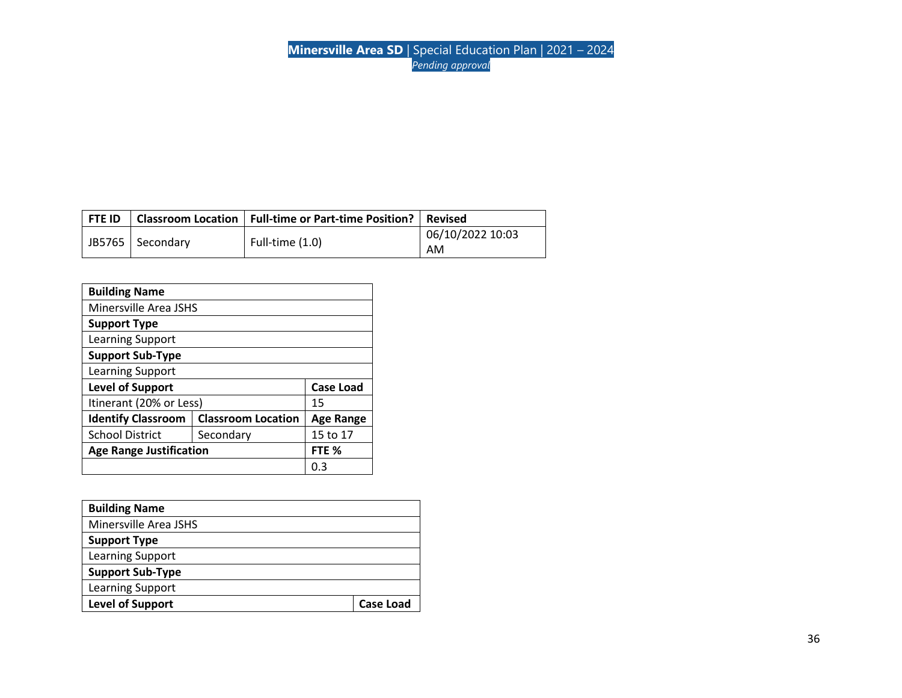| FTE ID | Classroom Location | Full-time or Part-time Position? | Revised |
|---|---|---|---|
| JB5765 | Secondary | Full-time (1.0) | 06/10/2022 10:03 AM |

| Building Name | | |
|---|---|---|
| Minersville Area JSHS | | |
| **Support Type** | | |
| Learning Support | | |
| **Support Sub-Type** | | |
| Learning Support | | |
| **Level of Support** | | **Case Load** |
| Itinerant (20% or Less) | | 15 |
| **Identify Classroom** | **Classroom Location** | **Age Range** |
| School District | Secondary | 15 to 17 |
| **Age Range Justification** | | **FTE %** |
| | | 0.3 |

| Building Name | |
|---|---|
| Minersville Area JSHS | |
| **Support Type** | |
| Learning Support | |
| **Support Sub-Type** | |
| Learning Support | |
| **Level of Support** | **Case Load** |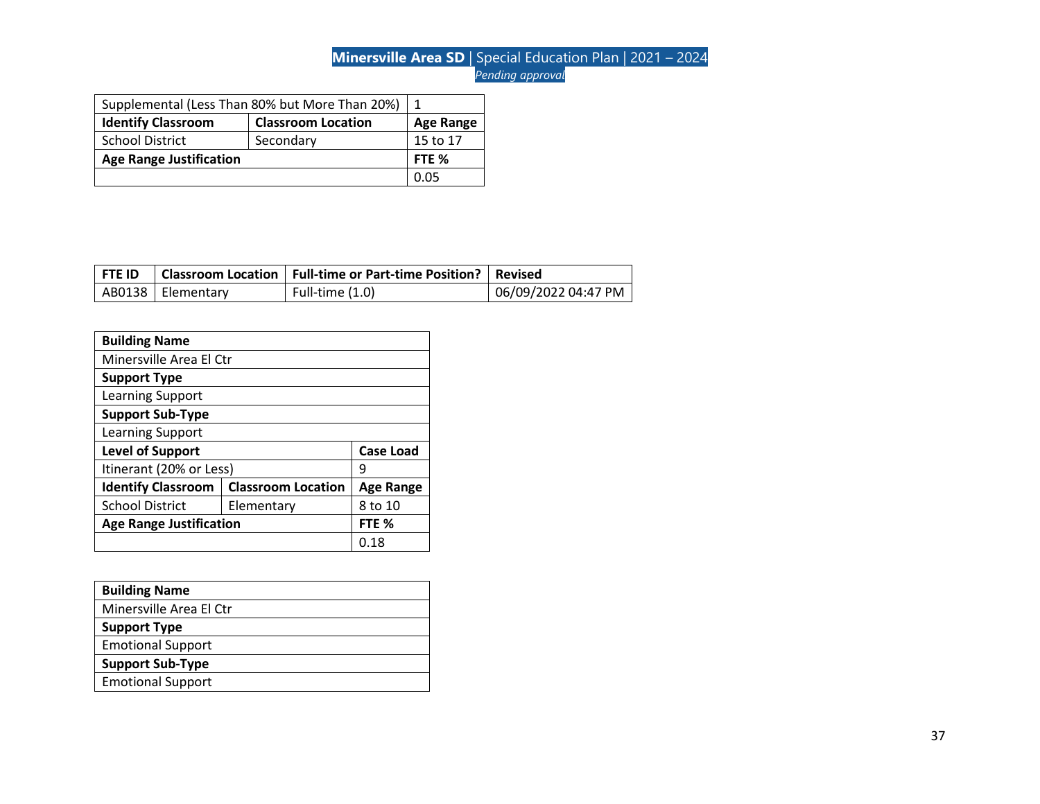| Supplemental (Less Than 80% but More Than 20%) | | 1 |
|---|---|---|
| **Identify Classroom** | **Classroom Location** | **Age Range** |
| School District | Secondary | 15 to 17 |
| **Age Range Justification** | | **FTE %** |
| | | 0.05 |

| FTE ID | Classroom Location | Full-time or Part-time Position? | Revised |
|---|---|---|---|
| AB0138 | Elementary | Full-time (1.0) | 06/09/2022 04:47 PM |

| **Building Name** | | |
|---|---|---|
| Minersville Area El Ctr | | |
| **Support Type** | | |
| Learning Support | | |
| **Support Sub-Type** | | |
| Learning Support | | |
| **Level of Support** | | **Case Load** |
| Itinerant (20% or Less) | | 9 |
| **Identify Classroom** | **Classroom Location** | **Age Range** |
| School District | Elementary | 8 to 10 |
| **Age Range Justification** | | **FTE %** |
| | | 0.18 |

| **Building Name** |
|---|
| Minersville Area El Ctr |
| **Support Type** |
| Emotional Support |
| **Support Sub-Type** |
| Emotional Support |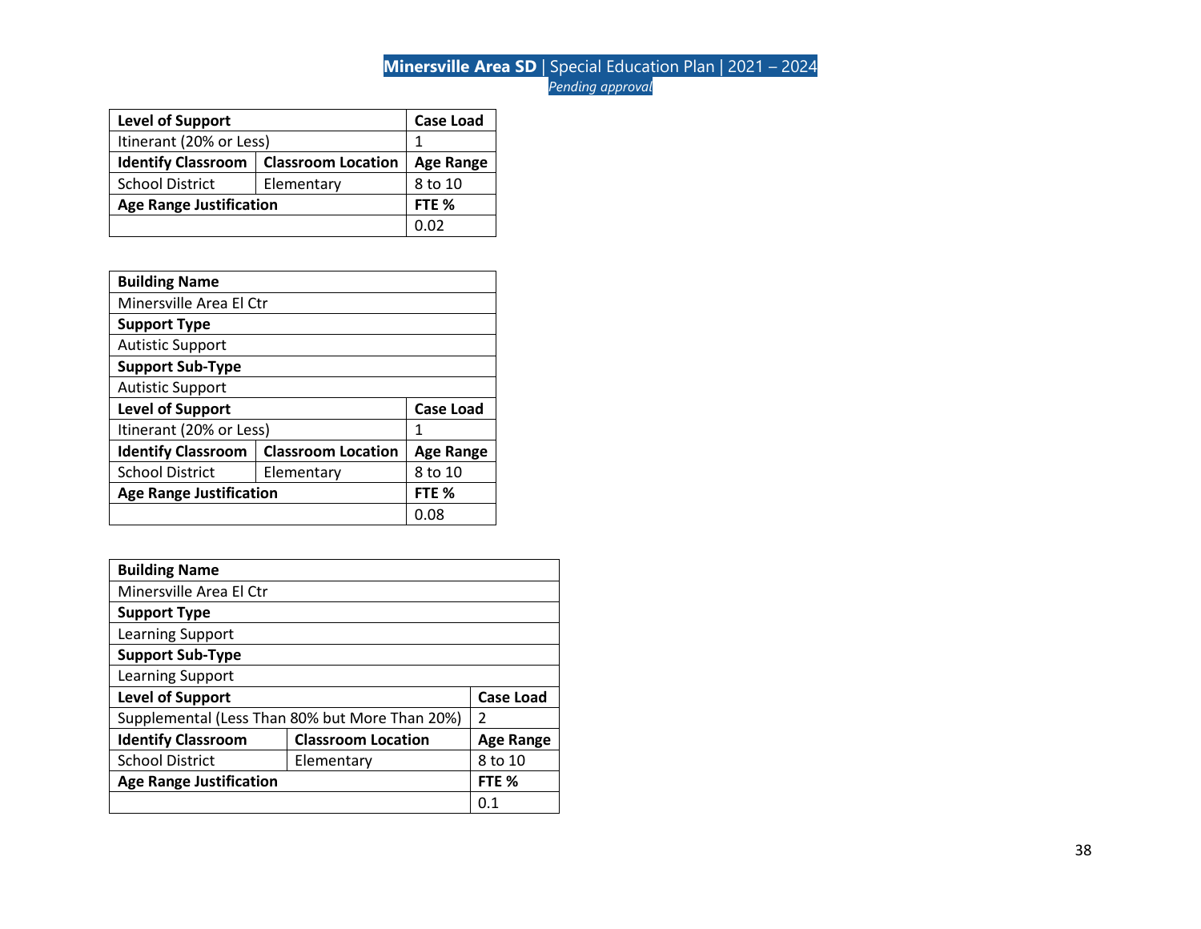| Level of Support | | Case Load |
|---|---|---|
| Itinerant (20% or Less) | | 1 |
| **Identify Classroom** | **Classroom Location** | **Age Range** |
| School District | Elementary | 8 to 10 |
| **Age Range Justification** | | **FTE %** |
| | | 0.02 |

| Building Name | | |
|---|---|---|
| Minersville Area El Ctr | | |
| **Support Type** | | |
| Autistic Support | | |
| **Support Sub-Type** | | |
| Autistic Support | | |
| **Level of Support** | | **Case Load** |
| Itinerant (20% or Less) | | 1 |
| **Identify Classroom** | **Classroom Location** | **Age Range** |
| School District | Elementary | 8 to 10 |
| **Age Range Justification** | | **FTE %** |
| | | 0.08 |

| Building Name | | |
|---|---|---|
| Minersville Area El Ctr | | |
| **Support Type** | | |
| Learning Support | | |
| **Support Sub-Type** | | |
| Learning Support | | |
| **Level of Support** | | **Case Load** |
| Supplemental (Less Than 80% but More Than 20%) | | 2 |
| **Identify Classroom** | **Classroom Location** | **Age Range** |
| School District | Elementary | 8 to 10 |
| **Age Range Justification** | | **FTE %** |
| | | 0.1 |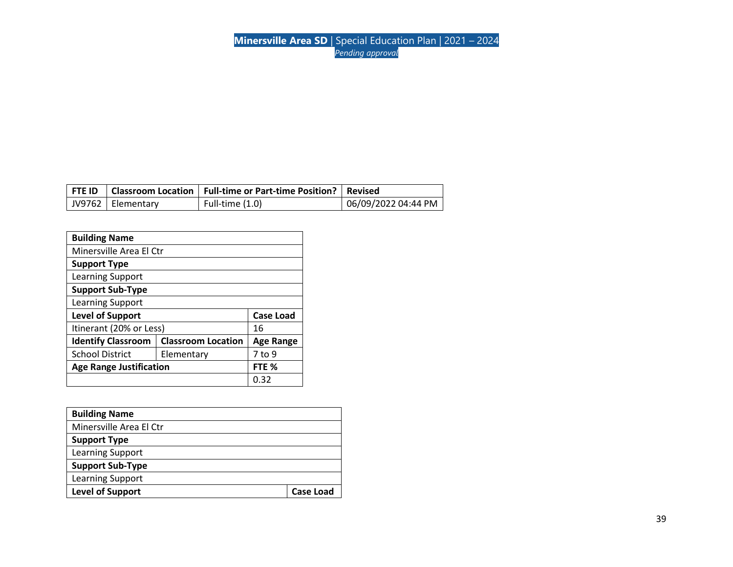| FTE ID | Classroom Location | Full-time or Part-time Position? | Revised |
|---|---|---|---|
| JV9762 | Elementary | Full-time (1.0) | 06/09/2022 04:44 PM |

| Building Name | | |
|---|---|---|
| Minersville Area El Ctr | | |
| **Support Type** | | |
| Learning Support | | |
| **Support Sub-Type** | | |
| Learning Support | | |
| **Level of Support** | | **Case Load** |
| Itinerant (20% or Less) | | 16 |
| **Identify Classroom** | **Classroom Location** | **Age Range** |
| School District | Elementary | 7 to 9 |
| **Age Range Justification** | | **FTE %** |
| | | 0.32 |

| Building Name | |
|---|---|
| Minersville Area El Ctr | |
| **Support Type** | |
| Learning Support | |
| **Support Sub-Type** | |
| Learning Support | |
| **Level of Support** | **Case Load** |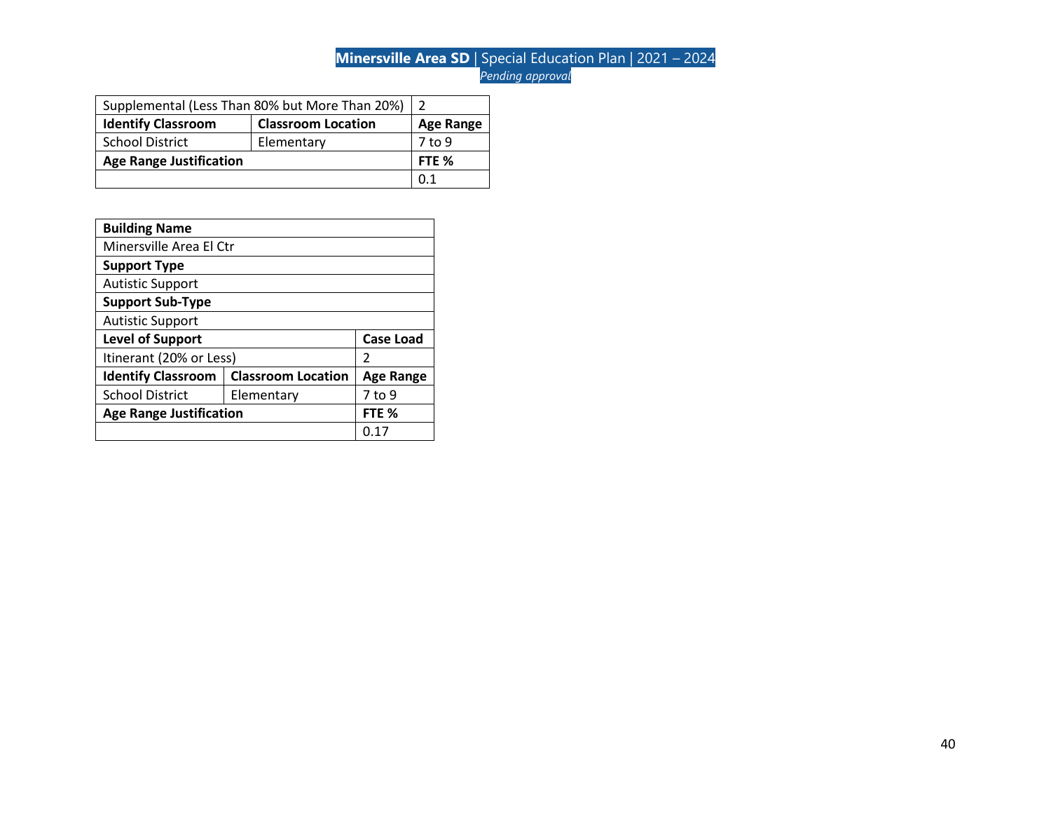| Supplemental (Less Than 80% but More Than 20%) | | 2 |
|---|---|---|
| **Identify Classroom** | **Classroom Location** | **Age Range** |
| School District | Elementary | 7 to 9 |
| **Age Range Justification** | | **FTE %** |
| | | 0.1 |

| **Building Name** | | |
|---|---|---|
| Minersville Area El Ctr | | |
| **Support Type** | | |
| Autistic Support | | |
| **Support Sub-Type** | | |
| Autistic Support | | |
| **Level of Support** | | **Case Load** |
| Itinerant (20% or Less) | | 2 |
| **Identify Classroom** | **Classroom Location** | **Age Range** |
| School District | Elementary | 7 to 9 |
| **Age Range Justification** | | **FTE %** |
| | | 0.17 |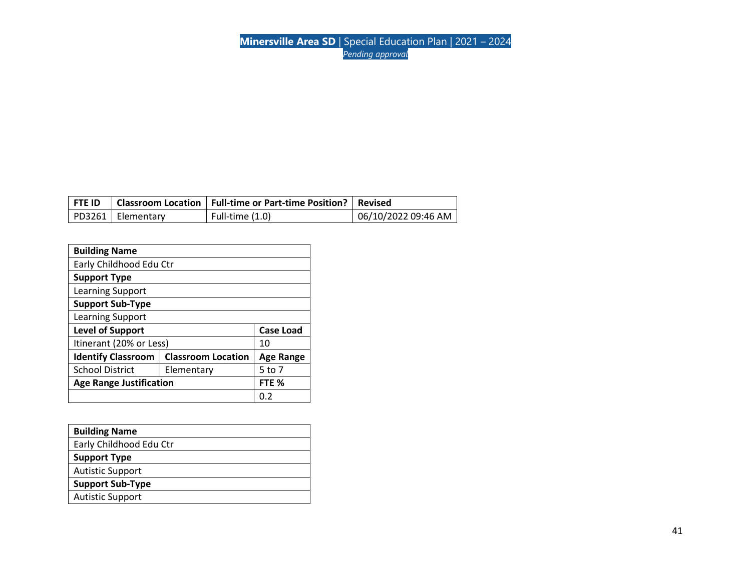| FTE ID | Classroom Location | Full-time or Part-time Position? | Revised |
|---|---|---|---|
| PD3261 | Elementary | Full-time (1.0) | 06/10/2022 09:46 AM |

| Building Name | | |
|---|---|---|
| Early Childhood Edu Ctr | | |
| **Support Type** | | |
| Learning Support | | |
| **Support Sub-Type** | | |
| Learning Support | | |
| **Level of Support** | | **Case Load** |
| Itinerant (20% or Less) | | 10 |
| **Identify Classroom** | **Classroom Location** | **Age Range** |
| School District | Elementary | 5 to 7 |
| **Age Range Justification** | | **FTE %** |
| | | 0.2 |

| Building Name |
|---|
| Early Childhood Edu Ctr |
| **Support Type** |
| Autistic Support |
| **Support Sub-Type** |
| Autistic Support |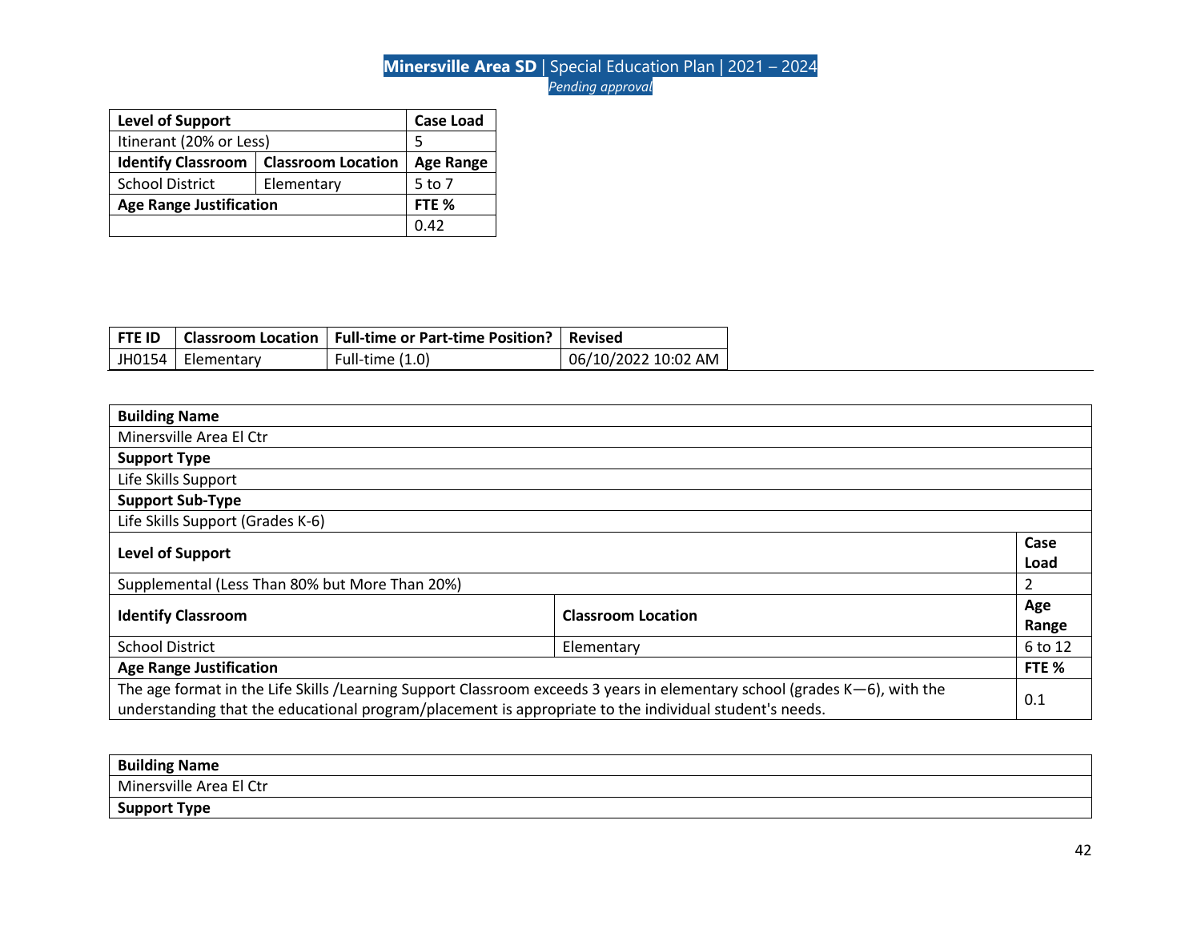| Level of Support | | Case Load |
|---|---|---|
| Itinerant (20% or Less) | | 5 |
| **Identify Classroom** | **Classroom Location** | **Age Range** |
| School District | Elementary | 5 to 7 |
| **Age Range Justification** | | **FTE %** |
| | | 0.42 |

| FTE ID | Classroom Location | Full-time or Part-time Position? | Revised |
|---|---|---|---|
| JH0154 | Elementary | Full-time (1.0) | 06/10/2022 10:02 AM |

| Building Name | | |
|---|---|---|
| Minersville Area El Ctr | | |
| **Support Type** | | |
| Life Skills Support | | |
| **Support Sub-Type** | | |
| Life Skills Support (Grades K-6) | | |
| **Level of Support** | | **Case Load** |
| Supplemental (Less Than 80% but More Than 20%) | | 2 |
| **Identify Classroom** | **Classroom Location** | **Age Range** |
| School District | Elementary | 6 to 12 |
| **Age Range Justification** | | **FTE %** |
| The age format in the Life Skills /Learning Support Classroom exceeds 3 years in elementary school (grades K—6), with the understanding that the educational program/placement is appropriate to the individual student's needs. | | 0.1 |

| Building Name |
|---|
| Minersville Area El Ctr |
| **Support Type** |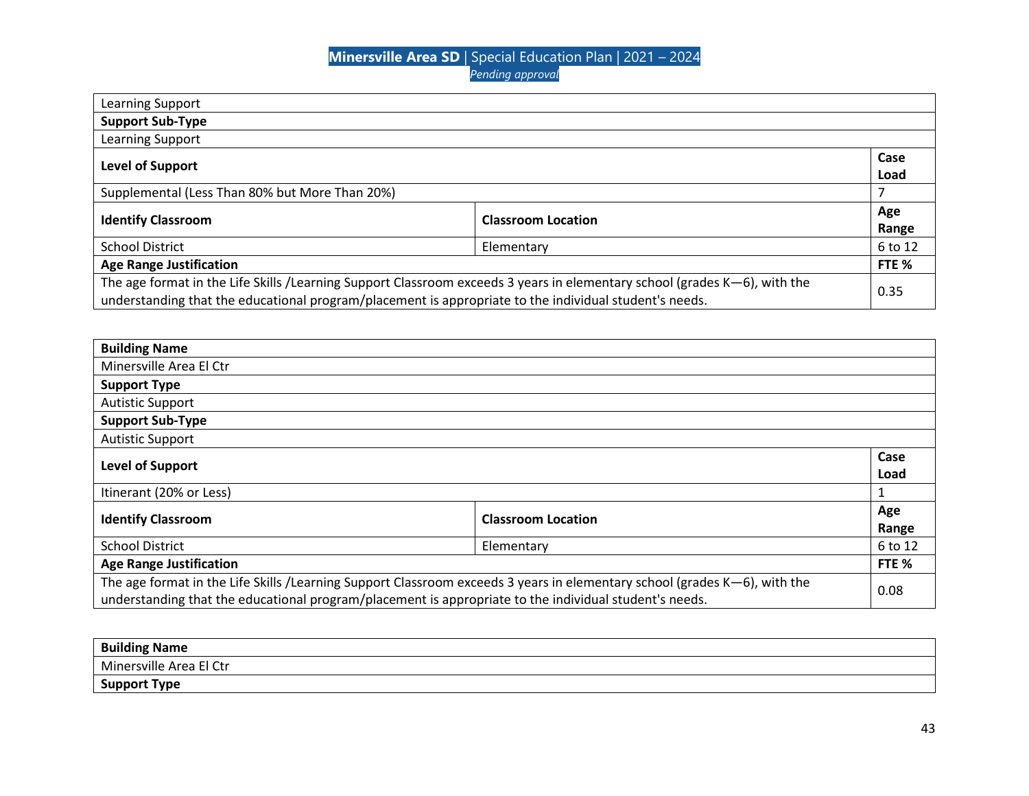| Learning Support | | |
|---|---|---|
| **Support Sub-Type** | | |
| Learning Support | | |
| **Level of Support** | | **Case Load** |
| Supplemental (Less Than 80% but More Than 20%) | | 7 |
| **Identify Classroom** | **Classroom Location** | **Age Range** |
| School District | Elementary | 6 to 12 |
| **Age Range Justification** | | **FTE %** |
| The age format in the Life Skills /Learning Support Classroom exceeds 3 years in elementary school (grades K—6), with the understanding that the educational program/placement is appropriate to the individual student's needs. | | 0.35 |

| **Building Name** | | |
|---|---|---|
| Minersville Area El Ctr | | |
| **Support Type** | | |
| Autistic Support | | |
| **Support Sub-Type** | | |
| Autistic Support | | |
| **Level of Support** | | **Case Load** |
| Itinerant (20% or Less) | | 1 |
| **Identify Classroom** | **Classroom Location** | **Age Range** |
| School District | Elementary | 6 to 12 |
| **Age Range Justification** | | **FTE %** |
| The age format in the Life Skills /Learning Support Classroom exceeds 3 years in elementary school (grades K—6), with the understanding that the educational program/placement is appropriate to the individual student's needs. | | 0.08 |

| **Building Name** |
|---|
| Minersville Area El Ctr |
| **Support Type** |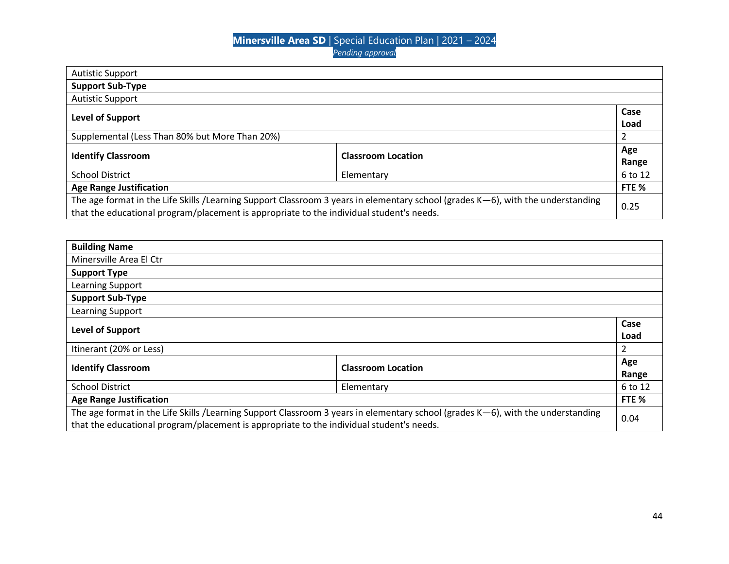| Autistic Support | | |
|---|---|---|
| **Support Sub-Type** | | |
| Autistic Support | | |
| **Level of Support** | | **Case Load** |
| Supplemental (Less Than 80% but More Than 20%) | | 2 |
| **Identify Classroom** | **Classroom Location** | **Age Range** |
| School District | Elementary | 6 to 12 |
| **Age Range Justification** | | **FTE %** |
| The age format in the Life Skills /Learning Support Classroom 3 years in elementary school (grades K—6), with the understanding that the educational program/placement is appropriate to the individual student's needs. | | 0.25 |

| **Building Name** | | |
|---|---|---|
| Minersville Area El Ctr | | |
| **Support Type** | | |
| Learning Support | | |
| **Support Sub-Type** | | |
| Learning Support | | |
| **Level of Support** | | **Case Load** |
| Itinerant (20% or Less) | | 2 |
| **Identify Classroom** | **Classroom Location** | **Age Range** |
| School District | Elementary | 6 to 12 |
| **Age Range Justification** | | **FTE %** |
| The age format in the Life Skills /Learning Support Classroom 3 years in elementary school (grades K—6), with the understanding that the educational program/placement is appropriate to the individual student's needs. | | 0.04 |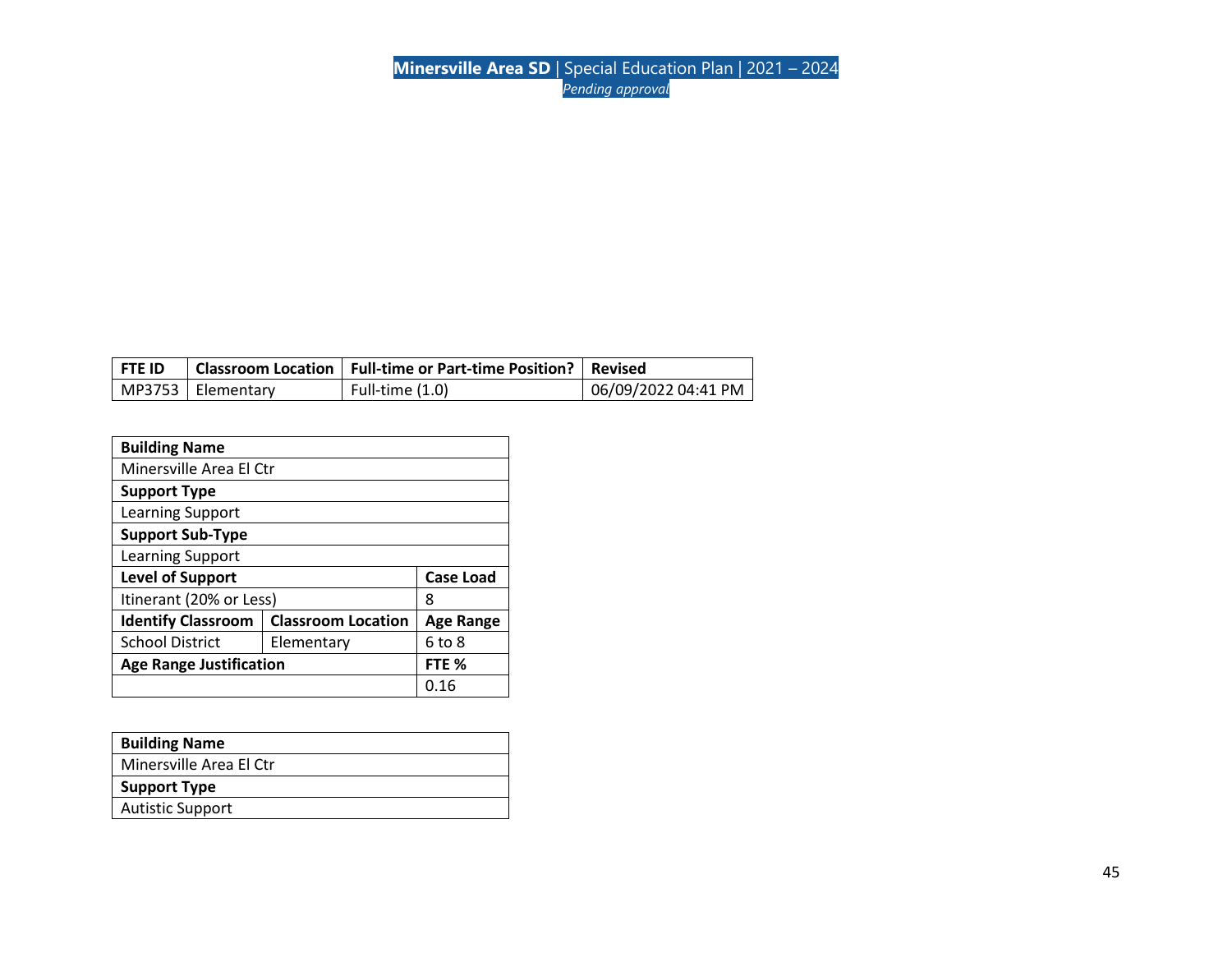| FTE ID | Classroom Location | Full-time or Part-time Position? | Revised |
|---|---|---|---|
| MP3753 | Elementary | Full-time (1.0) | 06/09/2022 04:41 PM |

| Building Name | | |
|---|---|---|
| Minersville Area El Ctr | | |
| **Support Type** | | |
| Learning Support | | |
| **Support Sub-Type** | | |
| Learning Support | | |
| **Level of Support** | | **Case Load** |
| Itinerant (20% or Less) | | 8 |
| **Identify Classroom** | **Classroom Location** | **Age Range** |
| School District | Elementary | 6 to 8 |
| **Age Range Justification** | | **FTE %** |
| | | 0.16 |

| Building Name |
|---|
| Minersville Area El Ctr |
| **Support Type** |
| Autistic Support |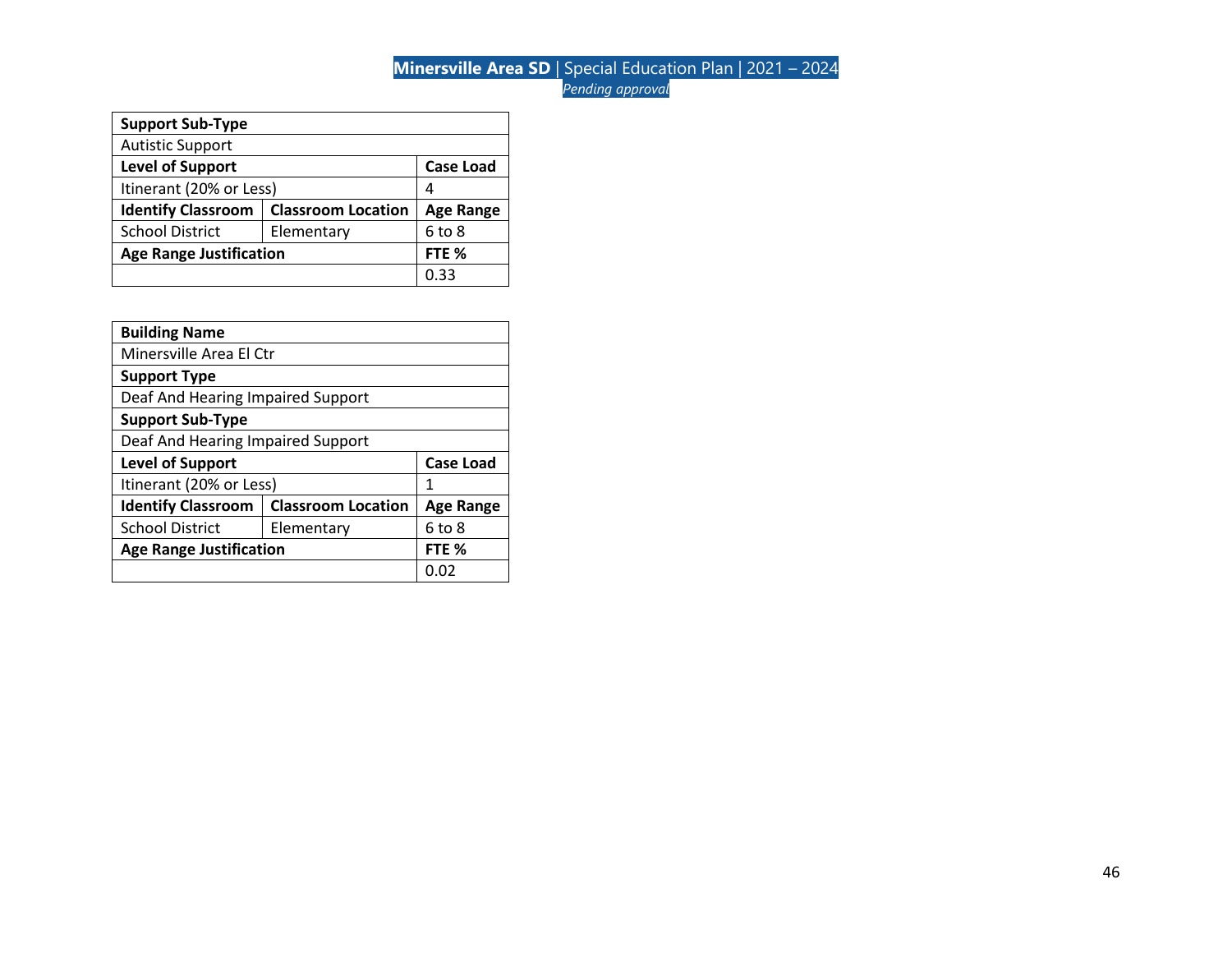| Support Sub-Type | | |
|---|---|---|
| Autistic Support | | |
| **Level of Support** | | **Case Load** |
| Itinerant (20% or Less) | | 4 |
| **Identify Classroom** | **Classroom Location** | **Age Range** |
| School District | Elementary | 6 to 8 |
| **Age Range Justification** | | **FTE %** |
| | | 0.33 |

| Building Name | | |
|---|---|---|
| Minersville Area El Ctr | | |
| **Support Type** | | |
| Deaf And Hearing Impaired Support | | |
| **Support Sub-Type** | | |
| Deaf And Hearing Impaired Support | | |
| **Level of Support** | | **Case Load** |
| Itinerant (20% or Less) | | 1 |
| **Identify Classroom** | **Classroom Location** | **Age Range** |
| School District | Elementary | 6 to 8 |
| **Age Range Justification** | | **FTE %** |
| | | 0.02 |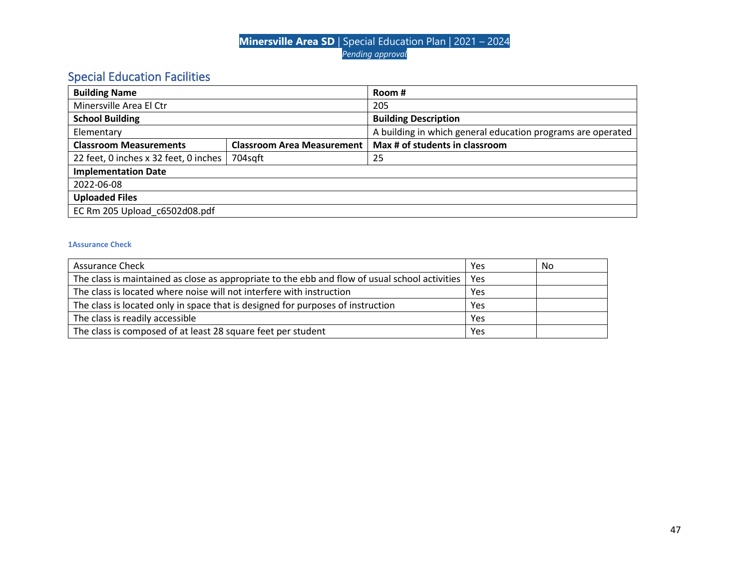## Special Education Facilities

| Building Name | | Room # |
|---|---|---|
| Minersville Area El Ctr | | 205 |
| **School Building** | | **Building Description** |
| Elementary | | A building in which general education programs are operated |
| **Classroom Measurements** | **Classroom Area Measurement** | **Max # of students in classroom** |
| 22 feet, 0 inches x 32 feet, 0 inches | 704sqft | 25 |
| **Implementation Date** | | |
| 2022-06-08 | | |
| **Uploaded Files** | | |
| EC Rm 205 Upload_c6502d08.pdf | | |

###### 1Assurance Check

| Assurance Check | Yes | No |
|---|---|---|
| The class is maintained as close as appropriate to the ebb and flow of usual school activities | Yes | |
| The class is located where noise will not interfere with instruction | Yes | |
| The class is located only in space that is designed for purposes of instruction | Yes | |
| The class is readily accessible | Yes | |
| The class is composed of at least 28 square feet per student | Yes | |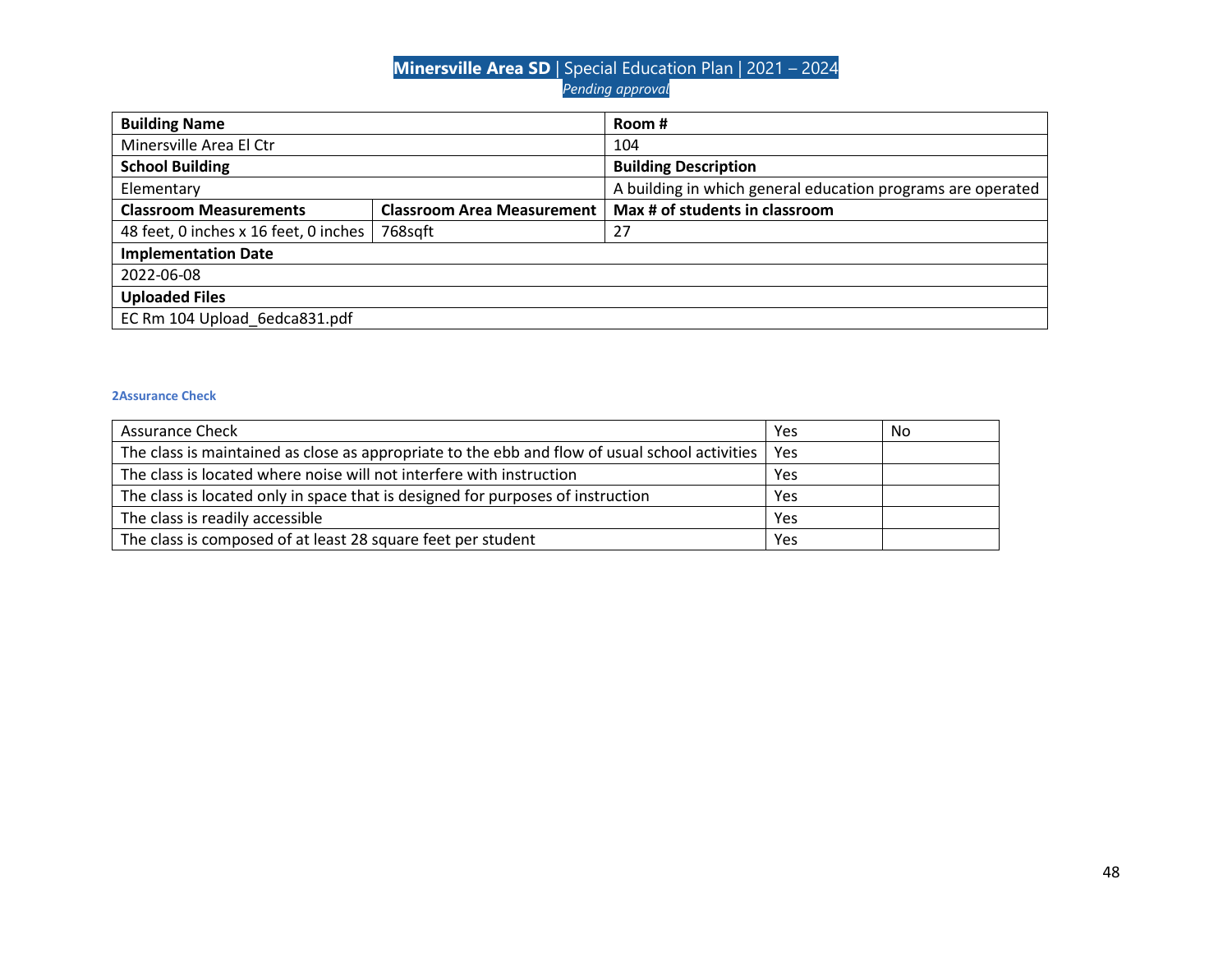| Building Name | | Room # |
|---|---|---|
| Minersville Area El Ctr | | 104 |
| **School Building** | | **Building Description** |
| Elementary | | A building in which general education programs are operated |
| **Classroom Measurements** | **Classroom Area Measurement** | **Max # of students in classroom** |
| 48 feet, 0 inches x 16 feet, 0 inches | 768sqft | 27 |
| **Implementation Date** | | |
| 2022-06-08 | | |
| **Uploaded Files** | | |
| EC Rm 104 Upload_6edca831.pdf | | |

#### 2Assurance Check

| Assurance Check | Yes | No |
|---|---|---|
| The class is maintained as close as appropriate to the ebb and flow of usual school activities | Yes | |
| The class is located where noise will not interfere with instruction | Yes | |
| The class is located only in space that is designed for purposes of instruction | Yes | |
| The class is readily accessible | Yes | |
| The class is composed of at least 28 square feet per student | Yes | |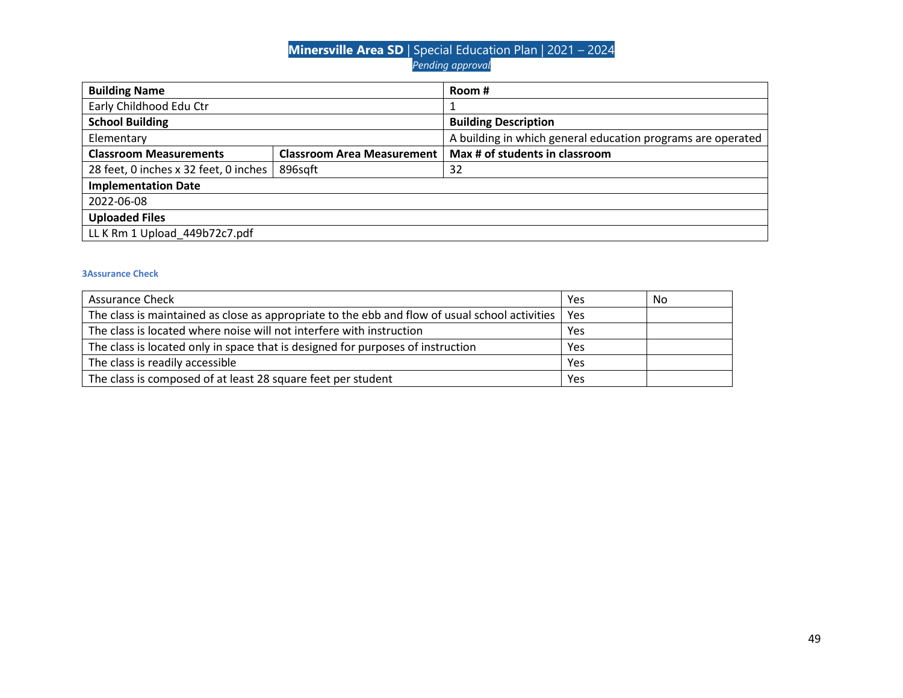| Building Name | | Room # |
| --- | --- | --- |
| Early Childhood Edu Ctr | | 1 |
| **School Building** | | **Building Description** |
| Elementary | | A building in which general education programs are operated |
| **Classroom Measurements** | **Classroom Area Measurement** | **Max # of students in classroom** |
| 28 feet, 0 inches x 32 feet, 0 inches | 896sqft | 32 |
| **Implementation Date** | | |
| 2022-06-08 | | |
| **Uploaded Files** | | |
| LL K Rm 1 Upload_449b72c7.pdf | | |

#### 3Assurance Check

| Assurance Check | Yes | No |
| --- | --- | --- |
| The class is maintained as close as appropriate to the ebb and flow of usual school activities | Yes | |
| The class is located where noise will not interfere with instruction | Yes | |
| The class is located only in space that is designed for purposes of instruction | Yes | |
| The class is readily accessible | Yes | |
| The class is composed of at least 28 square feet per student | Yes | |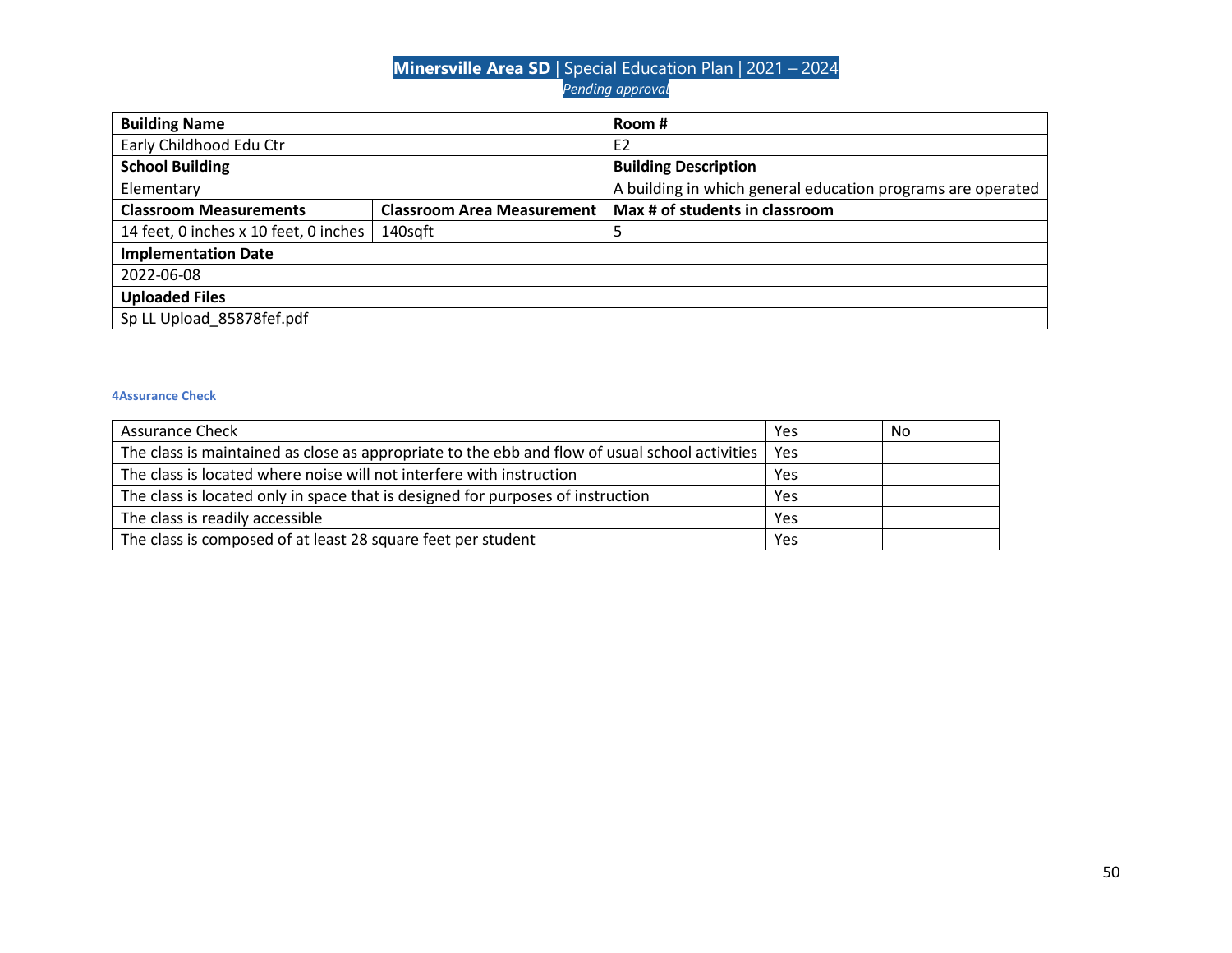| Building Name | | Room # |
|---|---|---|
| Early Childhood Edu Ctr | | E2 |
| **School Building** | | **Building Description** |
| Elementary | | A building in which general education programs are operated |
| **Classroom Measurements** | **Classroom Area Measurement** | **Max # of students in classroom** |
| 14 feet, 0 inches x 10 feet, 0 inches | 140sqft | 5 |
| **Implementation Date** | | |
| 2022-06-08 | | |
| **Uploaded Files** | | |
| Sp LL Upload_85878fef.pdf | | |

#### 4Assurance Check

| Assurance Check | Yes | No |
|---|---|---|
| The class is maintained as close as appropriate to the ebb and flow of usual school activities | Yes | |
| The class is located where noise will not interfere with instruction | Yes | |
| The class is located only in space that is designed for purposes of instruction | Yes | |
| The class is readily accessible | Yes | |
| The class is composed of at least 28 square feet per student | Yes | |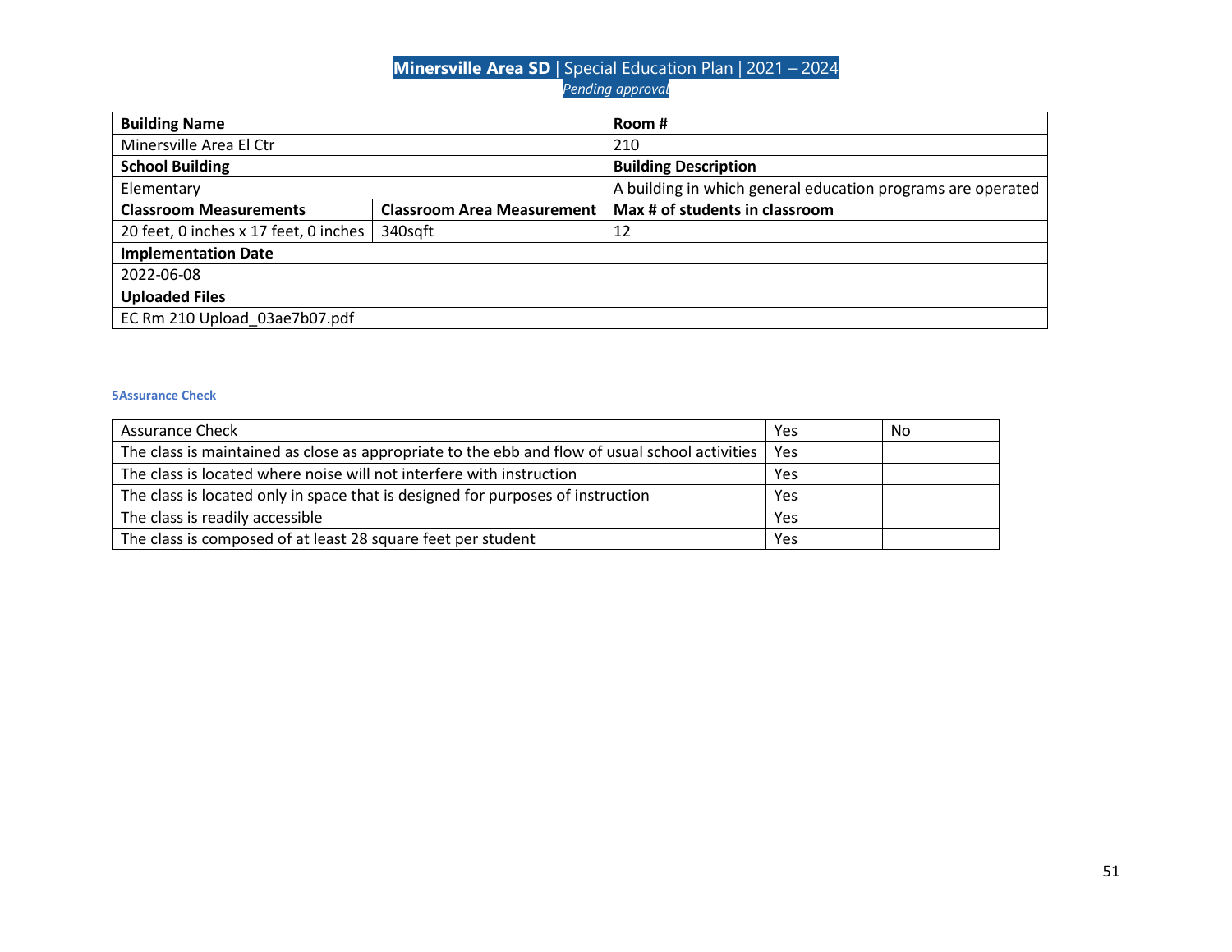| Building Name | | Room # |
|---|---|---|
| Minersville Area El Ctr | | 210 |
| **School Building** | | **Building Description** |
| Elementary | | A building in which general education programs are operated |
| **Classroom Measurements** | **Classroom Area Measurement** | **Max # of students in classroom** |
| 20 feet, 0 inches x 17 feet, 0 inches | 340sqft | 12 |
| **Implementation Date** | | |
| 2022-06-08 | | |
| **Uploaded Files** | | |
| EC Rm 210 Upload_03ae7b07.pdf | | |

#### 5Assurance Check

| Assurance Check | Yes | No |
|---|---|---|
| The class is maintained as close as appropriate to the ebb and flow of usual school activities | Yes | |
| The class is located where noise will not interfere with instruction | Yes | |
| The class is located only in space that is designed for purposes of instruction | Yes | |
| The class is readily accessible | Yes | |
| The class is composed of at least 28 square feet per student | Yes | |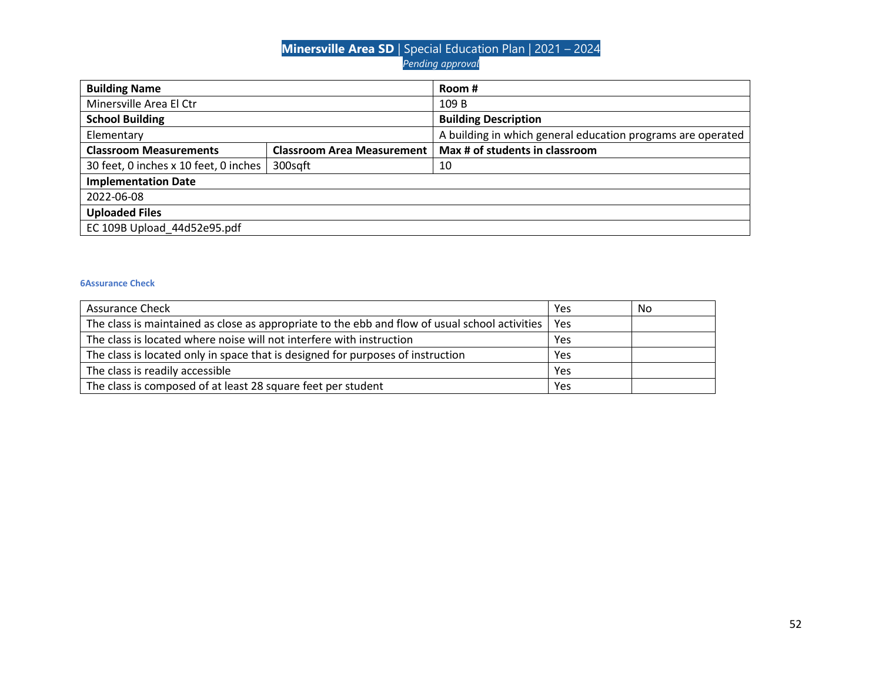| Building Name | | Room # |
|---|---|---|
| Minersville Area El Ctr | | 109 B |
| **School Building** | | **Building Description** |
| Elementary | | A building in which general education programs are operated |
| **Classroom Measurements** | **Classroom Area Measurement** | **Max # of students in classroom** |
| 30 feet, 0 inches x 10 feet, 0 inches | 300sqft | 10 |
| **Implementation Date** | | |
| 2022-06-08 | | |
| **Uploaded Files** | | |
| EC 109B Upload_44d52e95.pdf | | |

#### 6Assurance Check

| Assurance Check | Yes | No |
|---|---|---|
| The class is maintained as close as appropriate to the ebb and flow of usual school activities | Yes | |
| The class is located where noise will not interfere with instruction | Yes | |
| The class is located only in space that is designed for purposes of instruction | Yes | |
| The class is readily accessible | Yes | |
| The class is composed of at least 28 square feet per student | Yes | |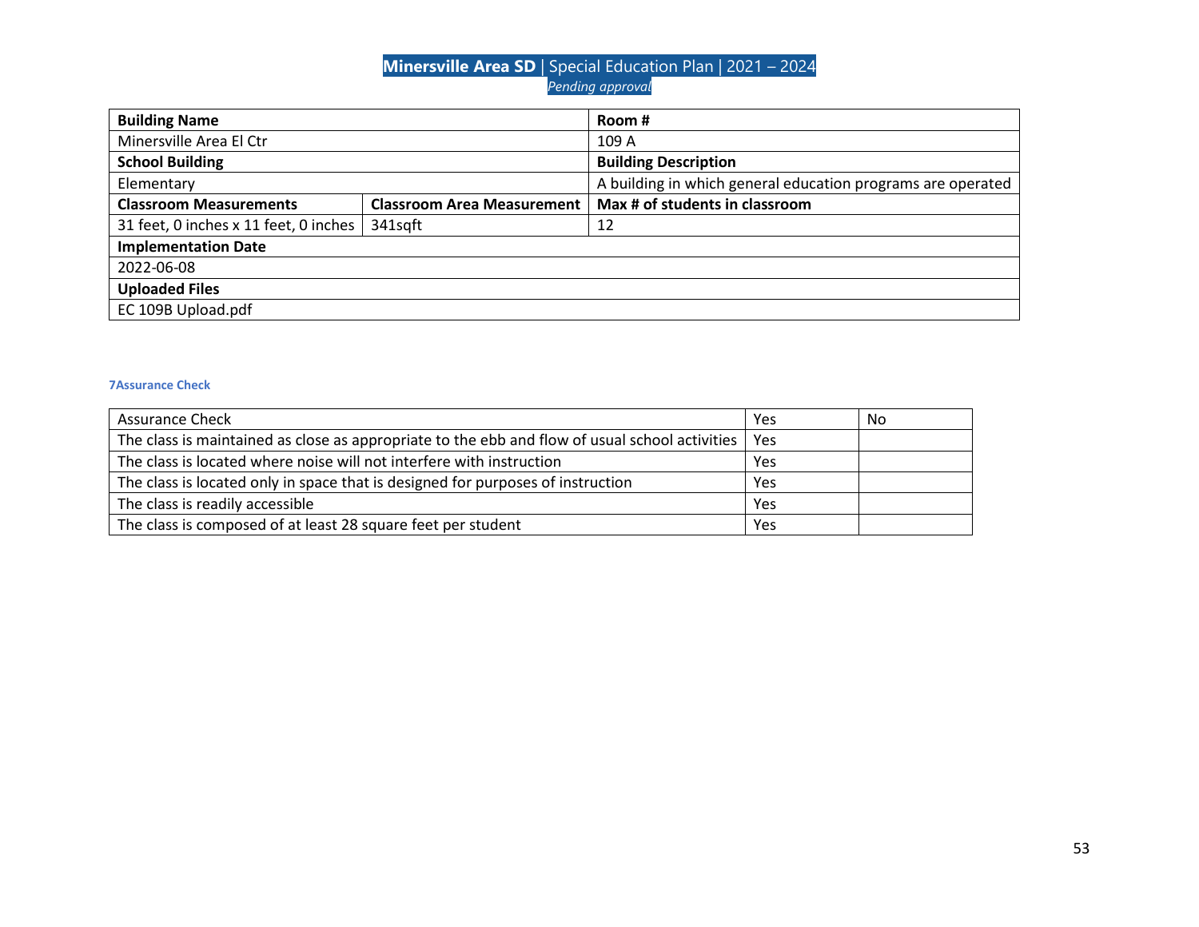| Building Name | | Room # |
| --- | --- | --- |
| Minersville Area El Ctr | | 109 A |
| **School Building** | | **Building Description** |
| Elementary | | A building in which general education programs are operated |
| **Classroom Measurements** | **Classroom Area Measurement** | **Max # of students in classroom** |
| 31 feet, 0 inches x 11 feet, 0 inches | 341sqft | 12 |
| **Implementation Date** | | |
| 2022-06-08 | | |
| **Uploaded Files** | | |
| EC 109B Upload.pdf | | |

#### 7Assurance Check

| Assurance Check | Yes | No |
| --- | --- | --- |
| The class is maintained as close as appropriate to the ebb and flow of usual school activities | Yes | |
| The class is located where noise will not interfere with instruction | Yes | |
| The class is located only in space that is designed for purposes of instruction | Yes | |
| The class is readily accessible | Yes | |
| The class is composed of at least 28 square feet per student | Yes | |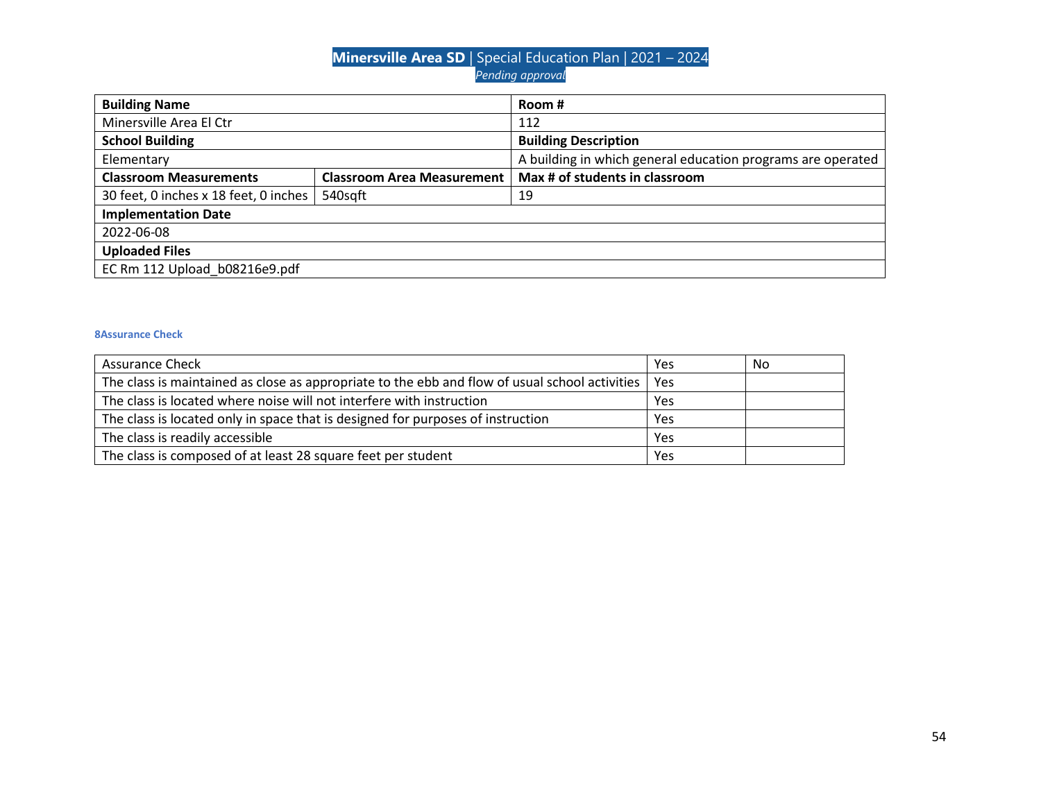| Building Name | | Room # |
|---|---|---|
| Minersville Area El Ctr | | 112 |
| **School Building** | | **Building Description** |
| Elementary | | A building in which general education programs are operated |
| **Classroom Measurements** | **Classroom Area Measurement** | **Max # of students in classroom** |
| 30 feet, 0 inches x 18 feet, 0 inches | 540sqft | 19 |
| **Implementation Date** | | |
| 2022-06-08 | | |
| **Uploaded Files** | | |
| EC Rm 112 Upload_b08216e9.pdf | | |

#### 8Assurance Check

| Assurance Check | Yes | No |
|---|---|---|
| The class is maintained as close as appropriate to the ebb and flow of usual school activities | Yes | |
| The class is located where noise will not interfere with instruction | Yes | |
| The class is located only in space that is designed for purposes of instruction | Yes | |
| The class is readily accessible | Yes | |
| The class is composed of at least 28 square feet per student | Yes | |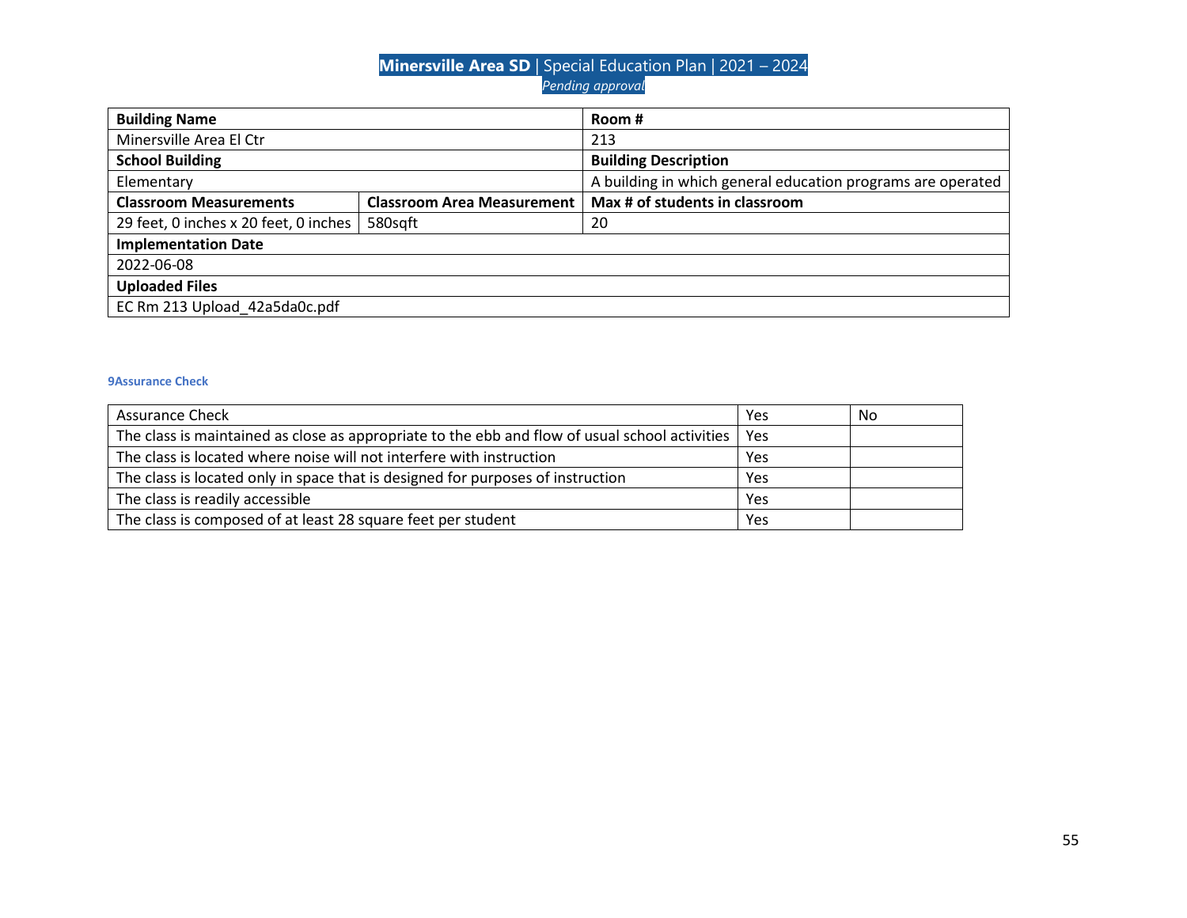| Building Name | | Room # |
|---|---|---|
| Minersville Area El Ctr | | 213 |
| **School Building** | | **Building Description** |
| Elementary | | A building in which general education programs are operated |
| **Classroom Measurements** | **Classroom Area Measurement** | **Max # of students in classroom** |
| 29 feet, 0 inches x 20 feet, 0 inches | 580sqft | 20 |
| **Implementation Date** | | |
| 2022-06-08 | | |
| **Uploaded Files** | | |
| EC Rm 213 Upload_42a5da0c.pdf | | |

#### 9Assurance Check

| Assurance Check | Yes | No |
|---|---|---|
| The class is maintained as close as appropriate to the ebb and flow of usual school activities | Yes | |
| The class is located where noise will not interfere with instruction | Yes | |
| The class is located only in space that is designed for purposes of instruction | Yes | |
| The class is readily accessible | Yes | |
| The class is composed of at least 28 square feet per student | Yes | |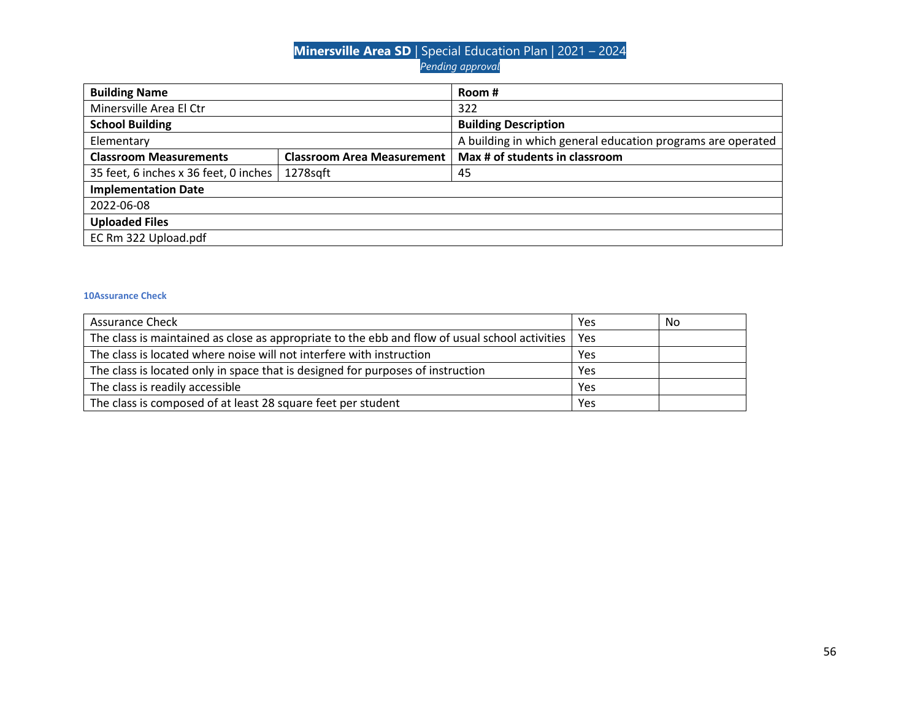| Building Name | | Room # |
|---|---|---|
| Minersville Area El Ctr | | 322 |
| **School Building** | | **Building Description** |
| Elementary | | A building in which general education programs are operated |
| **Classroom Measurements** | **Classroom Area Measurement** | **Max # of students in classroom** |
| 35 feet, 6 inches x 36 feet, 0 inches | 1278sqft | 45 |
| **Implementation Date** | | |
| 2022-06-08 | | |
| **Uploaded Files** | | |
| EC Rm 322 Upload.pdf | | |

#### 10Assurance Check

| Assurance Check | Yes | No |
|---|---|---|
| The class is maintained as close as appropriate to the ebb and flow of usual school activities | Yes | |
| The class is located where noise will not interfere with instruction | Yes | |
| The class is located only in space that is designed for purposes of instruction | Yes | |
| The class is readily accessible | Yes | |
| The class is composed of at least 28 square feet per student | Yes | |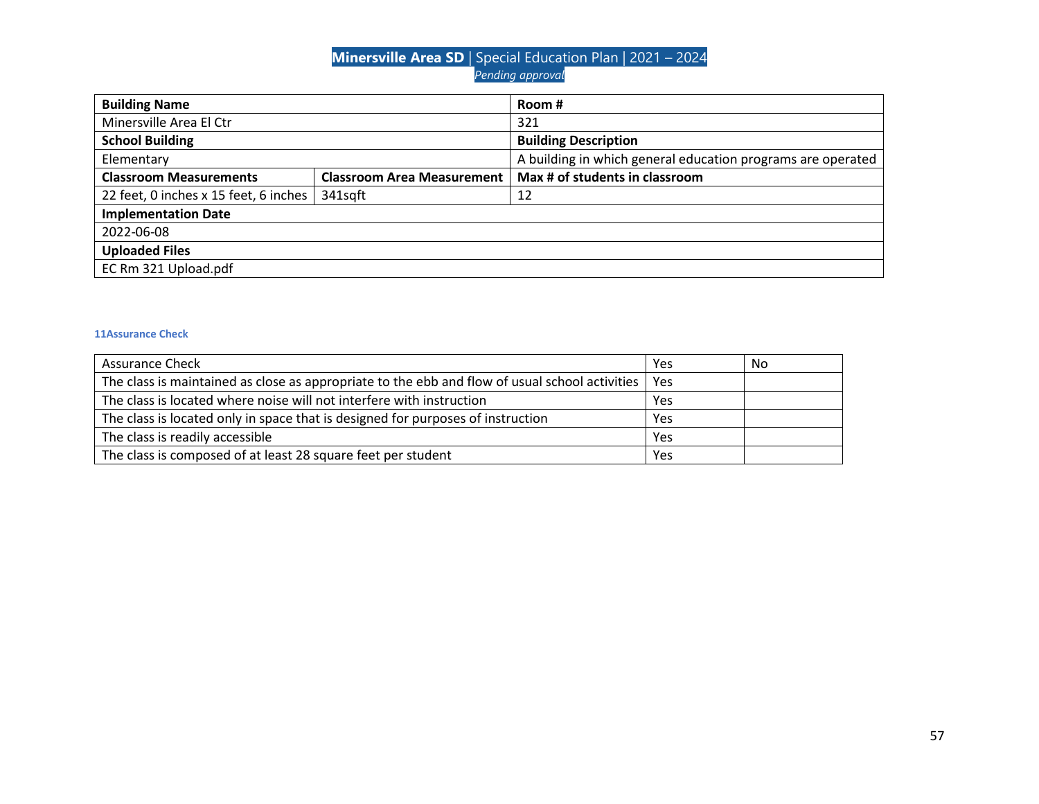| Building Name | | Room # |
|---|---|---|
| Minersville Area El Ctr | | 321 |
| **School Building** | | **Building Description** |
| Elementary | | A building in which general education programs are operated |
| **Classroom Measurements** | **Classroom Area Measurement** | **Max # of students in classroom** |
| 22 feet, 0 inches x 15 feet, 6 inches | 341sqft | 12 |
| **Implementation Date** | | |
| 2022-06-08 | | |
| **Uploaded Files** | | |
| EC Rm 321 Upload.pdf | | |

#### 11Assurance Check

| Assurance Check | Yes | No |
|---|---|---|
| The class is maintained as close as appropriate to the ebb and flow of usual school activities | Yes | |
| The class is located where noise will not interfere with instruction | Yes | |
| The class is located only in space that is designed for purposes of instruction | Yes | |
| The class is readily accessible | Yes | |
| The class is composed of at least 28 square feet per student | Yes | |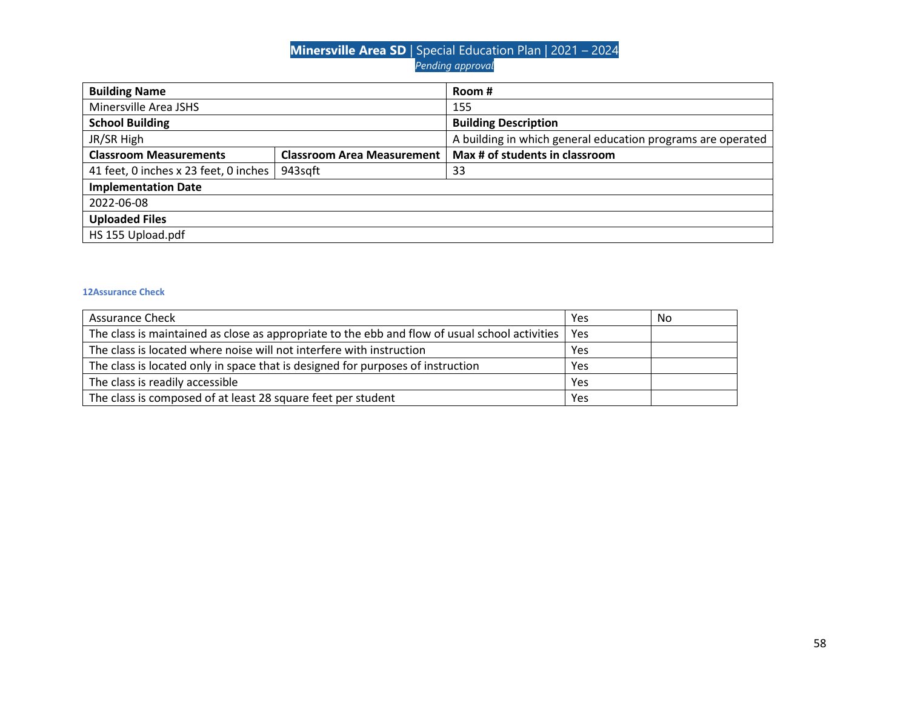| Building Name | | Room # |
| --- | --- | --- |
| Minersville Area JSHS | | 155 |
| **School Building** | | **Building Description** |
| JR/SR High | | A building in which general education programs are operated |
| **Classroom Measurements** | **Classroom Area Measurement** | **Max # of students in classroom** |
| 41 feet, 0 inches x 23 feet, 0 inches | 943sqft | 33 |
| **Implementation Date** | | |
| 2022-06-08 | | |
| **Uploaded Files** | | |
| HS 155 Upload.pdf | | |

#### 12Assurance Check

| Assurance Check | Yes | No |
| --- | --- | --- |
| The class is maintained as close as appropriate to the ebb and flow of usual school activities | Yes | |
| The class is located where noise will not interfere with instruction | Yes | |
| The class is located only in space that is designed for purposes of instruction | Yes | |
| The class is readily accessible | Yes | |
| The class is composed of at least 28 square feet per student | Yes | |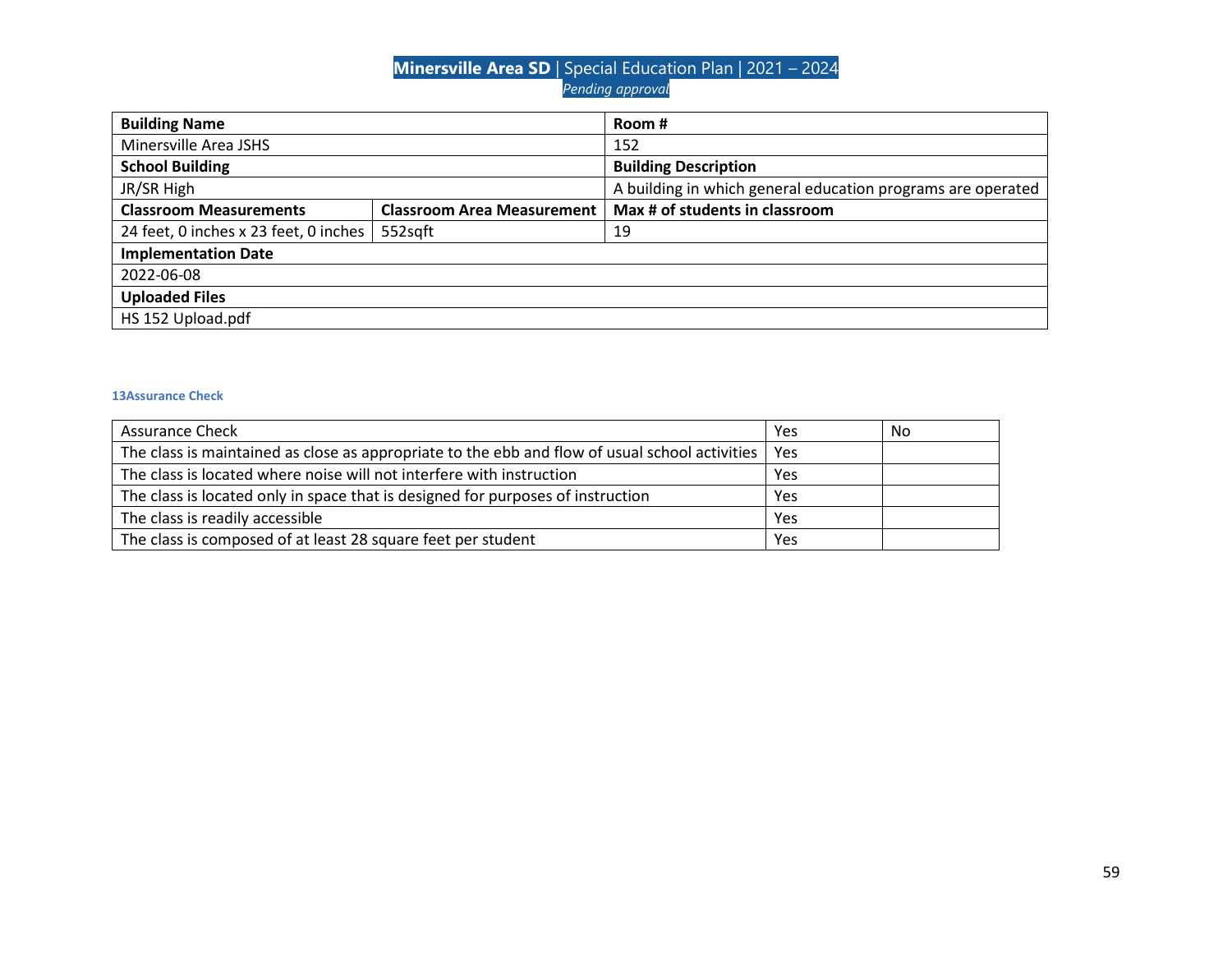| Building Name | | Room # |
|---|---|---|
| Minersville Area JSHS | | 152 |
| **School Building** | | **Building Description** |
| JR/SR High | | A building in which general education programs are operated |
| **Classroom Measurements** | **Classroom Area Measurement** | **Max # of students in classroom** |
| 24 feet, 0 inches x 23 feet, 0 inches | 552sqft | 19 |
| **Implementation Date** | | |
| 2022-06-08 | | |
| **Uploaded Files** | | |
| HS 152 Upload.pdf | | |

#### 13Assurance Check

| Assurance Check | Yes | No |
|---|---|---|
| The class is maintained as close as appropriate to the ebb and flow of usual school activities | Yes | |
| The class is located where noise will not interfere with instruction | Yes | |
| The class is located only in space that is designed for purposes of instruction | Yes | |
| The class is readily accessible | Yes | |
| The class is composed of at least 28 square feet per student | Yes | |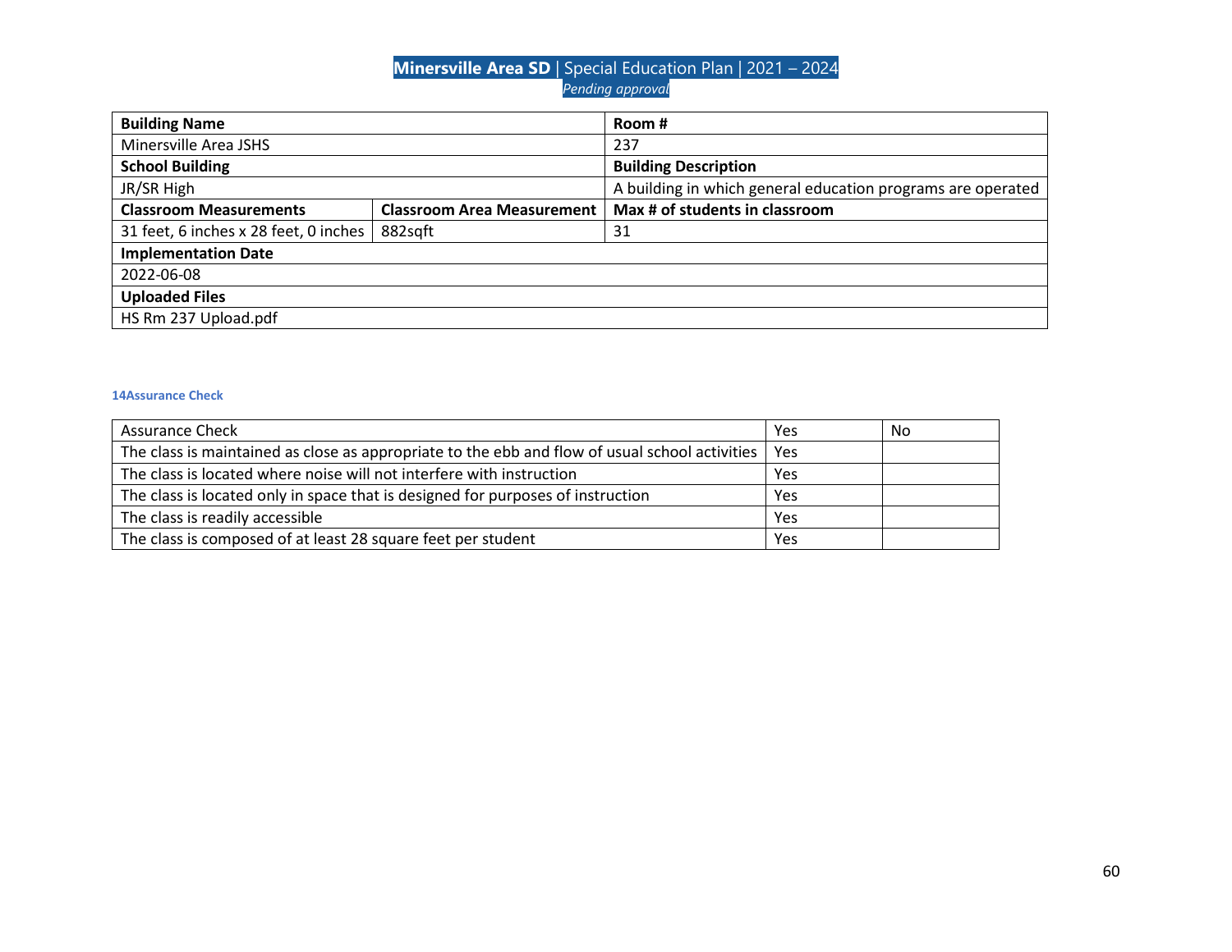| Building Name | | Room # |
|---|---|---|
| Minersville Area JSHS | | 237 |
| **School Building** | | **Building Description** |
| JR/SR High | | A building in which general education programs are operated |
| **Classroom Measurements** | **Classroom Area Measurement** | **Max # of students in classroom** |
| 31 feet, 6 inches x 28 feet, 0 inches | 882sqft | 31 |
| **Implementation Date** | | |
| 2022-06-08 | | |
| **Uploaded Files** | | |
| HS Rm 237 Upload.pdf | | |

#### 14Assurance Check

| Assurance Check | Yes | No |
|---|---|---|
| The class is maintained as close as appropriate to the ebb and flow of usual school activities | Yes | |
| The class is located where noise will not interfere with instruction | Yes | |
| The class is located only in space that is designed for purposes of instruction | Yes | |
| The class is readily accessible | Yes | |
| The class is composed of at least 28 square feet per student | Yes | |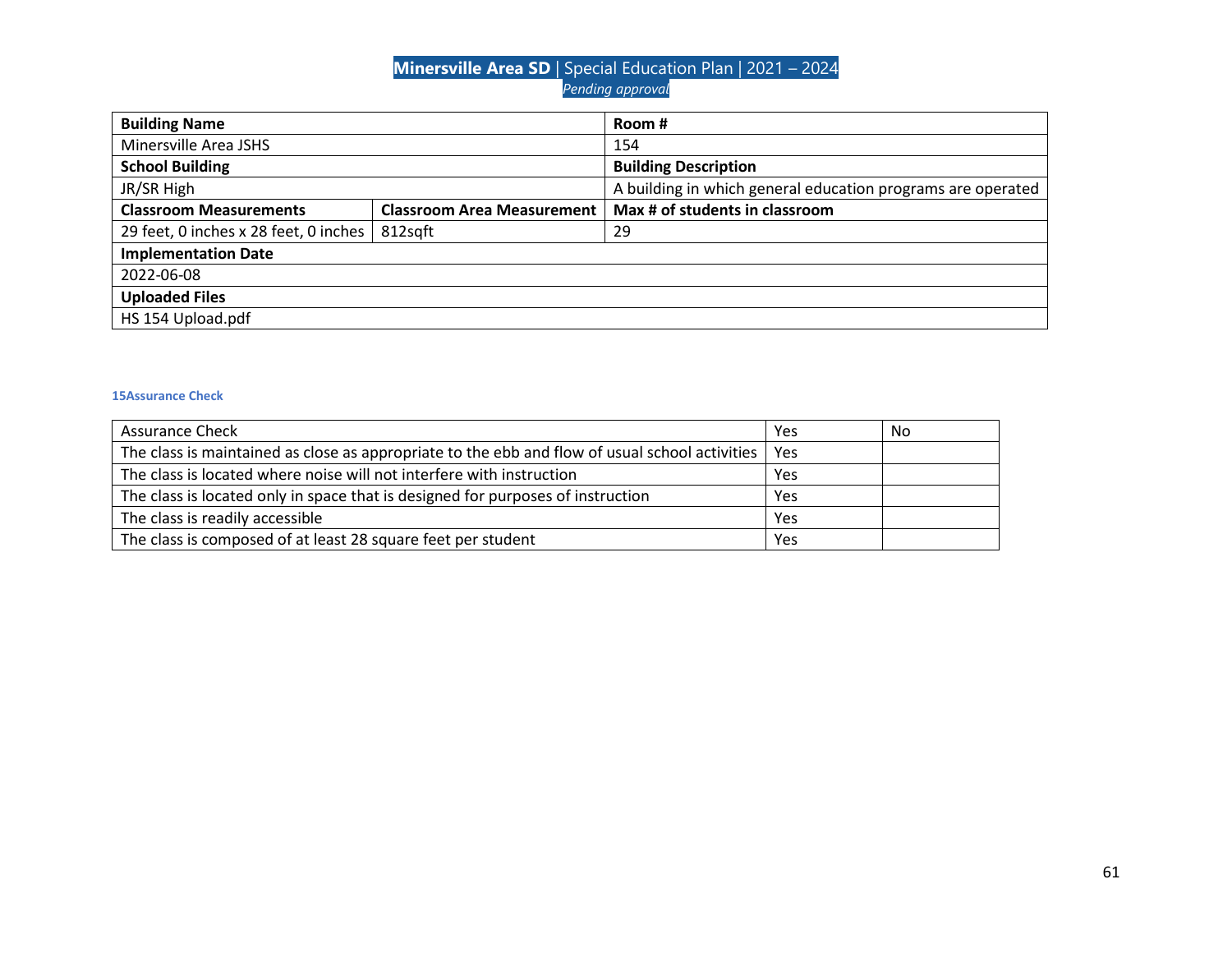| Building Name | | Room # |
|---|---|---|
| Minersville Area JSHS | | 154 |
| **School Building** | | **Building Description** |
| JR/SR High | | A building in which general education programs are operated |
| **Classroom Measurements** | **Classroom Area Measurement** | **Max # of students in classroom** |
| 29 feet, 0 inches x 28 feet, 0 inches | 812sqft | 29 |
| **Implementation Date** | | |
| 2022-06-08 | | |
| **Uploaded Files** | | |
| HS 154 Upload.pdf | | |

#### 15Assurance Check

| Assurance Check | Yes | No |
|---|---|---|
| The class is maintained as close as appropriate to the ebb and flow of usual school activities | Yes | |
| The class is located where noise will not interfere with instruction | Yes | |
| The class is located only in space that is designed for purposes of instruction | Yes | |
| The class is readily accessible | Yes | |
| The class is composed of at least 28 square feet per student | Yes | |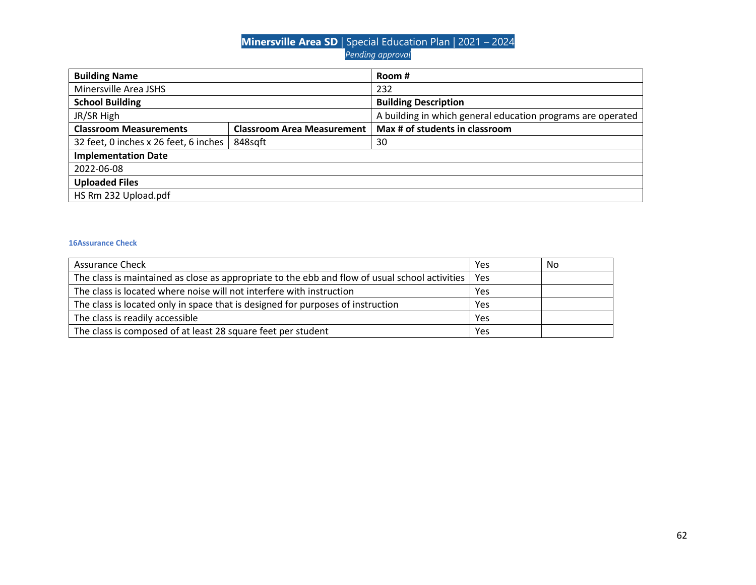| Building Name | | Room # |
| --- | --- | --- |
| Minersville Area JSHS | | 232 |
| **School Building** | | **Building Description** |
| JR/SR High | | A building in which general education programs are operated |
| **Classroom Measurements** | **Classroom Area Measurement** | **Max # of students in classroom** |
| 32 feet, 0 inches x 26 feet, 6 inches | 848sqft | 30 |
| **Implementation Date** | | |
| 2022-06-08 | | |
| **Uploaded Files** | | |
| HS Rm 232 Upload.pdf | | |

#### 16Assurance Check

| Assurance Check | Yes | No |
| --- | --- | --- |
| The class is maintained as close as appropriate to the ebb and flow of usual school activities | Yes | |
| The class is located where noise will not interfere with instruction | Yes | |
| The class is located only in space that is designed for purposes of instruction | Yes | |
| The class is readily accessible | Yes | |
| The class is composed of at least 28 square feet per student | Yes | |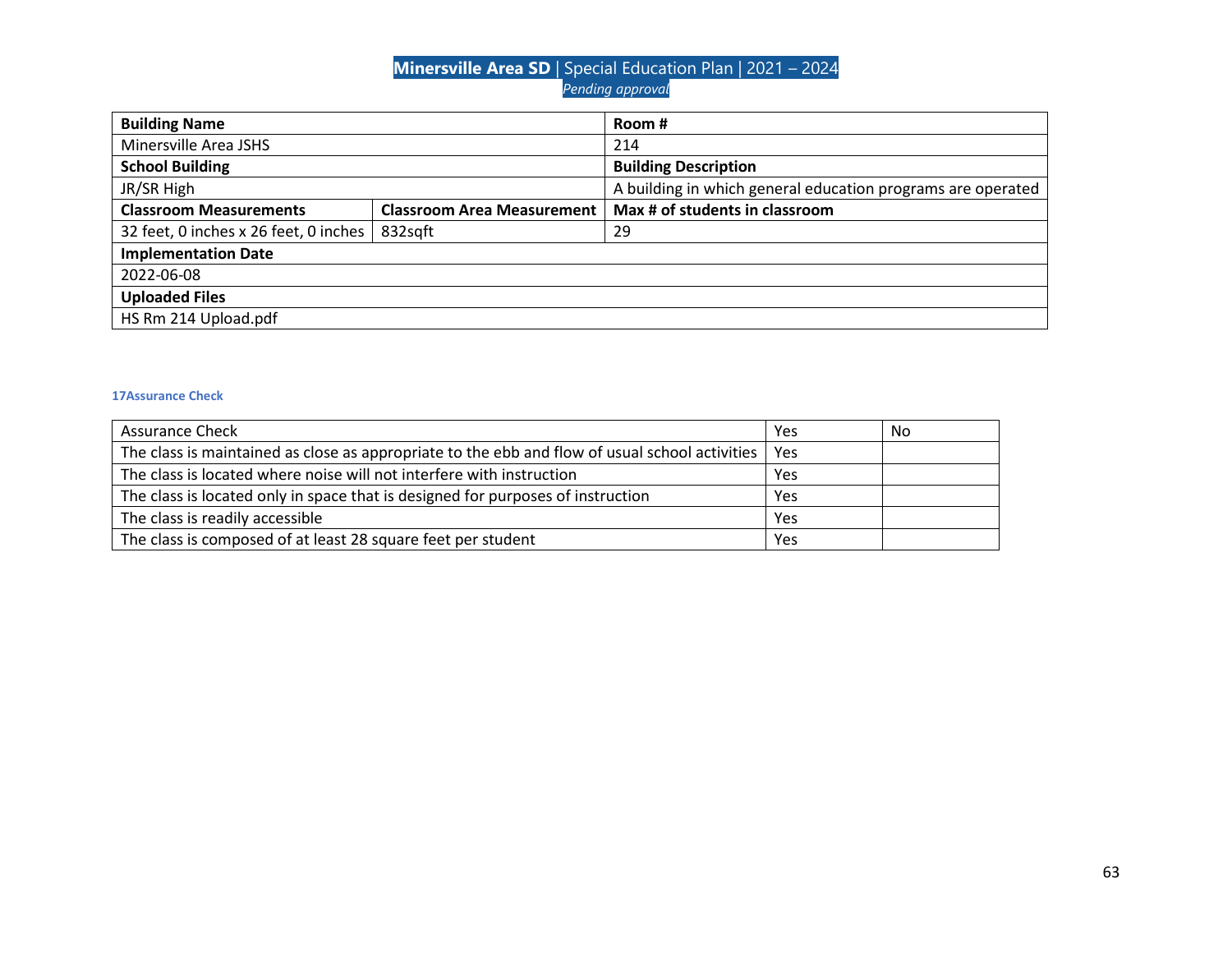| Building Name | | Room # |
| --- | --- | --- |
| Minersville Area JSHS | | 214 |
| **School Building** | | **Building Description** |
| JR/SR High | | A building in which general education programs are operated |
| **Classroom Measurements** | **Classroom Area Measurement** | **Max # of students in classroom** |
| 32 feet, 0 inches x 26 feet, 0 inches | 832sqft | 29 |
| **Implementation Date** | | |
| 2022-06-08 | | |
| **Uploaded Files** | | |
| HS Rm 214 Upload.pdf | | |

#### 17Assurance Check

| Assurance Check | Yes | No |
| --- | --- | --- |
| The class is maintained as close as appropriate to the ebb and flow of usual school activities | Yes | |
| The class is located where noise will not interfere with instruction | Yes | |
| The class is located only in space that is designed for purposes of instruction | Yes | |
| The class is readily accessible | Yes | |
| The class is composed of at least 28 square feet per student | Yes | |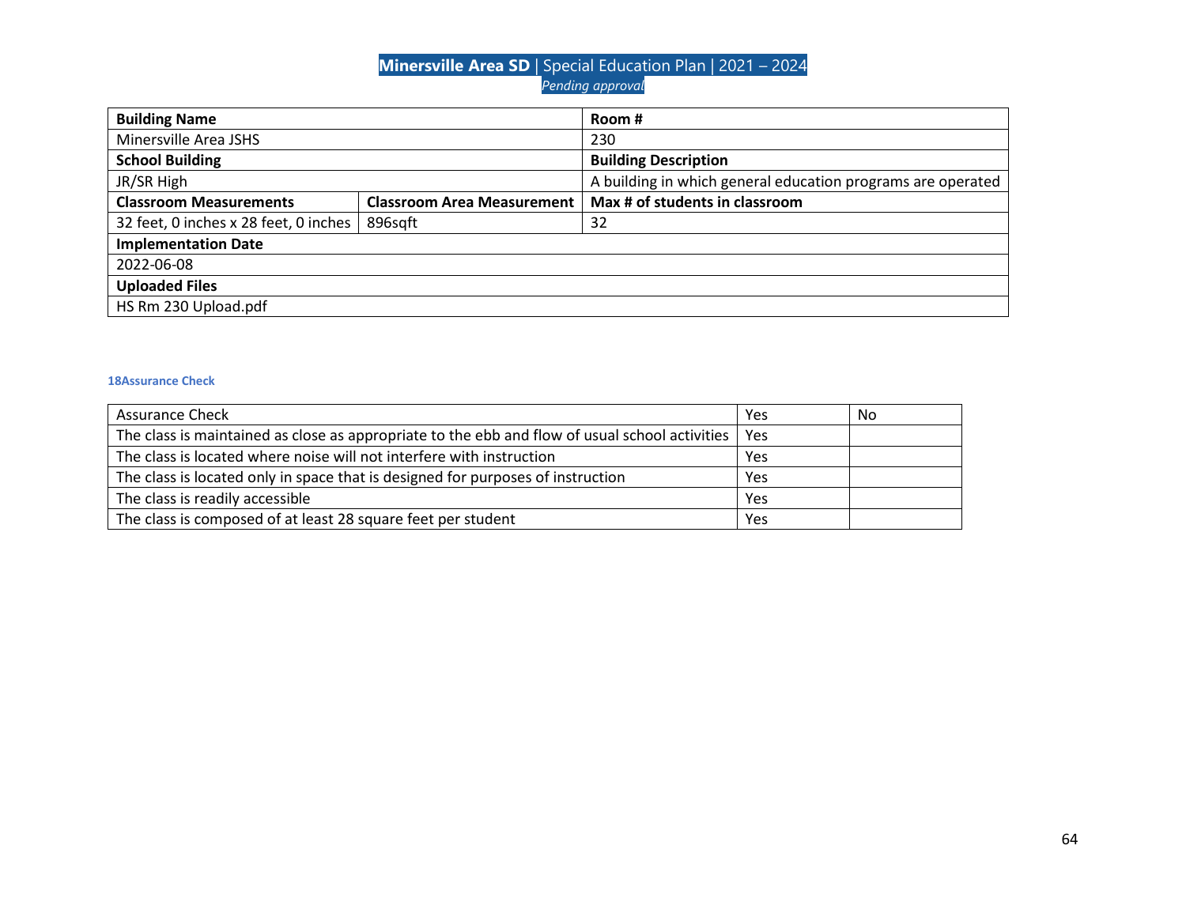| Building Name | | Room # |
|---|---|---|
| Minersville Area JSHS | | 230 |
| **School Building** | | **Building Description** |
| JR/SR High | | A building in which general education programs are operated |
| **Classroom Measurements** | **Classroom Area Measurement** | **Max # of students in classroom** |
| 32 feet, 0 inches x 28 feet, 0 inches | 896sqft | 32 |
| **Implementation Date** | | |
| 2022-06-08 | | |
| **Uploaded Files** | | |
| HS Rm 230 Upload.pdf | | |

#### 18Assurance Check

| Assurance Check | Yes | No |
|---|---|---|
| The class is maintained as close as appropriate to the ebb and flow of usual school activities | Yes | |
| The class is located where noise will not interfere with instruction | Yes | |
| The class is located only in space that is designed for purposes of instruction | Yes | |
| The class is readily accessible | Yes | |
| The class is composed of at least 28 square feet per student | Yes | |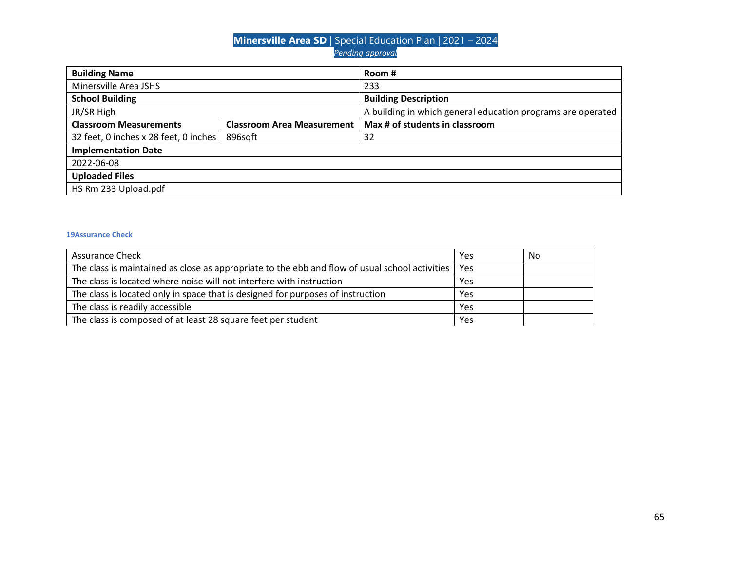| Building Name | | Room # |
|---|---|---|
| Minersville Area JSHS | | 233 |
| **School Building** | | **Building Description** |
| JR/SR High | | A building in which general education programs are operated |
| **Classroom Measurements** | **Classroom Area Measurement** | **Max # of students in classroom** |
| 32 feet, 0 inches x 28 feet, 0 inches | 896sqft | 32 |
| **Implementation Date** | | |
| 2022-06-08 | | |
| **Uploaded Files** | | |
| HS Rm 233 Upload.pdf | | |

#### 19Assurance Check

| Assurance Check | Yes | No |
|---|---|---|
| The class is maintained as close as appropriate to the ebb and flow of usual school activities | Yes | |
| The class is located where noise will not interfere with instruction | Yes | |
| The class is located only in space that is designed for purposes of instruction | Yes | |
| The class is readily accessible | Yes | |
| The class is composed of at least 28 square feet per student | Yes | |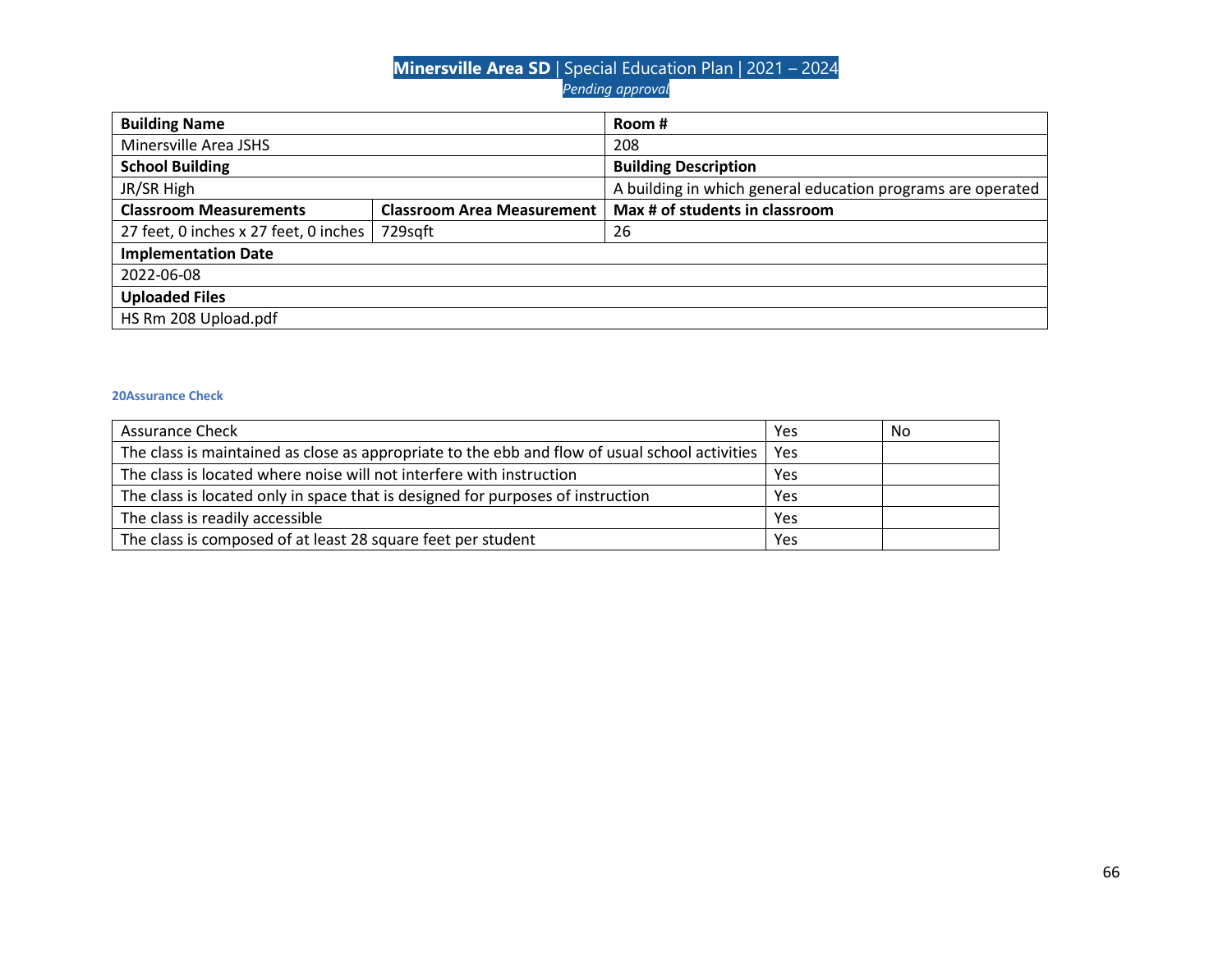| Building Name | | Room # |
| --- | --- | --- |
| Minersville Area JSHS | | 208 |
| **School Building** | | **Building Description** |
| JR/SR High | | A building in which general education programs are operated |
| **Classroom Measurements** | **Classroom Area Measurement** | **Max # of students in classroom** |
| 27 feet, 0 inches x 27 feet, 0 inches | 729sqft | 26 |
| **Implementation Date** | | |
| 2022-06-08 | | |
| **Uploaded Files** | | |
| HS Rm 208 Upload.pdf | | |

#### 20Assurance Check

| Assurance Check | Yes | No |
| --- | --- | --- |
| The class is maintained as close as appropriate to the ebb and flow of usual school activities | Yes | |
| The class is located where noise will not interfere with instruction | Yes | |
| The class is located only in space that is designed for purposes of instruction | Yes | |
| The class is readily accessible | Yes | |
| The class is composed of at least 28 square feet per student | Yes | |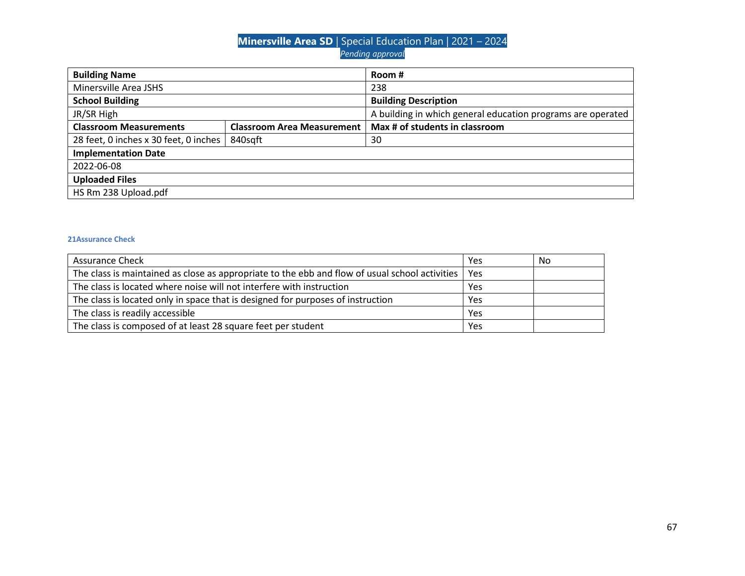| Building Name | | Room # |
|---|---|---|
| Minersville Area JSHS | | 238 |
| **School Building** | | **Building Description** |
| JR/SR High | | A building in which general education programs are operated |
| **Classroom Measurements** | **Classroom Area Measurement** | **Max # of students in classroom** |
| 28 feet, 0 inches x 30 feet, 0 inches | 840sqft | 30 |
| **Implementation Date** | | |
| 2022-06-08 | | |
| **Uploaded Files** | | |
| HS Rm 238 Upload.pdf | | |

#### 21Assurance Check

| Assurance Check | Yes | No |
|---|---|---|
| The class is maintained as close as appropriate to the ebb and flow of usual school activities | Yes | |
| The class is located where noise will not interfere with instruction | Yes | |
| The class is located only in space that is designed for purposes of instruction | Yes | |
| The class is readily accessible | Yes | |
| The class is composed of at least 28 square feet per student | Yes | |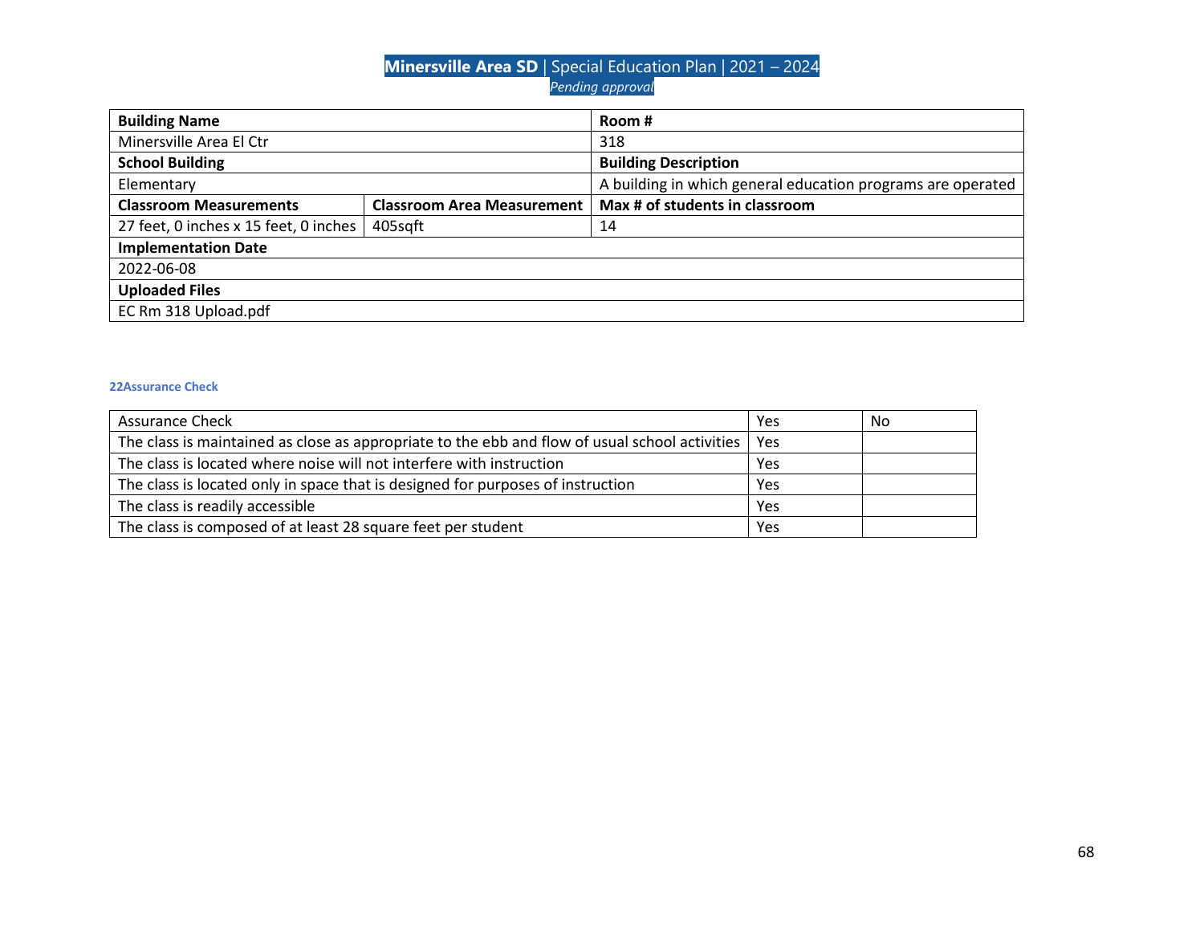| Building Name | | Room # |
|---|---|---|
| Minersville Area El Ctr | | 318 |
| **School Building** | | **Building Description** |
| Elementary | | A building in which general education programs are operated |
| **Classroom Measurements** | **Classroom Area Measurement** | **Max # of students in classroom** |
| 27 feet, 0 inches x 15 feet, 0 inches | 405sqft | 14 |
| **Implementation Date** | | |
| 2022-06-08 | | |
| **Uploaded Files** | | |
| EC Rm 318 Upload.pdf | | |

### 22Assurance Check

| Assurance Check | Yes | No |
|---|---|---|
| The class is maintained as close as appropriate to the ebb and flow of usual school activities | Yes | |
| The class is located where noise will not interfere with instruction | Yes | |
| The class is located only in space that is designed for purposes of instruction | Yes | |
| The class is readily accessible | Yes | |
| The class is composed of at least 28 square feet per student | Yes | |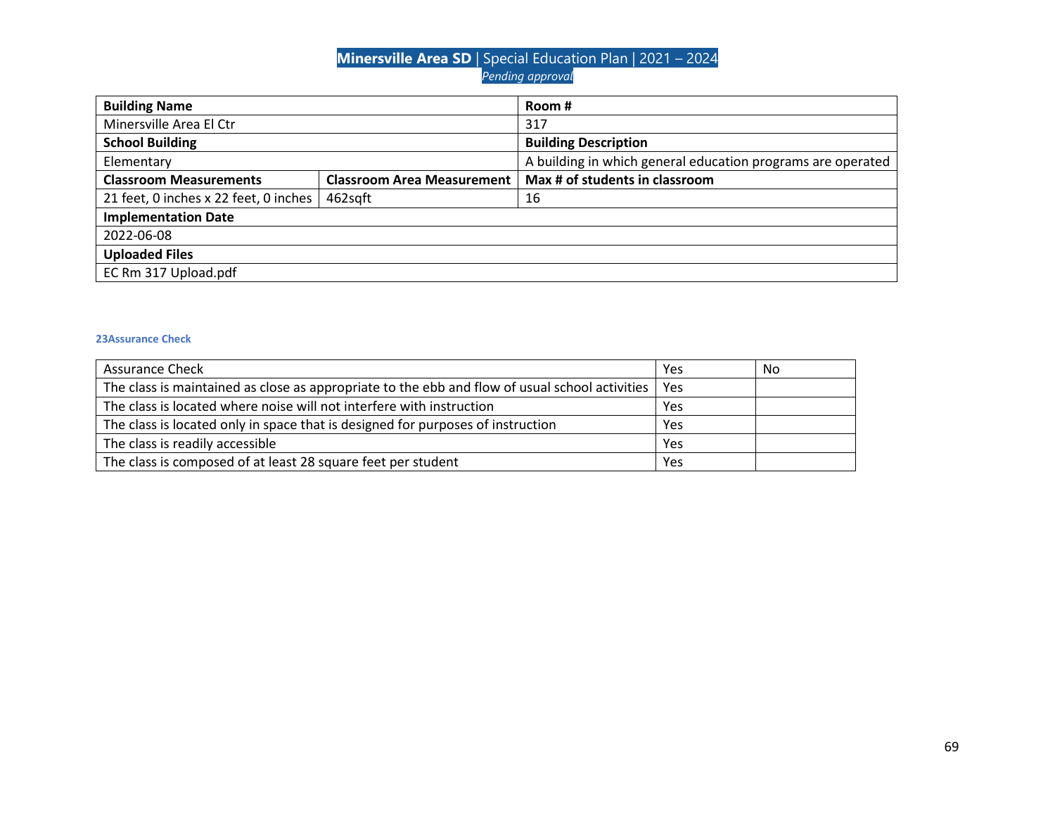| Building Name | | Room # |
|---|---|---|
| Minersville Area El Ctr | | 317 |
| **School Building** | | **Building Description** |
| Elementary | | A building in which general education programs are operated |
| **Classroom Measurements** | **Classroom Area Measurement** | **Max # of students in classroom** |
| 21 feet, 0 inches x 22 feet, 0 inches | 462sqft | 16 |
| **Implementation Date** | | |
| 2022-06-08 | | |
| **Uploaded Files** | | |
| EC Rm 317 Upload.pdf | | |

#### 23Assurance Check

| Assurance Check | Yes | No |
|---|---|---|
| The class is maintained as close as appropriate to the ebb and flow of usual school activities | Yes | |
| The class is located where noise will not interfere with instruction | Yes | |
| The class is located only in space that is designed for purposes of instruction | Yes | |
| The class is readily accessible | Yes | |
| The class is composed of at least 28 square feet per student | Yes | |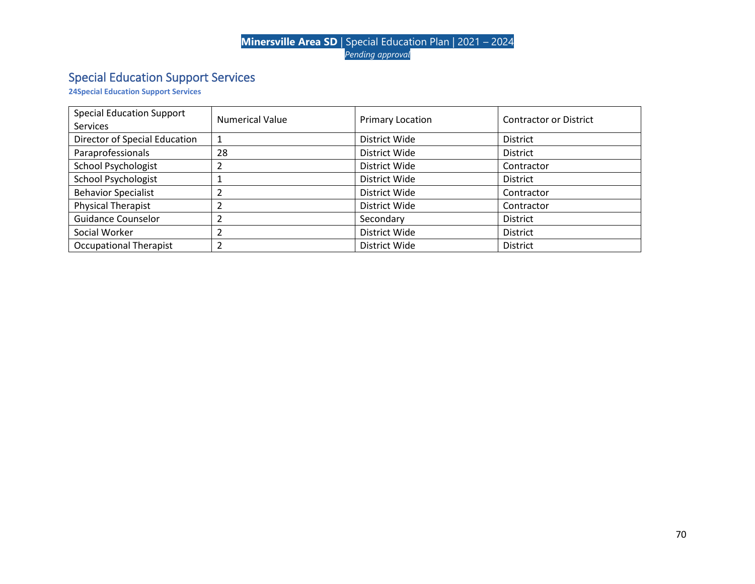## Special Education Support Services

**24Special Education Support Services**

| Special Education Support Services | Numerical Value | Primary Location | Contractor or District |
| --- | --- | --- | --- |
| Director of Special Education | 1 | District Wide | District |
| Paraprofessionals | 28 | District Wide | District |
| School Psychologist | 2 | District Wide | Contractor |
| School Psychologist | 1 | District Wide | District |
| Behavior Specialist | 2 | District Wide | Contractor |
| Physical Therapist | 2 | District Wide | Contractor |
| Guidance Counselor | 2 | Secondary | District |
| Social Worker | 2 | District Wide | District |
| Occupational Therapist | 2 | District Wide | District |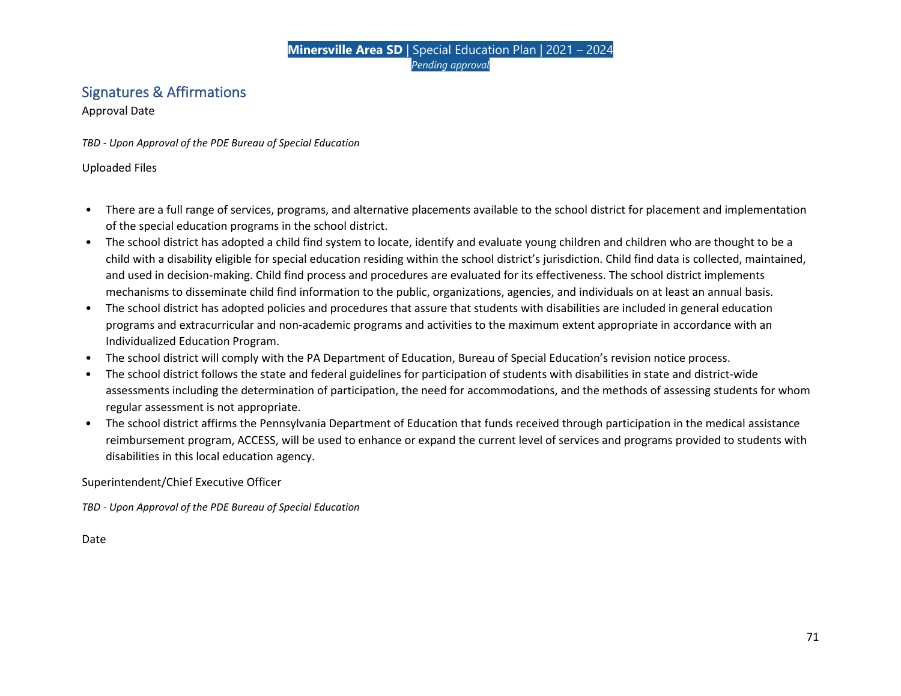## Signatures & Affirmations

Approval Date

*TBD - Upon Approval of the PDE Bureau of Special Education*

Uploaded Files

- There are a full range of services, programs, and alternative placements available to the school district for placement and implementation of the special education programs in the school district.
- The school district has adopted a child find system to locate, identify and evaluate young children and children who are thought to be a child with a disability eligible for special education residing within the school district's jurisdiction. Child find data is collected, maintained, and used in decision-making. Child find process and procedures are evaluated for its effectiveness. The school district implements mechanisms to disseminate child find information to the public, organizations, agencies, and individuals on at least an annual basis.
- The school district has adopted policies and procedures that assure that students with disabilities are included in general education programs and extracurricular and non-academic programs and activities to the maximum extent appropriate in accordance with an Individualized Education Program.
- The school district will comply with the PA Department of Education, Bureau of Special Education's revision notice process.
- The school district follows the state and federal guidelines for participation of students with disabilities in state and district-wide assessments including the determination of participation, the need for accommodations, and the methods of assessing students for whom regular assessment is not appropriate.
- The school district affirms the Pennsylvania Department of Education that funds received through participation in the medical assistance reimbursement program, ACCESS, will be used to enhance or expand the current level of services and programs provided to students with disabilities in this local education agency.

Superintendent/Chief Executive Officer

*TBD - Upon Approval of the PDE Bureau of Special Education*

Date